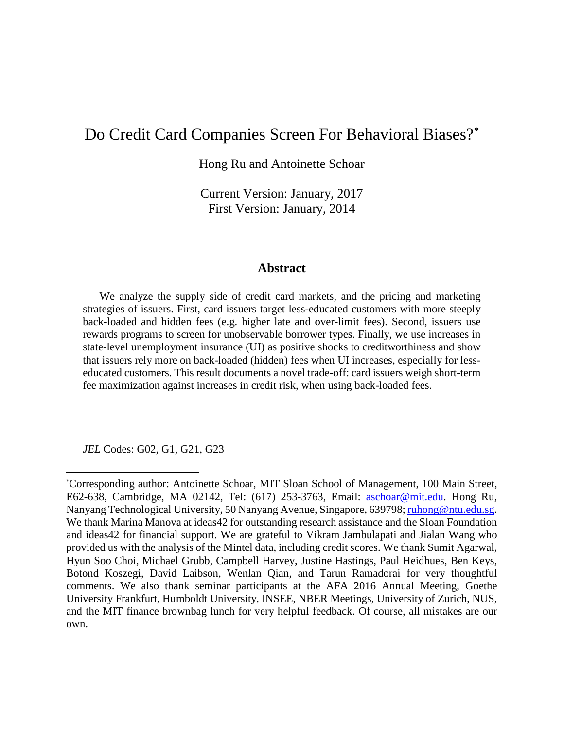# Do Credit Card Companies Screen For Behavioral Biases?*

Hong Ru and Antoinette Schoar

Current Version: January, 2017
First Version: January, 2014

## Abstract

We analyze the supply side of credit card markets, and the pricing and marketing strategies of issuers. First, card issuers target less-educated customers with more steeply back-loaded and hidden fees (e.g. higher late and over-limit fees). Second, issuers use rewards programs to screen for unobservable borrower types. Finally, we use increases in state-level unemployment insurance (UI) as positive shocks to creditworthiness and show that issuers rely more on back-loaded (hidden) fees when UI increases, especially for less-educated customers. This result documents a novel trade-off: card issuers weigh short-term fee maximization against increases in credit risk, when using back-loaded fees.

*JEL* Codes: G02, G1, G21, G23

---

*Corresponding author: Antoinette Schoar, MIT Sloan School of Management, 100 Main Street, E62-638, Cambridge, MA 02142, Tel: (617) 253-3763, Email: aschoar@mit.edu. Hong Ru, Nanyang Technological University, 50 Nanyang Avenue, Singapore, 639798; ruhong@ntu.edu.sg. We thank Marina Manova at ideas42 for outstanding research assistance and the Sloan Foundation and ideas42 for financial support. We are grateful to Vikram Jambulapati and Jialan Wang who provided us with the analysis of the Mintel data, including credit scores. We thank Sumit Agarwal, Hyun Soo Choi, Michael Grubb, Campbell Harvey, Justine Hastings, Paul Heidhues, Ben Keys, Botond Koszegi, David Laibson, Wenlan Qian, and Tarun Ramadorai for very thoughtful comments. We also thank seminar participants at the AFA 2016 Annual Meeting, Goethe University Frankfurt, Humboldt University, INSEE, NBER Meetings, University of Zurich, NUS, and the MIT finance brownbag lunch for very helpful feedback. Of course, all mistakes are our own.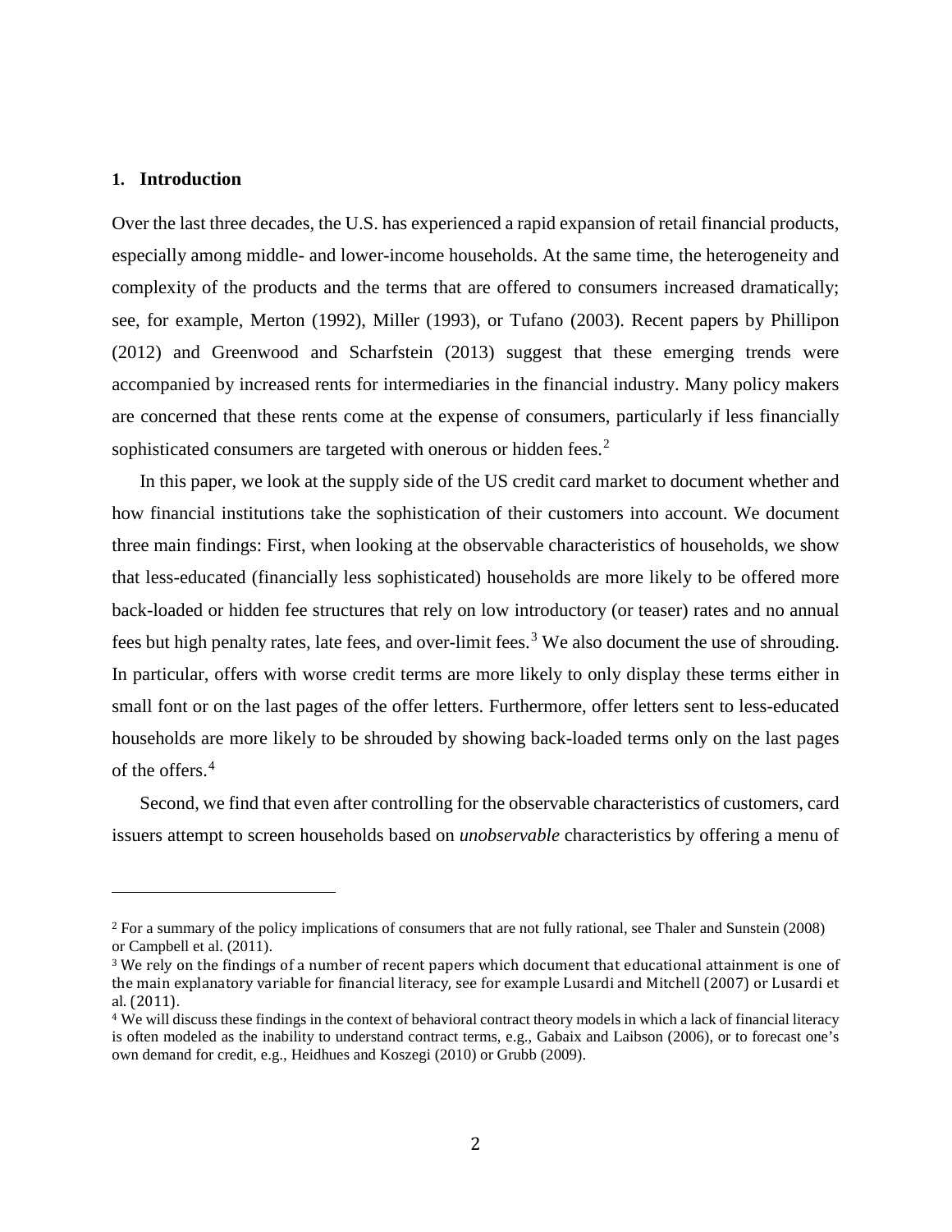## 1. Introduction

Over the last three decades, the U.S. has experienced a rapid expansion of retail financial products, especially among middle- and lower-income households. At the same time, the heterogeneity and complexity of the products and the terms that are offered to consumers increased dramatically; see, for example, Merton (1992), Miller (1993), or Tufano (2003). Recent papers by Phillipon (2012) and Greenwood and Scharfstein (2013) suggest that these emerging trends were accompanied by increased rents for intermediaries in the financial industry. Many policy makers are concerned that these rents come at the expense of consumers, particularly if less financially sophisticated consumers are targeted with onerous or hidden fees.[2]

In this paper, we look at the supply side of the US credit card market to document whether and how financial institutions take the sophistication of their customers into account. We document three main findings: First, when looking at the observable characteristics of households, we show that less-educated (financially less sophisticated) households are more likely to be offered more back-loaded or hidden fee structures that rely on low introductory (or teaser) rates and no annual fees but high penalty rates, late fees, and over-limit fees.[3] We also document the use of shrouding. In particular, offers with worse credit terms are more likely to only display these terms either in small font or on the last pages of the offer letters. Furthermore, offer letters sent to less-educated households are more likely to be shrouded by showing back-loaded terms only on the last pages of the offers.[4]

Second, we find that even after controlling for the observable characteristics of customers, card issuers attempt to screen households based on *unobservable* characteristics by offering a menu of

---

[2] For a summary of the policy implications of consumers that are not fully rational, see Thaler and Sunstein (2008) or Campbell et al. (2011).

[3] We rely on the findings of a number of recent papers which document that educational attainment is one of the main explanatory variable for financial literacy, see for example Lusardi and Mitchell (2007) or Lusardi et al. (2011).

[4] We will discuss these findings in the context of behavioral contract theory models in which a lack of financial literacy is often modeled as the inability to understand contract terms, e.g., Gabaix and Laibson (2006), or to forecast one's own demand for credit, e.g., Heidhues and Koszegi (2010) or Grubb (2009).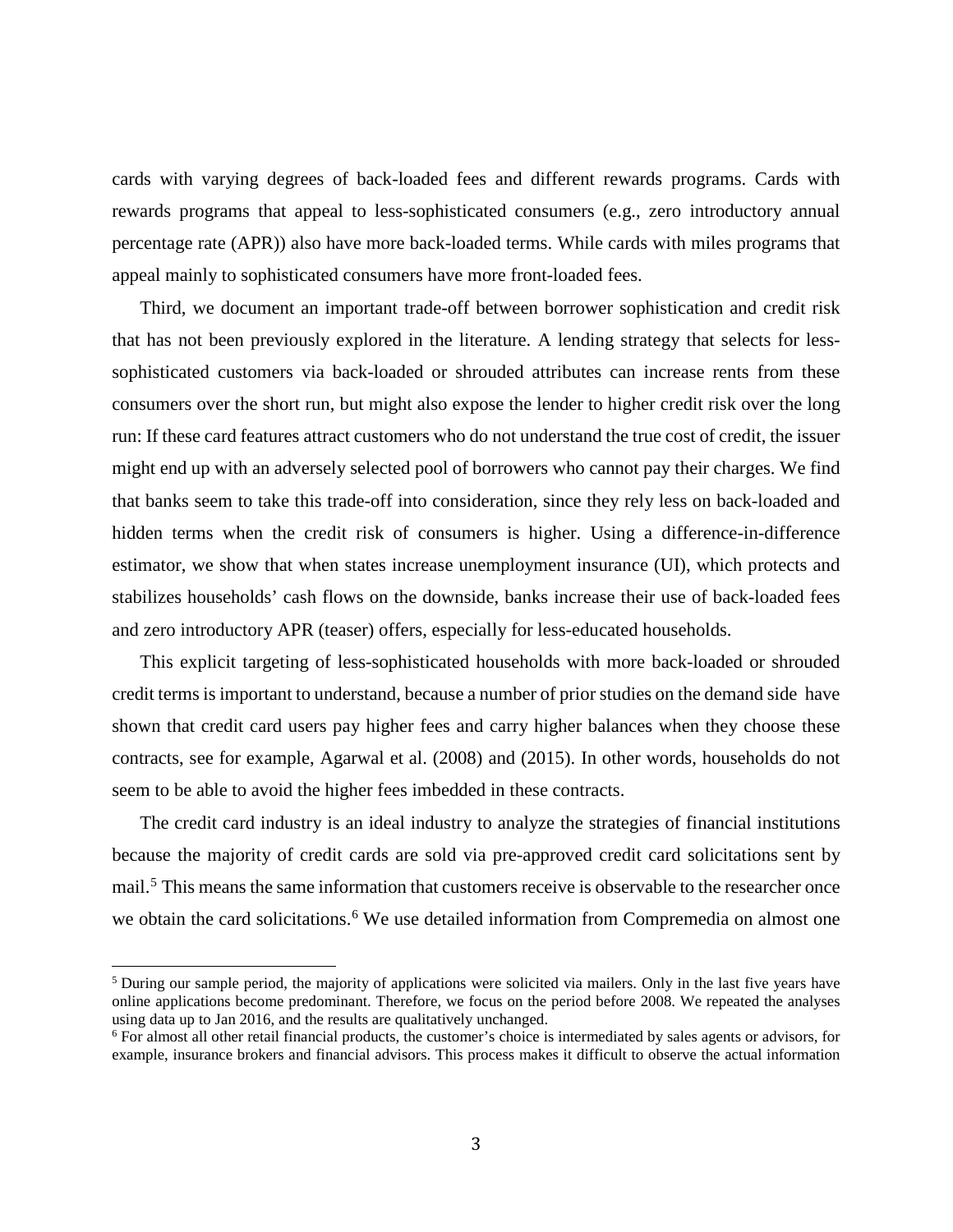cards with varying degrees of back-loaded fees and different rewards programs. Cards with rewards programs that appeal to less-sophisticated consumers (e.g., zero introductory annual percentage rate (APR)) also have more back-loaded terms. While cards with miles programs that appeal mainly to sophisticated consumers have more front-loaded fees.

Third, we document an important trade-off between borrower sophistication and credit risk that has not been previously explored in the literature. A lending strategy that selects for less-sophisticated customers via back-loaded or shrouded attributes can increase rents from these consumers over the short run, but might also expose the lender to higher credit risk over the long run: If these card features attract customers who do not understand the true cost of credit, the issuer might end up with an adversely selected pool of borrowers who cannot pay their charges. We find that banks seem to take this trade-off into consideration, since they rely less on back-loaded and hidden terms when the credit risk of consumers is higher. Using a difference-in-difference estimator, we show that when states increase unemployment insurance (UI), which protects and stabilizes households' cash flows on the downside, banks increase their use of back-loaded fees and zero introductory APR (teaser) offers, especially for less-educated households.

This explicit targeting of less-sophisticated households with more back-loaded or shrouded credit terms is important to understand, because a number of prior studies on the demand side have shown that credit card users pay higher fees and carry higher balances when they choose these contracts, see for example, Agarwal et al. (2008) and (2015). In other words, households do not seem to be able to avoid the higher fees imbedded in these contracts.

The credit card industry is an ideal industry to analyze the strategies of financial institutions because the majority of credit cards are sold via pre-approved credit card solicitations sent by mail.[5] This means the same information that customers receive is observable to the researcher once we obtain the card solicitations.[6] We use detailed information from Compremedia on almost one

[5] During our sample period, the majority of applications were solicited via mailers. Only in the last five years have online applications become predominant. Therefore, we focus on the period before 2008. We repeated the analyses using data up to Jan 2016, and the results are qualitatively unchanged.

[6] For almost all other retail financial products, the customer's choice is intermediated by sales agents or advisors, for example, insurance brokers and financial advisors. This process makes it difficult to observe the actual information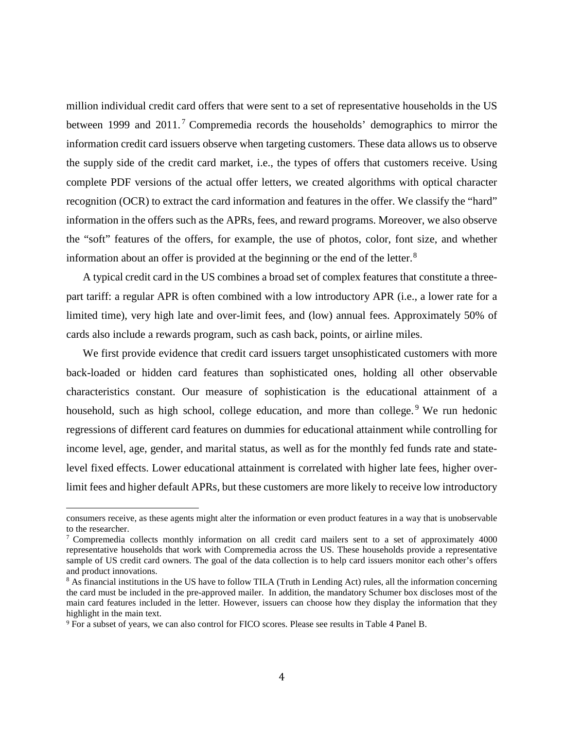million individual credit card offers that were sent to a set of representative households in the US between 1999 and 2011.[7] Compremedia records the households' demographics to mirror the information credit card issuers observe when targeting customers. These data allows us to observe the supply side of the credit card market, i.e., the types of offers that customers receive. Using complete PDF versions of the actual offer letters, we created algorithms with optical character recognition (OCR) to extract the card information and features in the offer. We classify the "hard" information in the offers such as the APRs, fees, and reward programs. Moreover, we also observe the "soft" features of the offers, for example, the use of photos, color, font size, and whether information about an offer is provided at the beginning or the end of the letter.[8]

A typical credit card in the US combines a broad set of complex features that constitute a three-part tariff: a regular APR is often combined with a low introductory APR (i.e., a lower rate for a limited time), very high late and over-limit fees, and (low) annual fees. Approximately 50% of cards also include a rewards program, such as cash back, points, or airline miles.

We first provide evidence that credit card issuers target unsophisticated customers with more back-loaded or hidden card features than sophisticated ones, holding all other observable characteristics constant. Our measure of sophistication is the educational attainment of a household, such as high school, college education, and more than college.[9] We run hedonic regressions of different card features on dummies for educational attainment while controlling for income level, age, gender, and marital status, as well as for the monthly fed funds rate and state-level fixed effects. Lower educational attainment is correlated with higher late fees, higher over-limit fees and higher default APRs, but these customers are more likely to receive low introductory

---

consumers receive, as these agents might alter the information or even product features in a way that is unobservable to the researcher.

[7] Compremedia collects monthly information on all credit card mailers sent to a set of approximately 4000 representative households that work with Compremedia across the US. These households provide a representative sample of US credit card owners. The goal of the data collection is to help card issuers monitor each other's offers and product innovations.

[8] As financial institutions in the US have to follow TILA (Truth in Lending Act) rules, all the information concerning the card must be included in the pre-approved mailer. In addition, the mandatory Schumer box discloses most of the main card features included in the letter. However, issuers can choose how they display the information that they highlight in the main text.

[9] For a subset of years, we can also control for FICO scores. Please see results in Table 4 Panel B.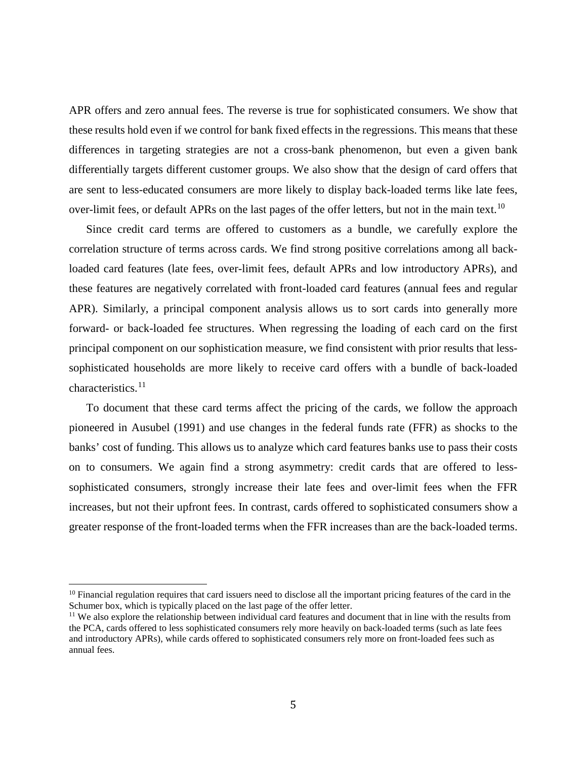APR offers and zero annual fees. The reverse is true for sophisticated consumers. We show that these results hold even if we control for bank fixed effects in the regressions. This means that these differences in targeting strategies are not a cross-bank phenomenon, but even a given bank differentially targets different customer groups. We also show that the design of card offers that are sent to less-educated consumers are more likely to display back-loaded terms like late fees, over-limit fees, or default APRs on the last pages of the offer letters, but not in the main text.[10]

Since credit card terms are offered to customers as a bundle, we carefully explore the correlation structure of terms across cards. We find strong positive correlations among all back-loaded card features (late fees, over-limit fees, default APRs and low introductory APRs), and these features are negatively correlated with front-loaded card features (annual fees and regular APR). Similarly, a principal component analysis allows us to sort cards into generally more forward- or back-loaded fee structures. When regressing the loading of each card on the first principal component on our sophistication measure, we find consistent with prior results that less-sophisticated households are more likely to receive card offers with a bundle of back-loaded characteristics.[11]

To document that these card terms affect the pricing of the cards, we follow the approach pioneered in Ausubel (1991) and use changes in the federal funds rate (FFR) as shocks to the banks' cost of funding. This allows us to analyze which card features banks use to pass their costs on to consumers. We again find a strong asymmetry: credit cards that are offered to less-sophisticated consumers, strongly increase their late fees and over-limit fees when the FFR increases, but not their upfront fees. In contrast, cards offered to sophisticated consumers show a greater response of the front-loaded terms when the FFR increases than are the back-loaded terms.

---

[10] Financial regulation requires that card issuers need to disclose all the important pricing features of the card in the Schumer box, which is typically placed on the last page of the offer letter.

[11] We also explore the relationship between individual card features and document that in line with the results from the PCA, cards offered to less sophisticated consumers rely more heavily on back-loaded terms (such as late fees and introductory APRs), while cards offered to sophisticated consumers rely more on front-loaded fees such as annual fees.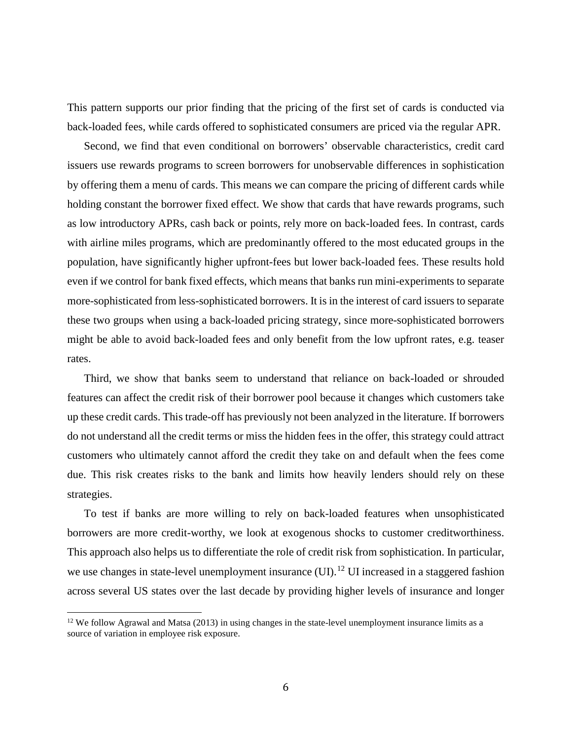This pattern supports our prior finding that the pricing of the first set of cards is conducted via back-loaded fees, while cards offered to sophisticated consumers are priced via the regular APR.

Second, we find that even conditional on borrowers' observable characteristics, credit card issuers use rewards programs to screen borrowers for unobservable differences in sophistication by offering them a menu of cards. This means we can compare the pricing of different cards while holding constant the borrower fixed effect. We show that cards that have rewards programs, such as low introductory APRs, cash back or points, rely more on back-loaded fees. In contrast, cards with airline miles programs, which are predominantly offered to the most educated groups in the population, have significantly higher upfront-fees but lower back-loaded fees. These results hold even if we control for bank fixed effects, which means that banks run mini-experiments to separate more-sophisticated from less-sophisticated borrowers. It is in the interest of card issuers to separate these two groups when using a back-loaded pricing strategy, since more-sophisticated borrowers might be able to avoid back-loaded fees and only benefit from the low upfront rates, e.g. teaser rates.

Third, we show that banks seem to understand that reliance on back-loaded or shrouded features can affect the credit risk of their borrower pool because it changes which customers take up these credit cards. This trade-off has previously not been analyzed in the literature. If borrowers do not understand all the credit terms or miss the hidden fees in the offer, this strategy could attract customers who ultimately cannot afford the credit they take on and default when the fees come due. This risk creates risks to the bank and limits how heavily lenders should rely on these strategies.

To test if banks are more willing to rely on back-loaded features when unsophisticated borrowers are more credit-worthy, we look at exogenous shocks to customer creditworthiness. This approach also helps us to differentiate the role of credit risk from sophistication. In particular, we use changes in state-level unemployment insurance (UI).[12] UI increased in a staggered fashion across several US states over the last decade by providing higher levels of insurance and longer

[12] We follow Agrawal and Matsa (2013) in using changes in the state-level unemployment insurance limits as a source of variation in employee risk exposure.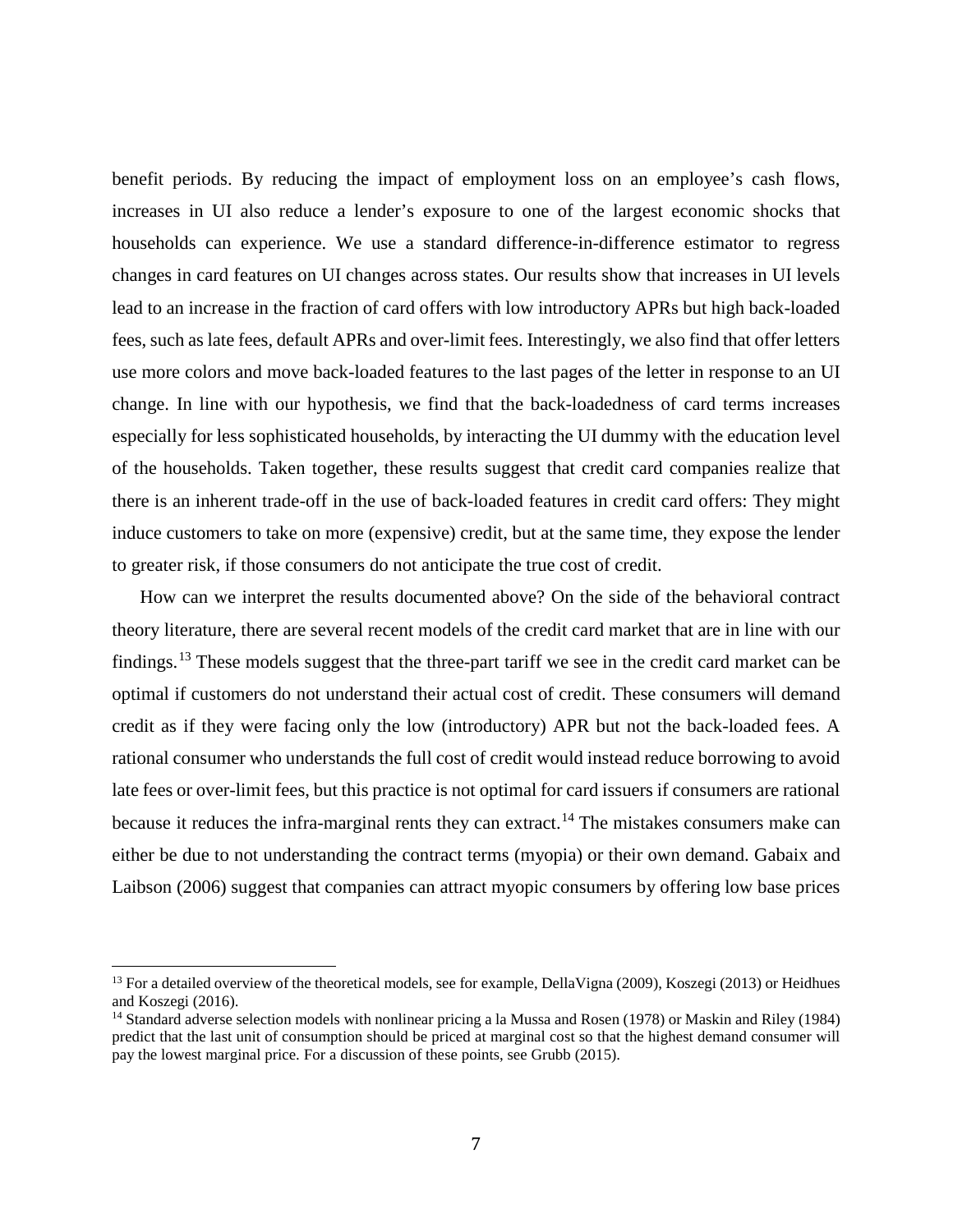benefit periods. By reducing the impact of employment loss on an employee's cash flows, increases in UI also reduce a lender's exposure to one of the largest economic shocks that households can experience. We use a standard difference-in-difference estimator to regress changes in card features on UI changes across states. Our results show that increases in UI levels lead to an increase in the fraction of card offers with low introductory APRs but high back-loaded fees, such as late fees, default APRs and over-limit fees. Interestingly, we also find that offer letters use more colors and move back-loaded features to the last pages of the letter in response to an UI change. In line with our hypothesis, we find that the back-loadedness of card terms increases especially for less sophisticated households, by interacting the UI dummy with the education level of the households. Taken together, these results suggest that credit card companies realize that there is an inherent trade-off in the use of back-loaded features in credit card offers: They might induce customers to take on more (expensive) credit, but at the same time, they expose the lender to greater risk, if those consumers do not anticipate the true cost of credit.

How can we interpret the results documented above? On the side of the behavioral contract theory literature, there are several recent models of the credit card market that are in line with our findings.[13] These models suggest that the three-part tariff we see in the credit card market can be optimal if customers do not understand their actual cost of credit. These consumers will demand credit as if they were facing only the low (introductory) APR but not the back-loaded fees. A rational consumer who understands the full cost of credit would instead reduce borrowing to avoid late fees or over-limit fees, but this practice is not optimal for card issuers if consumers are rational because it reduces the infra-marginal rents they can extract.[14] The mistakes consumers make can either be due to not understanding the contract terms (myopia) or their own demand. Gabaix and Laibson (2006) suggest that companies can attract myopic consumers by offering low base prices

[13] For a detailed overview of the theoretical models, see for example, DellaVigna (2009), Koszegi (2013) or Heidhues and Koszegi (2016).

[14] Standard adverse selection models with nonlinear pricing a la Mussa and Rosen (1978) or Maskin and Riley (1984) predict that the last unit of consumption should be priced at marginal cost so that the highest demand consumer will pay the lowest marginal price. For a discussion of these points, see Grubb (2015).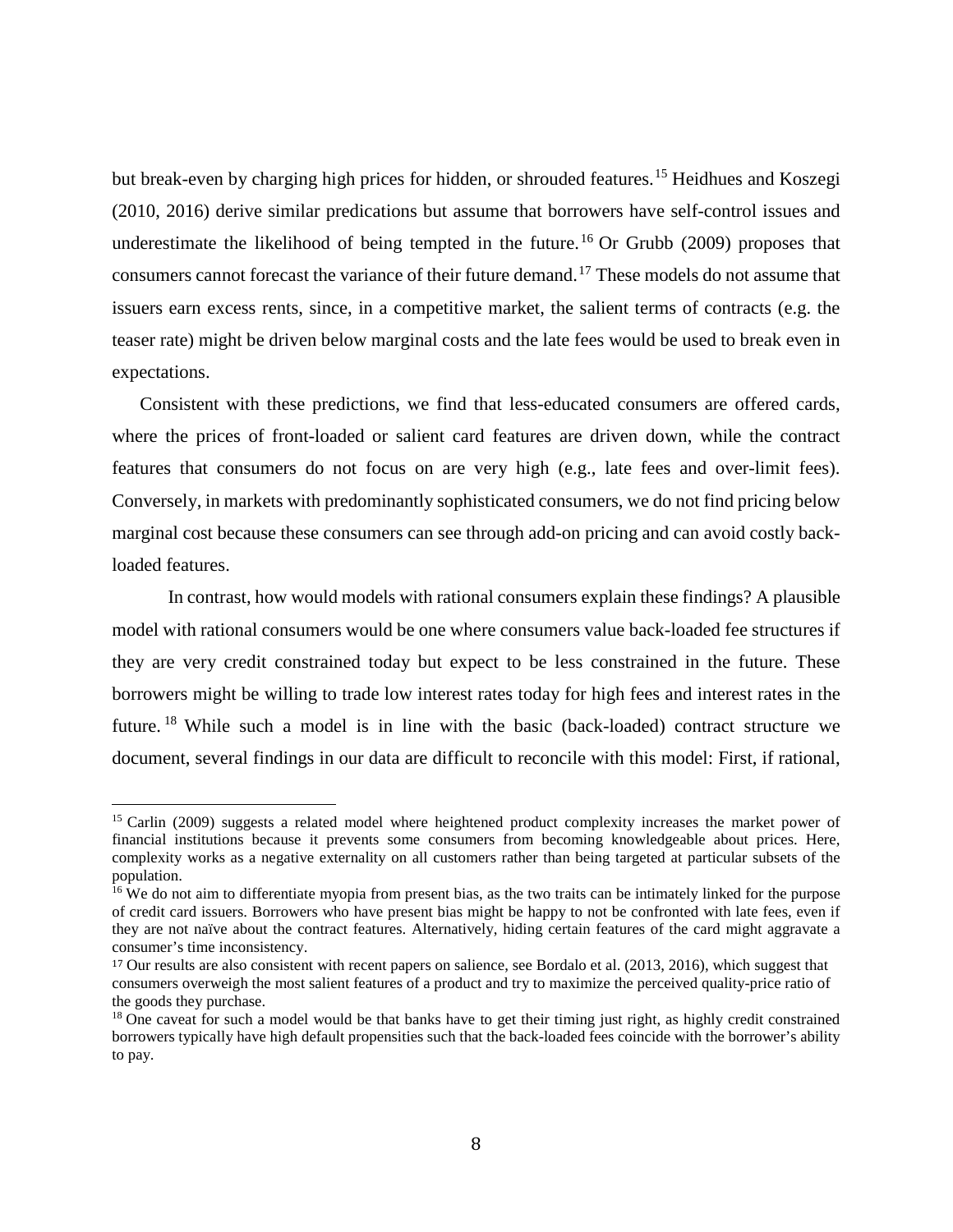but break-even by charging high prices for hidden, or shrouded features.[15] Heidhues and Koszegi (2010, 2016) derive similar predications but assume that borrowers have self-control issues and underestimate the likelihood of being tempted in the future.[16] Or Grubb (2009) proposes that consumers cannot forecast the variance of their future demand.[17] These models do not assume that issuers earn excess rents, since, in a competitive market, the salient terms of contracts (e.g. the teaser rate) might be driven below marginal costs and the late fees would be used to break even in expectations.

Consistent with these predictions, we find that less-educated consumers are offered cards, where the prices of front-loaded or salient card features are driven down, while the contract features that consumers do not focus on are very high (e.g., late fees and over-limit fees). Conversely, in markets with predominantly sophisticated consumers, we do not find pricing below marginal cost because these consumers can see through add-on pricing and can avoid costly back-loaded features.

In contrast, how would models with rational consumers explain these findings? A plausible model with rational consumers would be one where consumers value back-loaded fee structures if they are very credit constrained today but expect to be less constrained in the future. These borrowers might be willing to trade low interest rates today for high fees and interest rates in the future.[18] While such a model is in line with the basic (back-loaded) contract structure we document, several findings in our data are difficult to reconcile with this model: First, if rational,

---

[15] Carlin (2009) suggests a related model where heightened product complexity increases the market power of financial institutions because it prevents some consumers from becoming knowledgeable about prices. Here, complexity works as a negative externality on all customers rather than being targeted at particular subsets of the population.

[16] We do not aim to differentiate myopia from present bias, as the two traits can be intimately linked for the purpose of credit card issuers. Borrowers who have present bias might be happy to not be confronted with late fees, even if they are not naïve about the contract features. Alternatively, hiding certain features of the card might aggravate a consumer's time inconsistency.

[17] Our results are also consistent with recent papers on salience, see Bordalo et al. (2013, 2016), which suggest that consumers overweigh the most salient features of a product and try to maximize the perceived quality-price ratio of the goods they purchase.

[18] One caveat for such a model would be that banks have to get their timing just right, as highly credit constrained borrowers typically have high default propensities such that the back-loaded fees coincide with the borrower's ability to pay.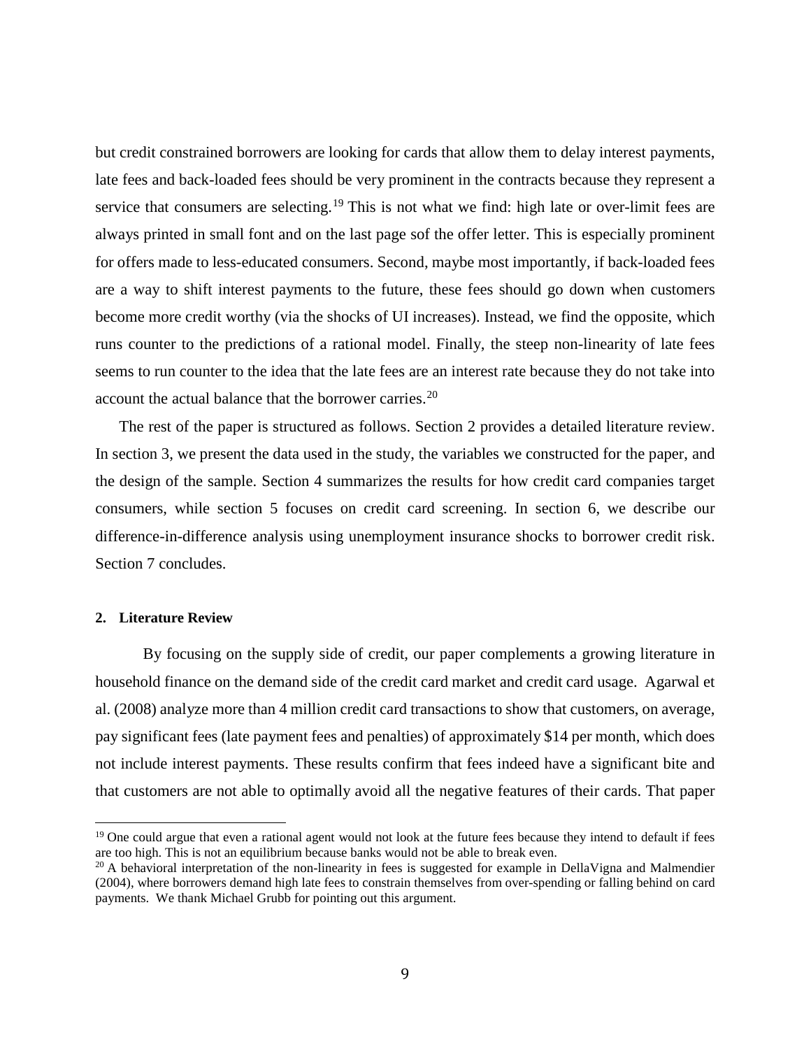but credit constrained borrowers are looking for cards that allow them to delay interest payments, late fees and back-loaded fees should be very prominent in the contracts because they represent a service that consumers are selecting.[19] This is not what we find: high late or over-limit fees are always printed in small font and on the last page sof the offer letter. This is especially prominent for offers made to less-educated consumers. Second, maybe most importantly, if back-loaded fees are a way to shift interest payments to the future, these fees should go down when customers become more credit worthy (via the shocks of UI increases). Instead, we find the opposite, which runs counter to the predictions of a rational model. Finally, the steep non-linearity of late fees seems to run counter to the idea that the late fees are an interest rate because they do not take into account the actual balance that the borrower carries.[20]

The rest of the paper is structured as follows. Section 2 provides a detailed literature review. In section 3, we present the data used in the study, the variables we constructed for the paper, and the design of the sample. Section 4 summarizes the results for how credit card companies target consumers, while section 5 focuses on credit card screening. In section 6, we describe our difference-in-difference analysis using unemployment insurance shocks to borrower credit risk. Section 7 concludes.

## 2. Literature Review

By focusing on the supply side of credit, our paper complements a growing literature in household finance on the demand side of the credit card market and credit card usage. Agarwal et al. (2008) analyze more than 4 million credit card transactions to show that customers, on average, pay significant fees (late payment fees and penalties) of approximately $14 per month, which does not include interest payments. These results confirm that fees indeed have a significant bite and that customers are not able to optimally avoid all the negative features of their cards. That paper

---

[19] One could argue that even a rational agent would not look at the future fees because they intend to default if fees are too high. This is not an equilibrium because banks would not be able to break even.

[20] A behavioral interpretation of the non-linearity in fees is suggested for example in DellaVigna and Malmendier (2004), where borrowers demand high late fees to constrain themselves from over-spending or falling behind on card payments. We thank Michael Grubb for pointing out this argument.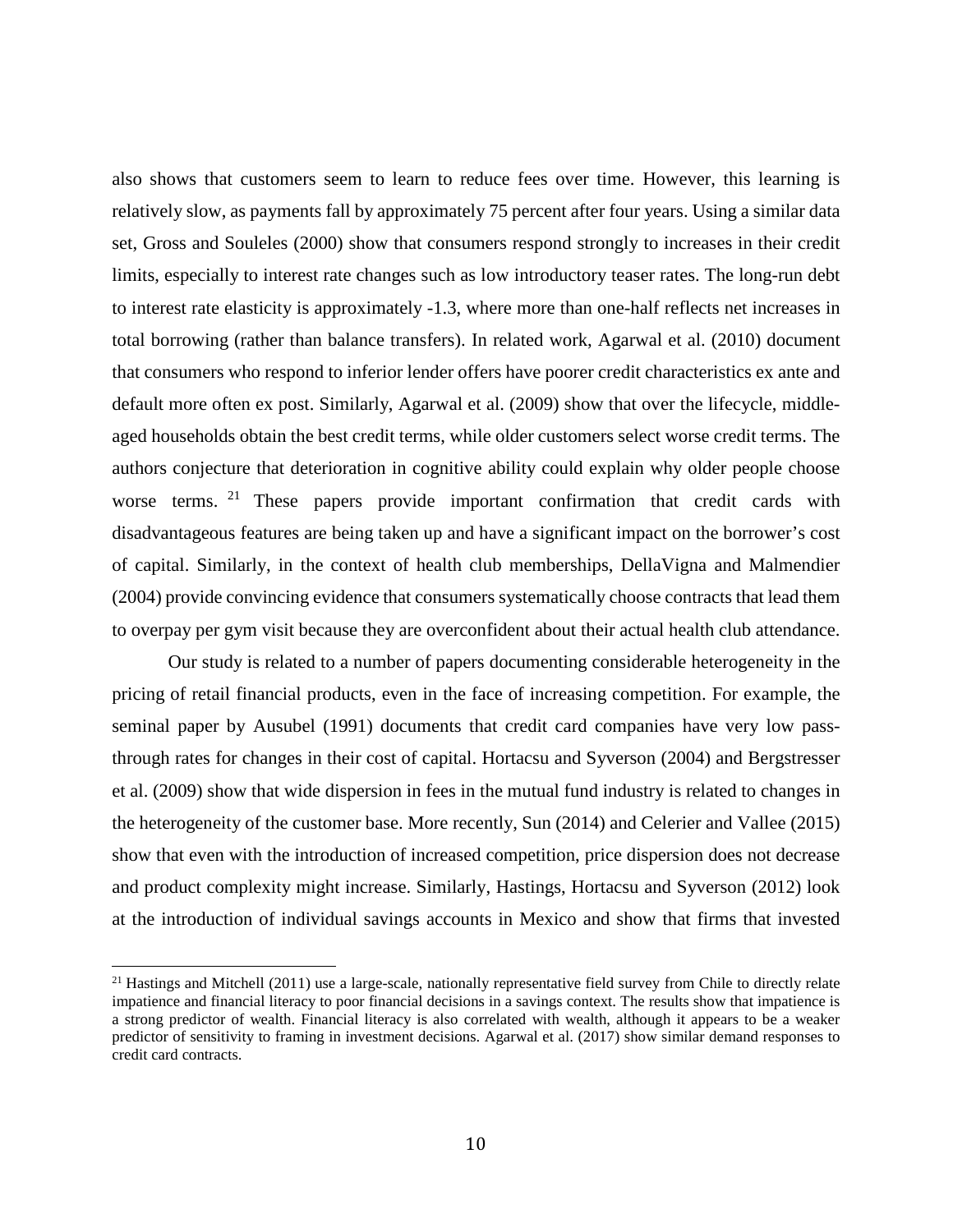also shows that customers seem to learn to reduce fees over time. However, this learning is relatively slow, as payments fall by approximately 75 percent after four years. Using a similar data set, Gross and Souleles (2000) show that consumers respond strongly to increases in their credit limits, especially to interest rate changes such as low introductory teaser rates. The long-run debt to interest rate elasticity is approximately -1.3, where more than one-half reflects net increases in total borrowing (rather than balance transfers). In related work, Agarwal et al. (2010) document that consumers who respond to inferior lender offers have poorer credit characteristics ex ante and default more often ex post. Similarly, Agarwal et al. (2009) show that over the lifecycle, middle-aged households obtain the best credit terms, while older customers select worse credit terms. The authors conjecture that deterioration in cognitive ability could explain why older people choose worse terms. [21] These papers provide important confirmation that credit cards with disadvantageous features are being taken up and have a significant impact on the borrower's cost of capital. Similarly, in the context of health club memberships, DellaVigna and Malmendier (2004) provide convincing evidence that consumers systematically choose contracts that lead them to overpay per gym visit because they are overconfident about their actual health club attendance.

Our study is related to a number of papers documenting considerable heterogeneity in the pricing of retail financial products, even in the face of increasing competition. For example, the seminal paper by Ausubel (1991) documents that credit card companies have very low pass-through rates for changes in their cost of capital. Hortacsu and Syverson (2004) and Bergstresser et al. (2009) show that wide dispersion in fees in the mutual fund industry is related to changes in the heterogeneity of the customer base. More recently, Sun (2014) and Celerier and Vallee (2015) show that even with the introduction of increased competition, price dispersion does not decrease and product complexity might increase. Similarly, Hastings, Hortacsu and Syverson (2012) look at the introduction of individual savings accounts in Mexico and show that firms that invested

[21] Hastings and Mitchell (2011) use a large-scale, nationally representative field survey from Chile to directly relate impatience and financial literacy to poor financial decisions in a savings context. The results show that impatience is a strong predictor of wealth. Financial literacy is also correlated with wealth, although it appears to be a weaker predictor of sensitivity to framing in investment decisions. Agarwal et al. (2017) show similar demand responses to credit card contracts.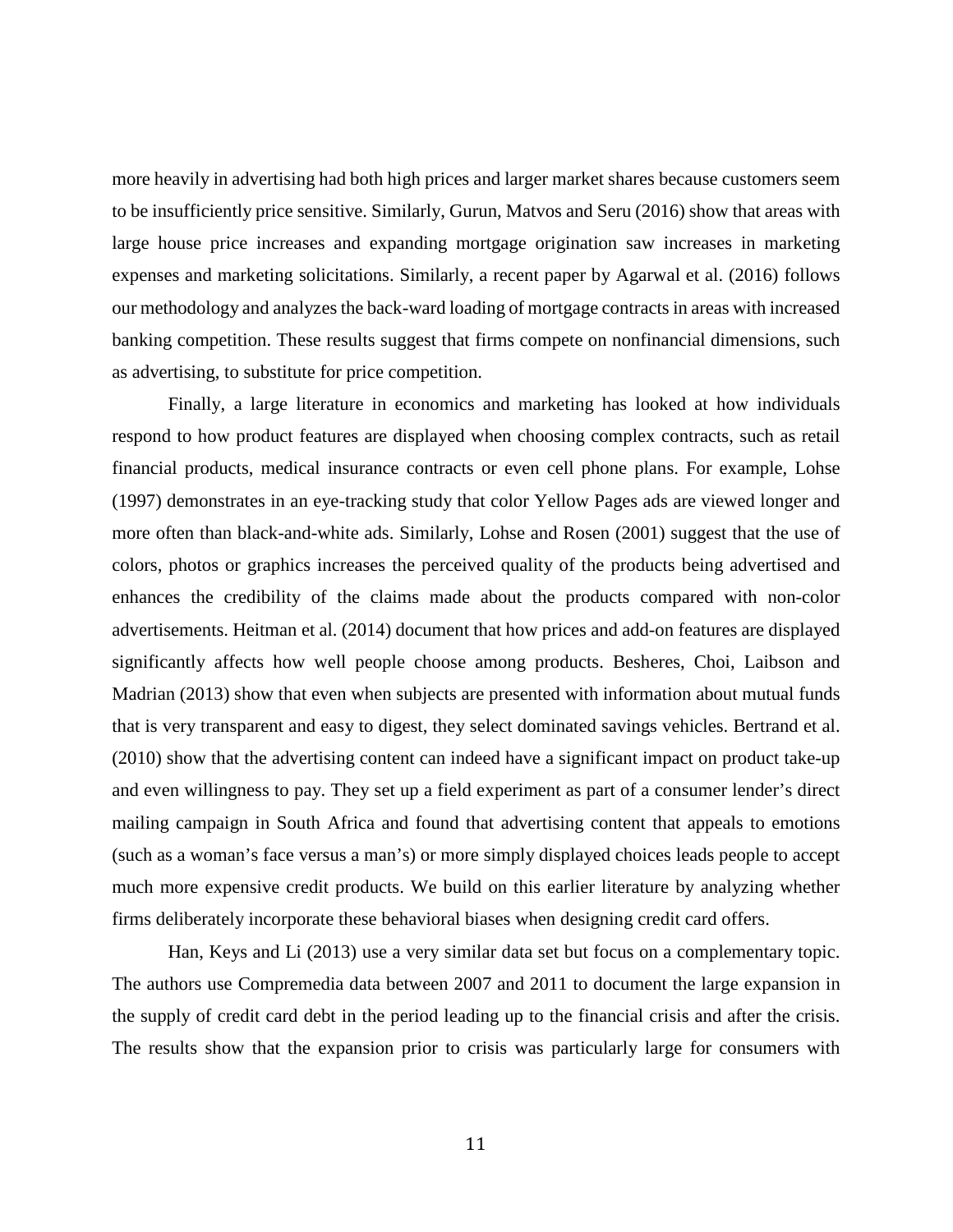more heavily in advertising had both high prices and larger market shares because customers seem to be insufficiently price sensitive. Similarly, Gurun, Matvos and Seru (2016) show that areas with large house price increases and expanding mortgage origination saw increases in marketing expenses and marketing solicitations. Similarly, a recent paper by Agarwal et al. (2016) follows our methodology and analyzes the back-ward loading of mortgage contracts in areas with increased banking competition. These results suggest that firms compete on nonfinancial dimensions, such as advertising, to substitute for price competition.

Finally, a large literature in economics and marketing has looked at how individuals respond to how product features are displayed when choosing complex contracts, such as retail financial products, medical insurance contracts or even cell phone plans. For example, Lohse (1997) demonstrates in an eye-tracking study that color Yellow Pages ads are viewed longer and more often than black-and-white ads. Similarly, Lohse and Rosen (2001) suggest that the use of colors, photos or graphics increases the perceived quality of the products being advertised and enhances the credibility of the claims made about the products compared with non-color advertisements. Heitman et al. (2014) document that how prices and add-on features are displayed significantly affects how well people choose among products. Besheres, Choi, Laibson and Madrian (2013) show that even when subjects are presented with information about mutual funds that is very transparent and easy to digest, they select dominated savings vehicles. Bertrand et al. (2010) show that the advertising content can indeed have a significant impact on product take-up and even willingness to pay. They set up a field experiment as part of a consumer lender's direct mailing campaign in South Africa and found that advertising content that appeals to emotions (such as a woman's face versus a man's) or more simply displayed choices leads people to accept much more expensive credit products. We build on this earlier literature by analyzing whether firms deliberately incorporate these behavioral biases when designing credit card offers.

Han, Keys and Li (2013) use a very similar data set but focus on a complementary topic. The authors use Compremedia data between 2007 and 2011 to document the large expansion in the supply of credit card debt in the period leading up to the financial crisis and after the crisis. The results show that the expansion prior to crisis was particularly large for consumers with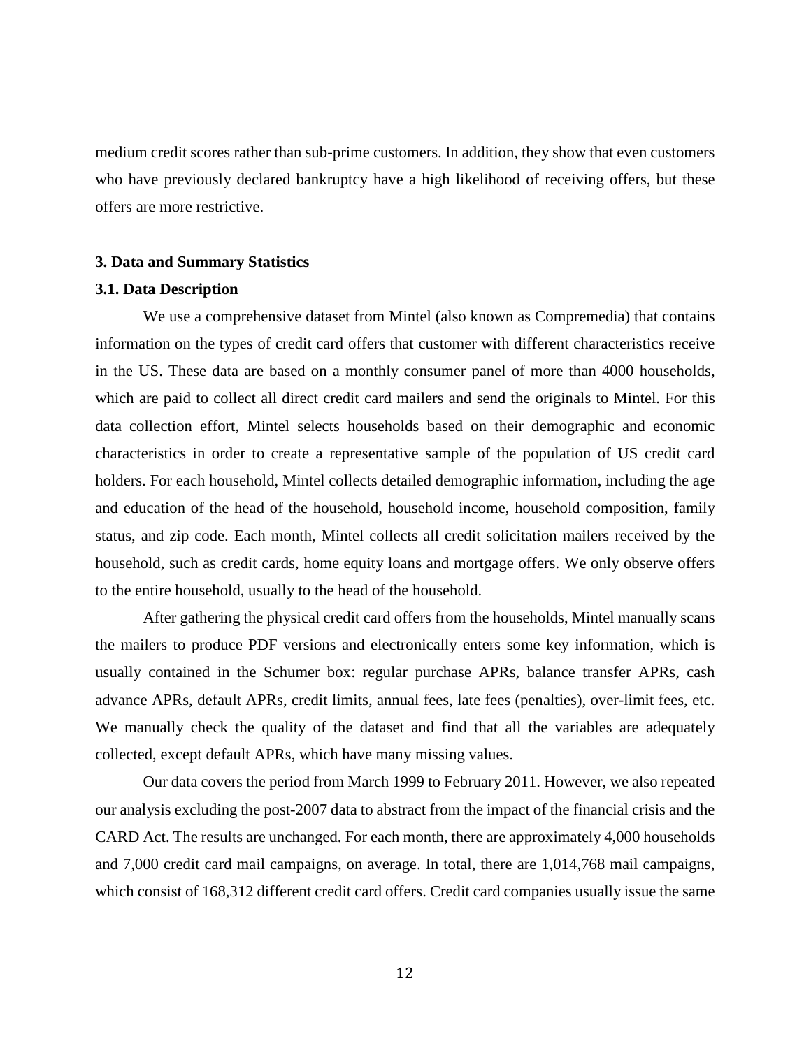medium credit scores rather than sub-prime customers. In addition, they show that even customers who have previously declared bankruptcy have a high likelihood of receiving offers, but these offers are more restrictive.

## 3. Data and Summary Statistics

### 3.1. Data Description

We use a comprehensive dataset from Mintel (also known as Compremedia) that contains information on the types of credit card offers that customer with different characteristics receive in the US. These data are based on a monthly consumer panel of more than 4000 households, which are paid to collect all direct credit card mailers and send the originals to Mintel. For this data collection effort, Mintel selects households based on their demographic and economic characteristics in order to create a representative sample of the population of US credit card holders. For each household, Mintel collects detailed demographic information, including the age and education of the head of the household, household income, household composition, family status, and zip code. Each month, Mintel collects all credit solicitation mailers received by the household, such as credit cards, home equity loans and mortgage offers. We only observe offers to the entire household, usually to the head of the household.

After gathering the physical credit card offers from the households, Mintel manually scans the mailers to produce PDF versions and electronically enters some key information, which is usually contained in the Schumer box: regular purchase APRs, balance transfer APRs, cash advance APRs, default APRs, credit limits, annual fees, late fees (penalties), over-limit fees, etc. We manually check the quality of the dataset and find that all the variables are adequately collected, except default APRs, which have many missing values.

Our data covers the period from March 1999 to February 2011. However, we also repeated our analysis excluding the post-2007 data to abstract from the impact of the financial crisis and the CARD Act. The results are unchanged. For each month, there are approximately 4,000 households and 7,000 credit card mail campaigns, on average. In total, there are 1,014,768 mail campaigns, which consist of 168,312 different credit card offers. Credit card companies usually issue the same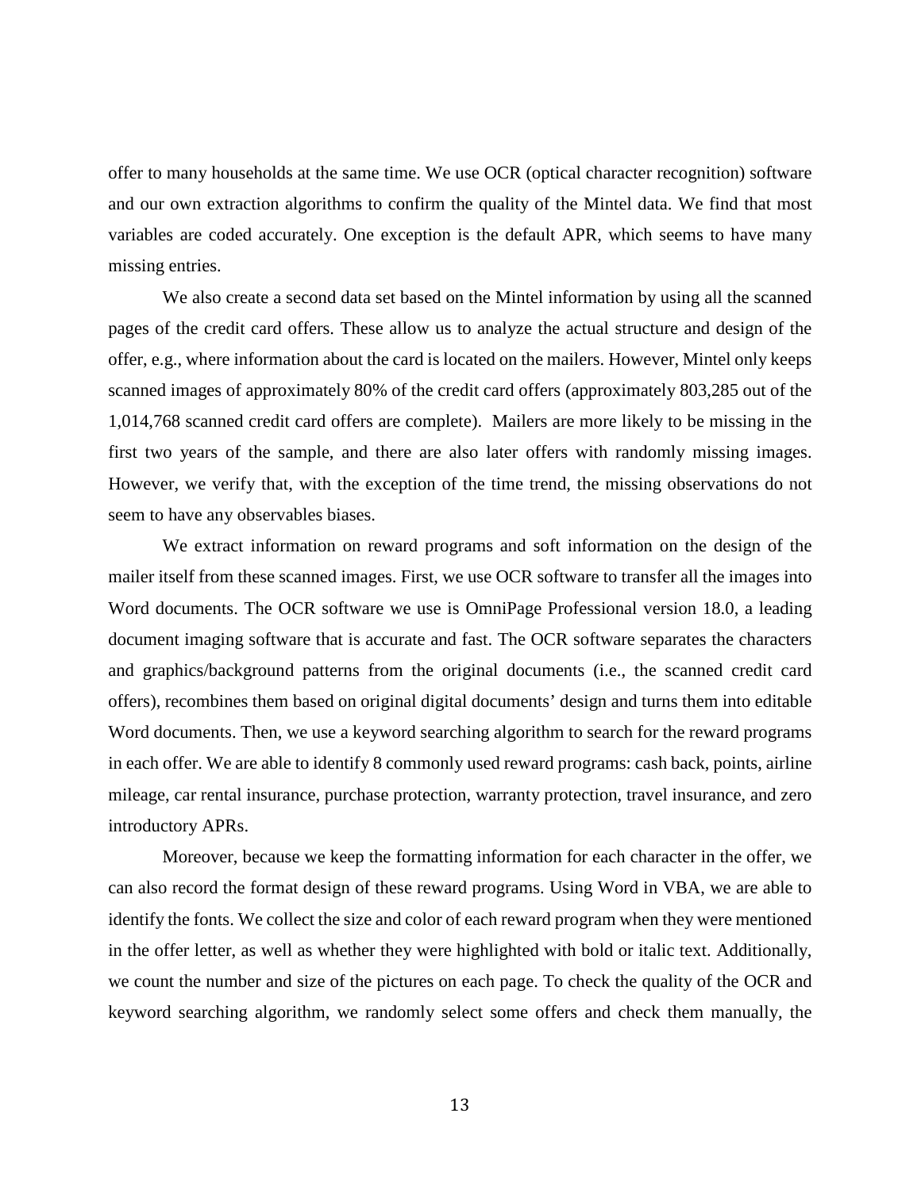offer to many households at the same time. We use OCR (optical character recognition) software and our own extraction algorithms to confirm the quality of the Mintel data. We find that most variables are coded accurately. One exception is the default APR, which seems to have many missing entries.

We also create a second data set based on the Mintel information by using all the scanned pages of the credit card offers. These allow us to analyze the actual structure and design of the offer, e.g., where information about the card is located on the mailers. However, Mintel only keeps scanned images of approximately 80% of the credit card offers (approximately 803,285 out of the 1,014,768 scanned credit card offers are complete). Mailers are more likely to be missing in the first two years of the sample, and there are also later offers with randomly missing images. However, we verify that, with the exception of the time trend, the missing observations do not seem to have any observables biases.

We extract information on reward programs and soft information on the design of the mailer itself from these scanned images. First, we use OCR software to transfer all the images into Word documents. The OCR software we use is OmniPage Professional version 18.0, a leading document imaging software that is accurate and fast. The OCR software separates the characters and graphics/background patterns from the original documents (i.e., the scanned credit card offers), recombines them based on original digital documents' design and turns them into editable Word documents. Then, we use a keyword searching algorithm to search for the reward programs in each offer. We are able to identify 8 commonly used reward programs: cash back, points, airline mileage, car rental insurance, purchase protection, warranty protection, travel insurance, and zero introductory APRs.

Moreover, because we keep the formatting information for each character in the offer, we can also record the format design of these reward programs. Using Word in VBA, we are able to identify the fonts. We collect the size and color of each reward program when they were mentioned in the offer letter, as well as whether they were highlighted with bold or italic text. Additionally, we count the number and size of the pictures on each page. To check the quality of the OCR and keyword searching algorithm, we randomly select some offers and check them manually, the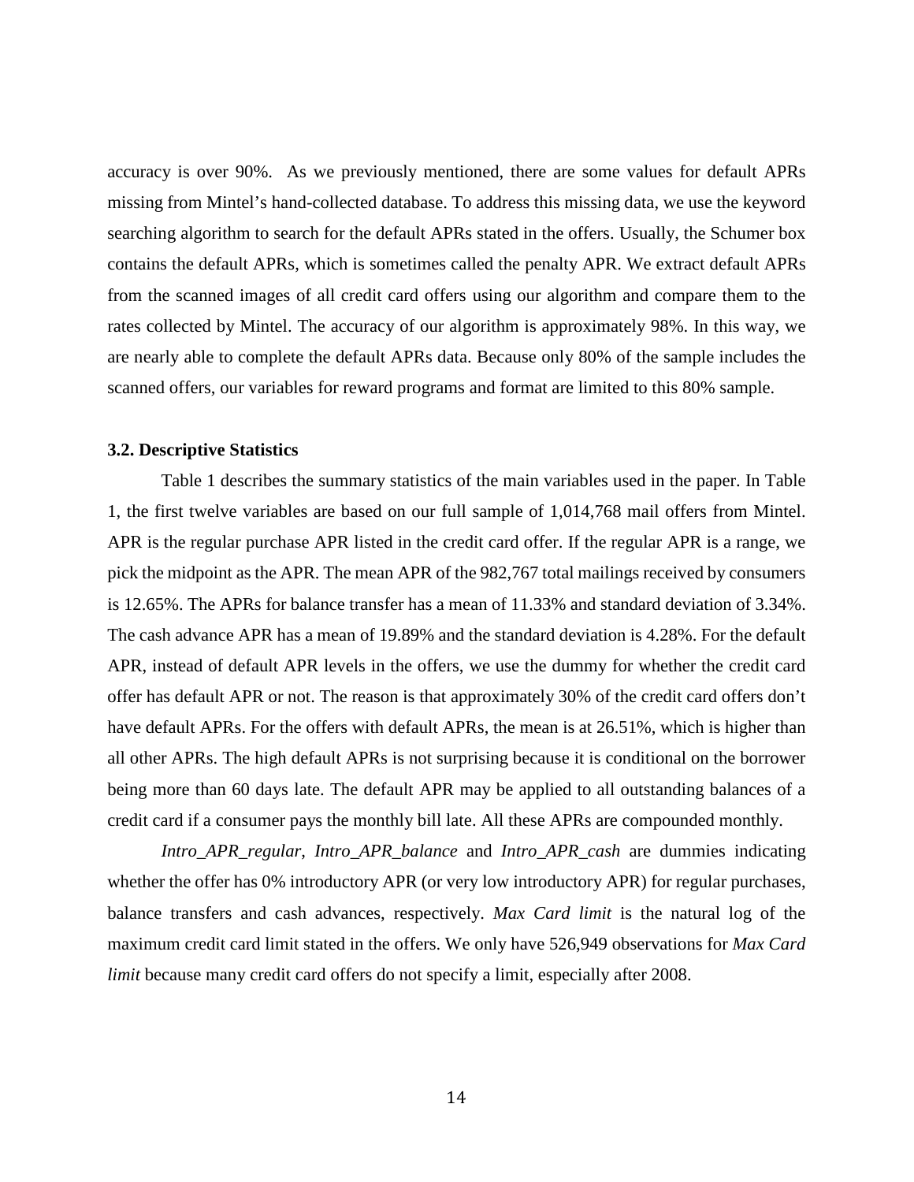accuracy is over 90%. As we previously mentioned, there are some values for default APRs missing from Mintel's hand-collected database. To address this missing data, we use the keyword searching algorithm to search for the default APRs stated in the offers. Usually, the Schumer box contains the default APRs, which is sometimes called the penalty APR. We extract default APRs from the scanned images of all credit card offers using our algorithm and compare them to the rates collected by Mintel. The accuracy of our algorithm is approximately 98%. In this way, we are nearly able to complete the default APRs data. Because only 80% of the sample includes the scanned offers, our variables for reward programs and format are limited to this 80% sample.

### 3.2. Descriptive Statistics

Table 1 describes the summary statistics of the main variables used in the paper. In Table 1, the first twelve variables are based on our full sample of 1,014,768 mail offers from Mintel. APR is the regular purchase APR listed in the credit card offer. If the regular APR is a range, we pick the midpoint as the APR. The mean APR of the 982,767 total mailings received by consumers is 12.65%. The APRs for balance transfer has a mean of 11.33% and standard deviation of 3.34%. The cash advance APR has a mean of 19.89% and the standard deviation is 4.28%. For the default APR, instead of default APR levels in the offers, we use the dummy for whether the credit card offer has default APR or not. The reason is that approximately 30% of the credit card offers don't have default APRs. For the offers with default APRs, the mean is at 26.51%, which is higher than all other APRs. The high default APRs is not surprising because it is conditional on the borrower being more than 60 days late. The default APR may be applied to all outstanding balances of a credit card if a consumer pays the monthly bill late. All these APRs are compounded monthly.

*Intro_APR_regular*, *Intro_APR_balance* and *Intro_APR_cash* are dummies indicating whether the offer has 0% introductory APR (or very low introductory APR) for regular purchases, balance transfers and cash advances, respectively. *Max Card limit* is the natural log of the maximum credit card limit stated in the offers. We only have 526,949 observations for *Max Card limit* because many credit card offers do not specify a limit, especially after 2008.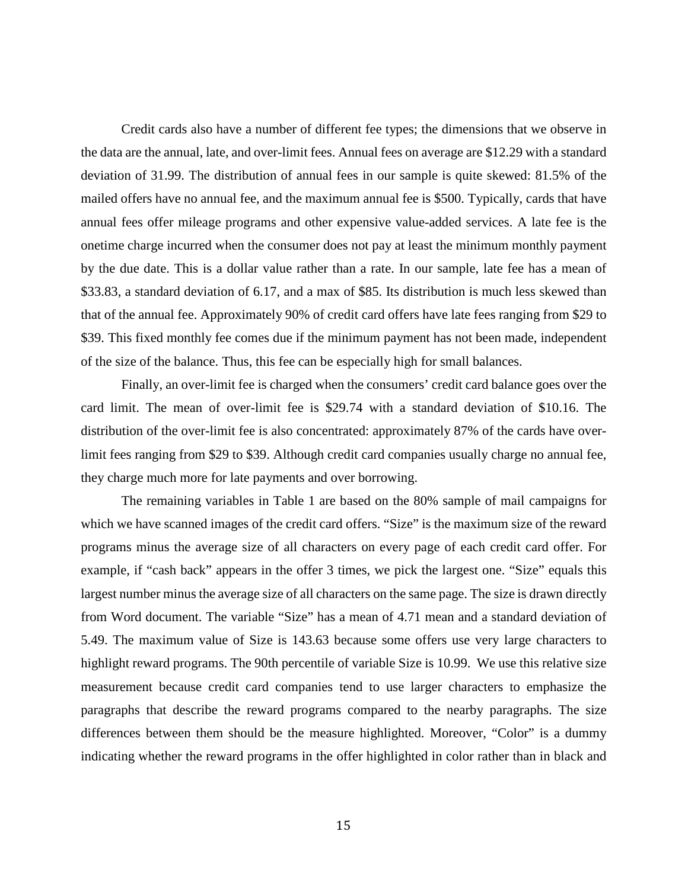Credit cards also have a number of different fee types; the dimensions that we observe in the data are the annual, late, and over-limit fees. Annual fees on average are \$12.29 with a standard deviation of 31.99. The distribution of annual fees in our sample is quite skewed: 81.5% of the mailed offers have no annual fee, and the maximum annual fee is \$500. Typically, cards that have annual fees offer mileage programs and other expensive value-added services. A late fee is the onetime charge incurred when the consumer does not pay at least the minimum monthly payment by the due date. This is a dollar value rather than a rate. In our sample, late fee has a mean of \$33.83, a standard deviation of 6.17, and a max of \$85. Its distribution is much less skewed than that of the annual fee. Approximately 90% of credit card offers have late fees ranging from \$29 to \$39. This fixed monthly fee comes due if the minimum payment has not been made, independent of the size of the balance. Thus, this fee can be especially high for small balances.

Finally, an over-limit fee is charged when the consumers' credit card balance goes over the card limit. The mean of over-limit fee is \$29.74 with a standard deviation of \$10.16. The distribution of the over-limit fee is also concentrated: approximately 87% of the cards have over-limit fees ranging from \$29 to \$39. Although credit card companies usually charge no annual fee, they charge much more for late payments and over borrowing.

The remaining variables in Table 1 are based on the 80% sample of mail campaigns for which we have scanned images of the credit card offers. "Size" is the maximum size of the reward programs minus the average size of all characters on every page of each credit card offer. For example, if "cash back" appears in the offer 3 times, we pick the largest one. "Size" equals this largest number minus the average size of all characters on the same page. The size is drawn directly from Word document. The variable "Size" has a mean of 4.71 mean and a standard deviation of 5.49. The maximum value of Size is 143.63 because some offers use very large characters to highlight reward programs. The 90th percentile of variable Size is 10.99. We use this relative size measurement because credit card companies tend to use larger characters to emphasize the paragraphs that describe the reward programs compared to the nearby paragraphs. The size differences between them should be the measure highlighted. Moreover, "Color" is a dummy indicating whether the reward programs in the offer highlighted in color rather than in black and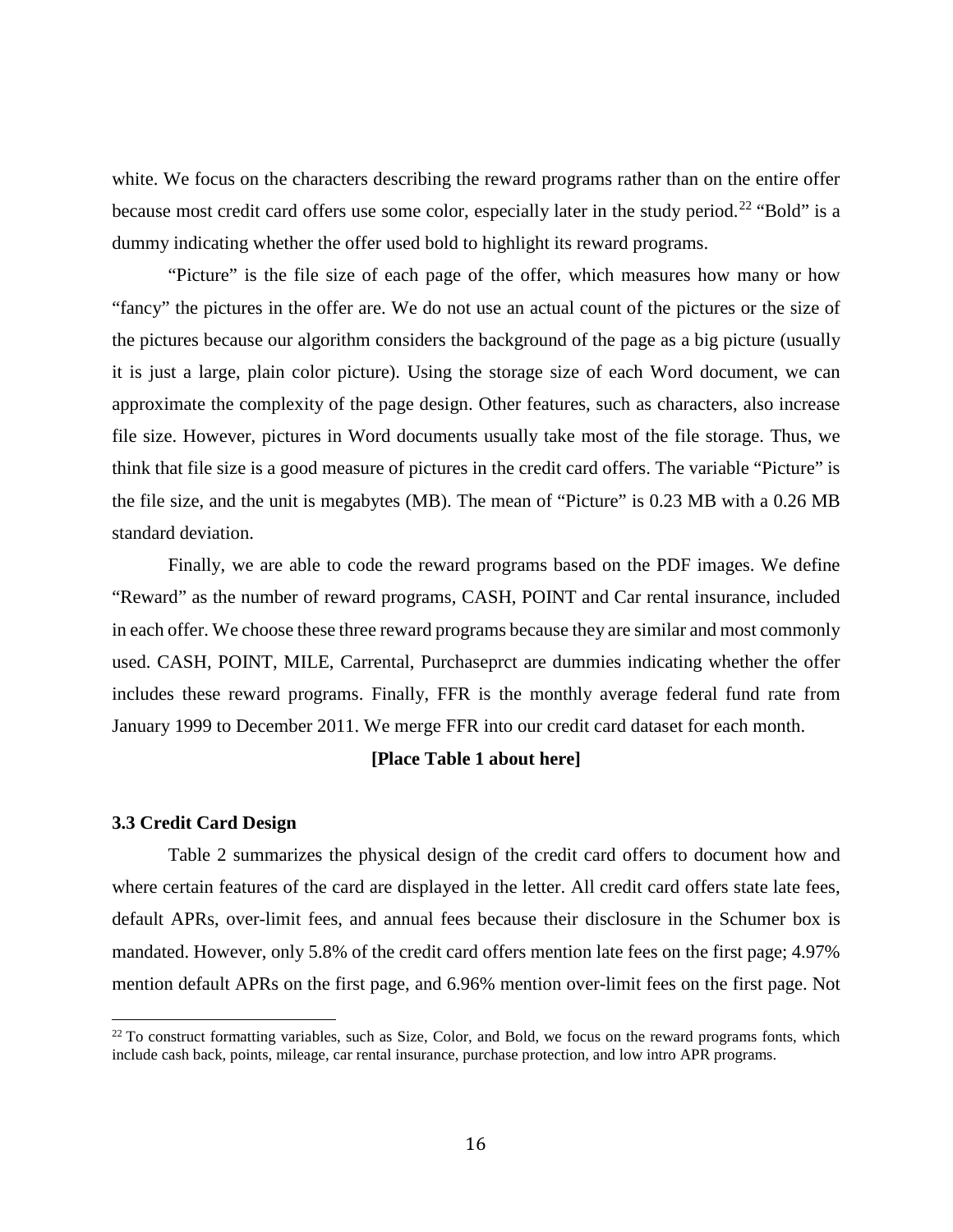white. We focus on the characters describing the reward programs rather than on the entire offer because most credit card offers use some color, especially later in the study period.[22] "Bold" is a dummy indicating whether the offer used bold to highlight its reward programs.

"Picture" is the file size of each page of the offer, which measures how many or how "fancy" the pictures in the offer are. We do not use an actual count of the pictures or the size of the pictures because our algorithm considers the background of the page as a big picture (usually it is just a large, plain color picture). Using the storage size of each Word document, we can approximate the complexity of the page design. Other features, such as characters, also increase file size. However, pictures in Word documents usually take most of the file storage. Thus, we think that file size is a good measure of pictures in the credit card offers. The variable "Picture" is the file size, and the unit is megabytes (MB). The mean of "Picture" is 0.23 MB with a 0.26 MB standard deviation.

Finally, we are able to code the reward programs based on the PDF images. We define "Reward" as the number of reward programs, CASH, POINT and Car rental insurance, included in each offer. We choose these three reward programs because they are similar and most commonly used. CASH, POINT, MILE, Carrental, Purchaseprct are dummies indicating whether the offer includes these reward programs. Finally, FFR is the monthly average federal fund rate from January 1999 to December 2011. We merge FFR into our credit card dataset for each month.

**[Place Table 1 about here]**

### 3.3 Credit Card Design

Table 2 summarizes the physical design of the credit card offers to document how and where certain features of the card are displayed in the letter. All credit card offers state late fees, default APRs, over-limit fees, and annual fees because their disclosure in the Schumer box is mandated. However, only 5.8% of the credit card offers mention late fees on the first page; 4.97% mention default APRs on the first page, and 6.96% mention over-limit fees on the first page. Not

[22] To construct formatting variables, such as Size, Color, and Bold, we focus on the reward programs fonts, which include cash back, points, mileage, car rental insurance, purchase protection, and low intro APR programs.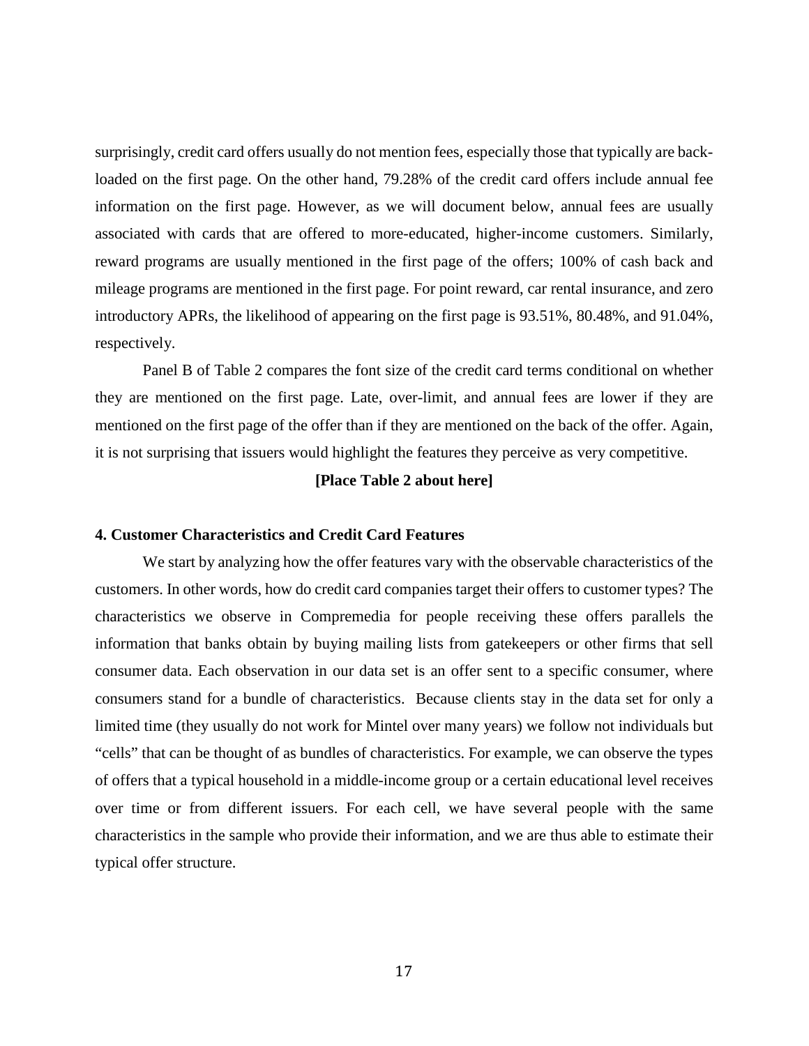surprisingly, credit card offers usually do not mention fees, especially those that typically are back-loaded on the first page. On the other hand, 79.28% of the credit card offers include annual fee information on the first page. However, as we will document below, annual fees are usually associated with cards that are offered to more-educated, higher-income customers. Similarly, reward programs are usually mentioned in the first page of the offers; 100% of cash back and mileage programs are mentioned in the first page. For point reward, car rental insurance, and zero introductory APRs, the likelihood of appearing on the first page is 93.51%, 80.48%, and 91.04%, respectively.

Panel B of Table 2 compares the font size of the credit card terms conditional on whether they are mentioned on the first page. Late, over-limit, and annual fees are lower if they are mentioned on the first page of the offer than if they are mentioned on the back of the offer. Again, it is not surprising that issuers would highlight the features they perceive as very competitive.

**[Place Table 2 about here]**

### 4. Customer Characteristics and Credit Card Features

We start by analyzing how the offer features vary with the observable characteristics of the customers. In other words, how do credit card companies target their offers to customer types? The characteristics we observe in Compremedia for people receiving these offers parallels the information that banks obtain by buying mailing lists from gatekeepers or other firms that sell consumer data. Each observation in our data set is an offer sent to a specific consumer, where consumers stand for a bundle of characteristics. Because clients stay in the data set for only a limited time (they usually do not work for Mintel over many years) we follow not individuals but "cells" that can be thought of as bundles of characteristics. For example, we can observe the types of offers that a typical household in a middle-income group or a certain educational level receives over time or from different issuers. For each cell, we have several people with the same characteristics in the sample who provide their information, and we are thus able to estimate their typical offer structure.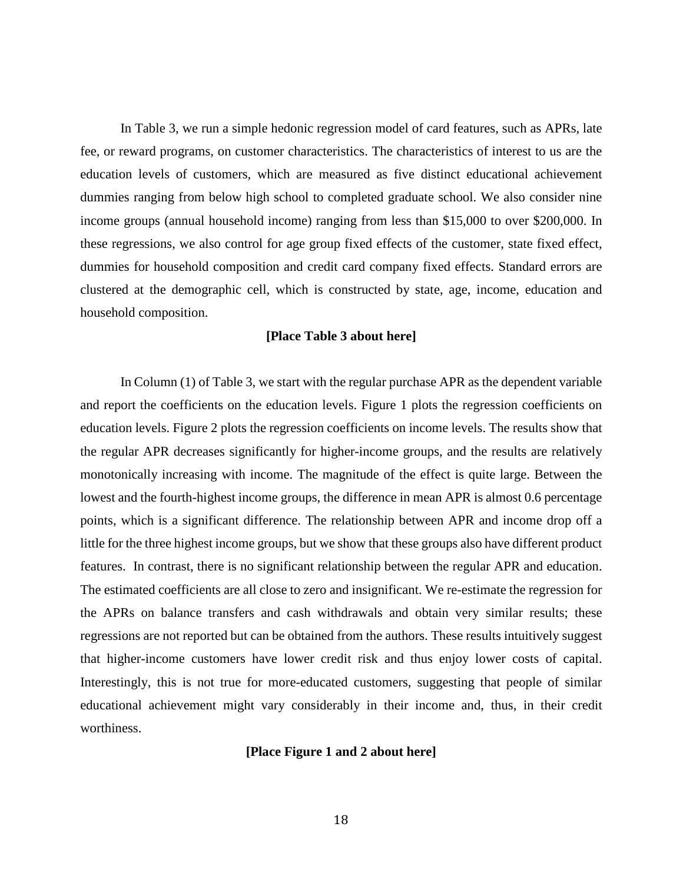In Table 3, we run a simple hedonic regression model of card features, such as APRs, late fee, or reward programs, on customer characteristics. The characteristics of interest to us are the education levels of customers, which are measured as five distinct educational achievement dummies ranging from below high school to completed graduate school. We also consider nine income groups (annual household income) ranging from less than $15,000 to over $200,000. In these regressions, we also control for age group fixed effects of the customer, state fixed effect, dummies for household composition and credit card company fixed effects. Standard errors are clustered at the demographic cell, which is constructed by state, age, income, education and household composition.

**[Place Table 3 about here]**

In Column (1) of Table 3, we start with the regular purchase APR as the dependent variable and report the coefficients on the education levels. Figure 1 plots the regression coefficients on education levels. Figure 2 plots the regression coefficients on income levels. The results show that the regular APR decreases significantly for higher-income groups, and the results are relatively monotonically increasing with income. The magnitude of the effect is quite large. Between the lowest and the fourth-highest income groups, the difference in mean APR is almost 0.6 percentage points, which is a significant difference. The relationship between APR and income drop off a little for the three highest income groups, but we show that these groups also have different product features. In contrast, there is no significant relationship between the regular APR and education. The estimated coefficients are all close to zero and insignificant. We re-estimate the regression for the APRs on balance transfers and cash withdrawals and obtain very similar results; these regressions are not reported but can be obtained from the authors. These results intuitively suggest that higher-income customers have lower credit risk and thus enjoy lower costs of capital. Interestingly, this is not true for more-educated customers, suggesting that people of similar educational achievement might vary considerably in their income and, thus, in their credit worthiness.

**[Place Figure 1 and 2 about here]**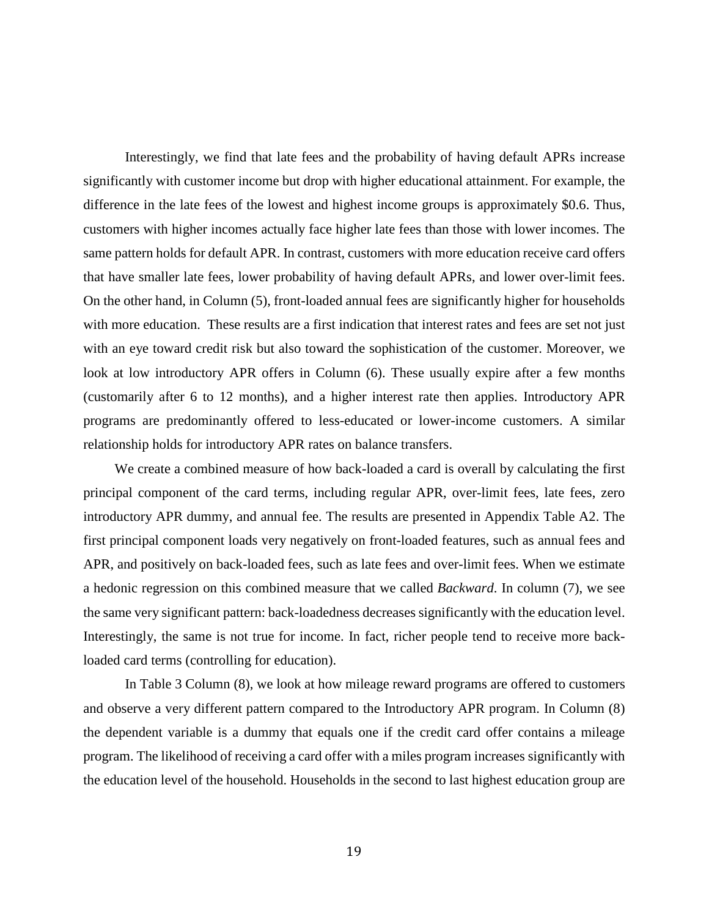Interestingly, we find that late fees and the probability of having default APRs increase significantly with customer income but drop with higher educational attainment. For example, the difference in the late fees of the lowest and highest income groups is approximately \$0.6. Thus, customers with higher incomes actually face higher late fees than those with lower incomes. The same pattern holds for default APR. In contrast, customers with more education receive card offers that have smaller late fees, lower probability of having default APRs, and lower over-limit fees. On the other hand, in Column (5), front-loaded annual fees are significantly higher for households with more education. These results are a first indication that interest rates and fees are set not just with an eye toward credit risk but also toward the sophistication of the customer. Moreover, we look at low introductory APR offers in Column (6). These usually expire after a few months (customarily after 6 to 12 months), and a higher interest rate then applies. Introductory APR programs are predominantly offered to less-educated or lower-income customers. A similar relationship holds for introductory APR rates on balance transfers.

We create a combined measure of how back-loaded a card is overall by calculating the first principal component of the card terms, including regular APR, over-limit fees, late fees, zero introductory APR dummy, and annual fee. The results are presented in Appendix Table A2. The first principal component loads very negatively on front-loaded features, such as annual fees and APR, and positively on back-loaded fees, such as late fees and over-limit fees. When we estimate a hedonic regression on this combined measure that we called *Backward*. In column (7), we see the same very significant pattern: back-loadedness decreases significantly with the education level. Interestingly, the same is not true for income. In fact, richer people tend to receive more back-loaded card terms (controlling for education).

In Table 3 Column (8), we look at how mileage reward programs are offered to customers and observe a very different pattern compared to the Introductory APR program. In Column (8) the dependent variable is a dummy that equals one if the credit card offer contains a mileage program. The likelihood of receiving a card offer with a miles program increases significantly with the education level of the household. Households in the second to last highest education group are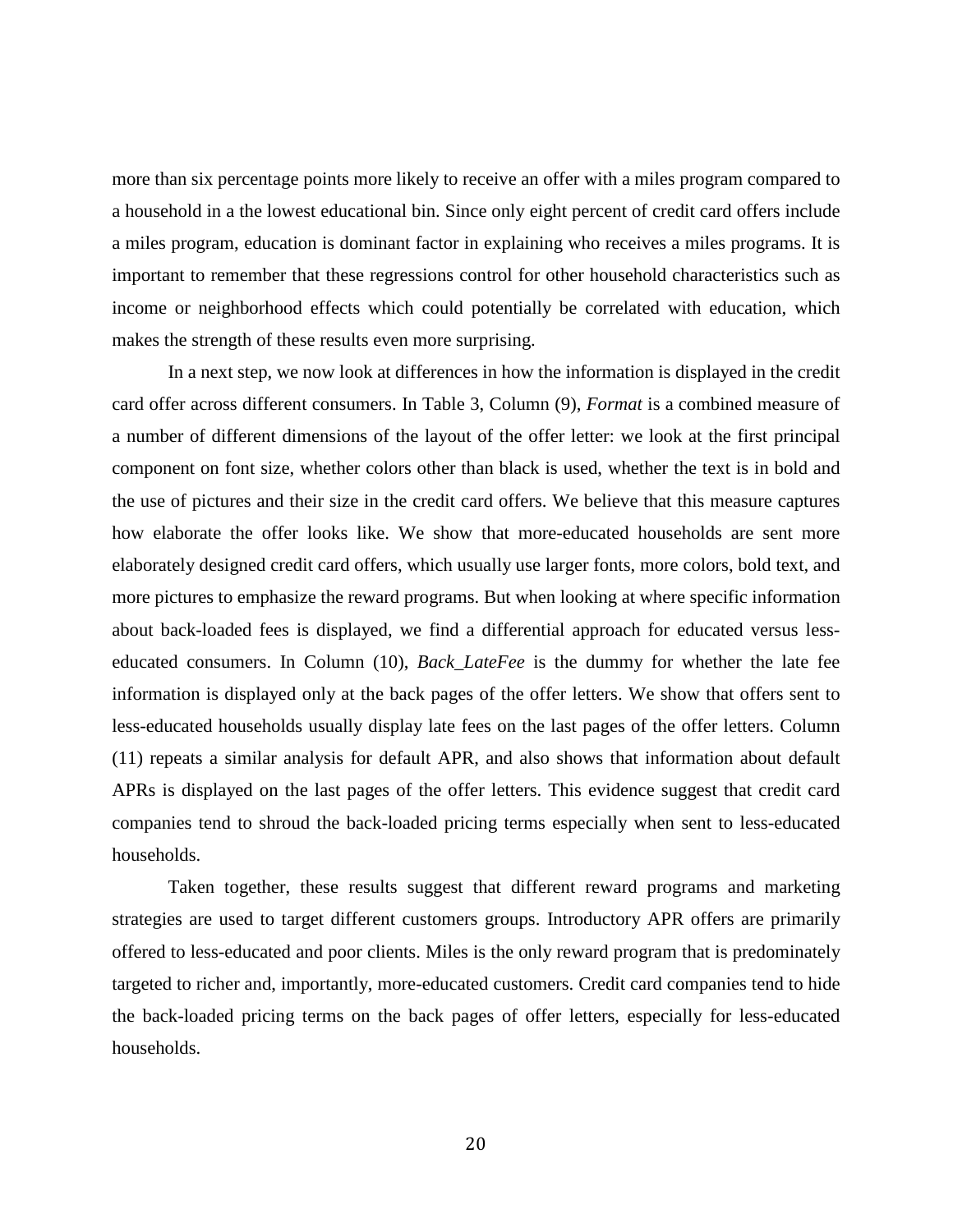more than six percentage points more likely to receive an offer with a miles program compared to a household in a the lowest educational bin. Since only eight percent of credit card offers include a miles program, education is dominant factor in explaining who receives a miles programs. It is important to remember that these regressions control for other household characteristics such as income or neighborhood effects which could potentially be correlated with education, which makes the strength of these results even more surprising.

In a next step, we now look at differences in how the information is displayed in the credit card offer across different consumers. In Table 3, Column (9), *Format* is a combined measure of a number of different dimensions of the layout of the offer letter: we look at the first principal component on font size, whether colors other than black is used, whether the text is in bold and the use of pictures and their size in the credit card offers. We believe that this measure captures how elaborate the offer looks like. We show that more-educated households are sent more elaborately designed credit card offers, which usually use larger fonts, more colors, bold text, and more pictures to emphasize the reward programs. But when looking at where specific information about back-loaded fees is displayed, we find a differential approach for educated versus less-educated consumers. In Column (10), *Back_LateFee* is the dummy for whether the late fee information is displayed only at the back pages of the offer letters. We show that offers sent to less-educated households usually display late fees on the last pages of the offer letters. Column (11) repeats a similar analysis for default APR, and also shows that information about default APRs is displayed on the last pages of the offer letters. This evidence suggest that credit card companies tend to shroud the back-loaded pricing terms especially when sent to less-educated households.

Taken together, these results suggest that different reward programs and marketing strategies are used to target different customers groups. Introductory APR offers are primarily offered to less-educated and poor clients. Miles is the only reward program that is predominately targeted to richer and, importantly, more-educated customers. Credit card companies tend to hide the back-loaded pricing terms on the back pages of offer letters, especially for less-educated households.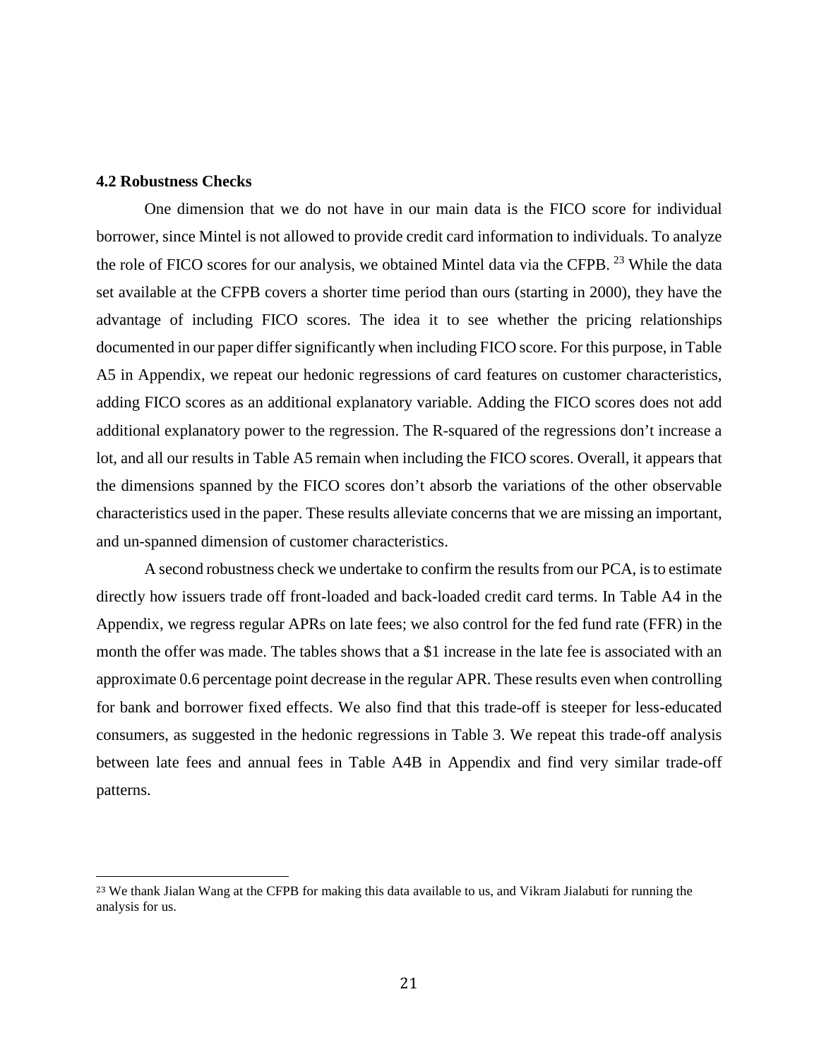### 4.2 Robustness Checks

One dimension that we do not have in our main data is the FICO score for individual borrower, since Mintel is not allowed to provide credit card information to individuals. To analyze the role of FICO scores for our analysis, we obtained Mintel data via the CFPB. [23] While the data set available at the CFPB covers a shorter time period than ours (starting in 2000), they have the advantage of including FICO scores. The idea it to see whether the pricing relationships documented in our paper differ significantly when including FICO score. For this purpose, in Table A5 in Appendix, we repeat our hedonic regressions of card features on customer characteristics, adding FICO scores as an additional explanatory variable. Adding the FICO scores does not add additional explanatory power to the regression. The R-squared of the regressions don't increase a lot, and all our results in Table A5 remain when including the FICO scores. Overall, it appears that the dimensions spanned by the FICO scores don't absorb the variations of the other observable characteristics used in the paper. These results alleviate concerns that we are missing an important, and un-spanned dimension of customer characteristics.

A second robustness check we undertake to confirm the results from our PCA, is to estimate directly how issuers trade off front-loaded and back-loaded credit card terms. In Table A4 in the Appendix, we regress regular APRs on late fees; we also control for the fed fund rate (FFR) in the month the offer was made. The tables shows that a $1 increase in the late fee is associated with an approximate 0.6 percentage point decrease in the regular APR. These results even when controlling for bank and borrower fixed effects. We also find that this trade-off is steeper for less-educated consumers, as suggested in the hedonic regressions in Table 3. We repeat this trade-off analysis between late fees and annual fees in Table A4B in Appendix and find very similar trade-off patterns.

[23] We thank Jialan Wang at the CFPB for making this data available to us, and Vikram Jialabuti for running the analysis for us.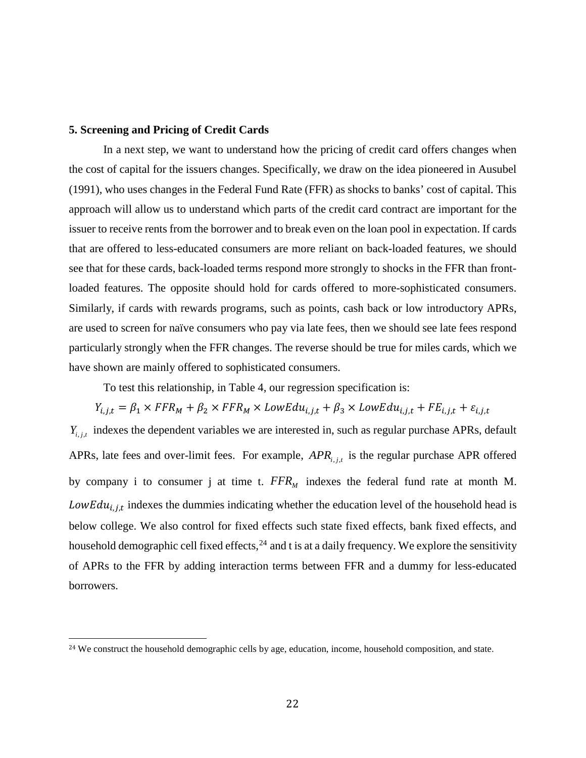**5. Screening and Pricing of Credit Cards**

In a next step, we want to understand how the pricing of credit card offers changes when the cost of capital for the issuers changes. Specifically, we draw on the idea pioneered in Ausubel (1991), who uses changes in the Federal Fund Rate (FFR) as shocks to banks' cost of capital. This approach will allow us to understand which parts of the credit card contract are important for the issuer to receive rents from the borrower and to break even on the loan pool in expectation. If cards that are offered to less-educated consumers are more reliant on back-loaded features, we should see that for these cards, back-loaded terms respond more strongly to shocks in the FFR than front-loaded features. The opposite should hold for cards offered to more-sophisticated consumers. Similarly, if cards with rewards programs, such as points, cash back or low introductory APRs, are used to screen for naïve consumers who pay via late fees, then we should see late fees respond particularly strongly when the FFR changes. The reverse should be true for miles cards, which we have shown are mainly offered to sophisticated consumers.

To test this relationship, in Table 4, our regression specification is:

$$Y_{i,j,t} = \beta_1 \times FFR_M + \beta_2 \times FFR_M \times LowEdu_{i,j,t} + \beta_3 \times LowEdu_{i,j,t} + FE_{i,j,t} + \varepsilon_{i,j,t}$$

$Y_{i,j,t}$ indexes the dependent variables we are interested in, such as regular purchase APRs, default APRs, late fees and over-limit fees. For example, $APR_{i,j,t}$ is the regular purchase APR offered by company i to consumer j at time t. $FFR_M$ indexes the federal fund rate at month M. $LowEdu_{i,j,t}$ indexes the dummies indicating whether the education level of the household head is below college. We also control for fixed effects such state fixed effects, bank fixed effects, and household demographic cell fixed effects,[24] and t is at a daily frequency. We explore the sensitivity of APRs to the FFR by adding interaction terms between FFR and a dummy for less-educated borrowers.

[24] We construct the household demographic cells by age, education, income, household composition, and state.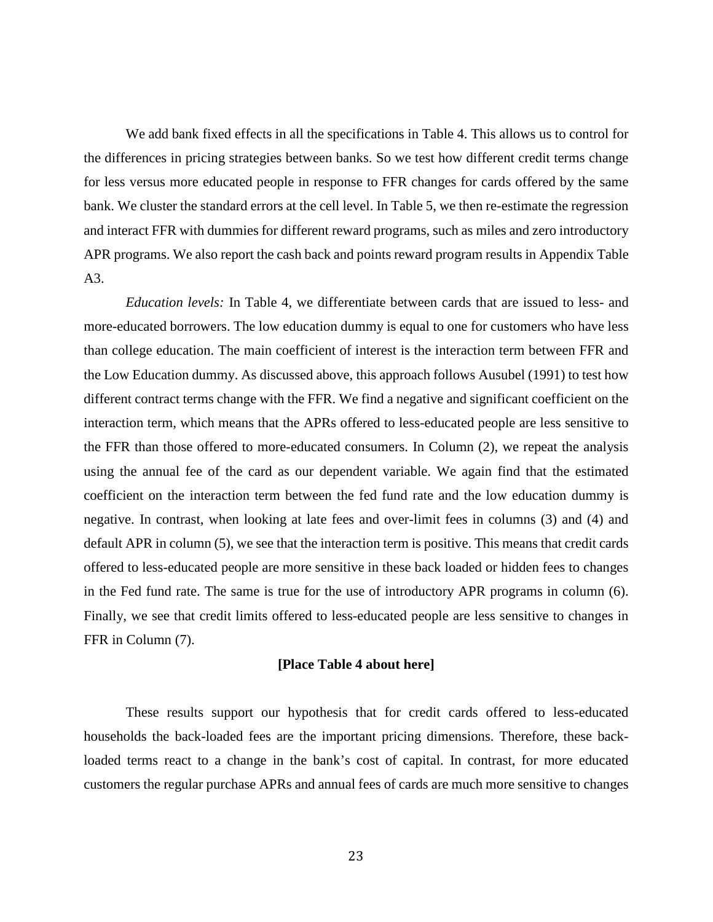We add bank fixed effects in all the specifications in Table 4. This allows us to control for the differences in pricing strategies between banks. So we test how different credit terms change for less versus more educated people in response to FFR changes for cards offered by the same bank. We cluster the standard errors at the cell level. In Table 5, we then re-estimate the regression and interact FFR with dummies for different reward programs, such as miles and zero introductory APR programs. We also report the cash back and points reward program results in Appendix Table A3.

*Education levels:* In Table 4, we differentiate between cards that are issued to less- and more-educated borrowers. The low education dummy is equal to one for customers who have less than college education. The main coefficient of interest is the interaction term between FFR and the Low Education dummy. As discussed above, this approach follows Ausubel (1991) to test how different contract terms change with the FFR. We find a negative and significant coefficient on the interaction term, which means that the APRs offered to less-educated people are less sensitive to the FFR than those offered to more-educated consumers. In Column (2), we repeat the analysis using the annual fee of the card as our dependent variable. We again find that the estimated coefficient on the interaction term between the fed fund rate and the low education dummy is negative. In contrast, when looking at late fees and over-limit fees in columns (3) and (4) and default APR in column (5), we see that the interaction term is positive. This means that credit cards offered to less-educated people are more sensitive in these back loaded or hidden fees to changes in the Fed fund rate. The same is true for the use of introductory APR programs in column (6). Finally, we see that credit limits offered to less-educated people are less sensitive to changes in FFR in Column (7).

**[Place Table 4 about here]**

These results support our hypothesis that for credit cards offered to less-educated households the back-loaded fees are the important pricing dimensions. Therefore, these back-loaded terms react to a change in the bank's cost of capital. In contrast, for more educated customers the regular purchase APRs and annual fees of cards are much more sensitive to changes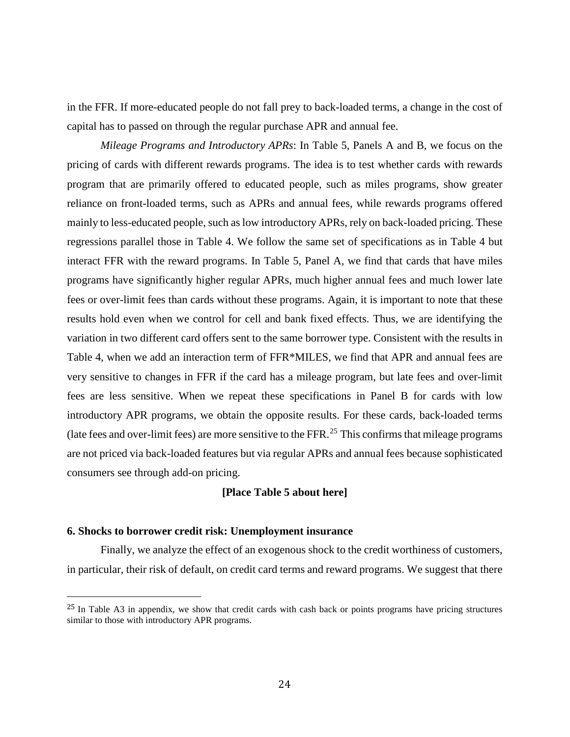in the FFR. If more-educated people do not fall prey to back-loaded terms, a change in the cost of capital has to passed on through the regular purchase APR and annual fee.

*Mileage Programs and Introductory APRs*: In Table 5, Panels A and B, we focus on the pricing of cards with different rewards programs. The idea is to test whether cards with rewards program that are primarily offered to educated people, such as miles programs, show greater reliance on front-loaded terms, such as APRs and annual fees, while rewards programs offered mainly to less-educated people, such as low introductory APRs, rely on back-loaded pricing. These regressions parallel those in Table 4. We follow the same set of specifications as in Table 4 but interact FFR with the reward programs. In Table 5, Panel A, we find that cards that have miles programs have significantly higher regular APRs, much higher annual fees and much lower late fees or over-limit fees than cards without these programs. Again, it is important to note that these results hold even when we control for cell and bank fixed effects. Thus, we are identifying the variation in two different card offers sent to the same borrower type. Consistent with the results in Table 4, when we add an interaction term of FFR*MILES, we find that APR and annual fees are very sensitive to changes in FFR if the card has a mileage program, but late fees and over-limit fees are less sensitive. When we repeat these specifications in Panel B for cards with low introductory APR programs, we obtain the opposite results. For these cards, back-loaded terms (late fees and over-limit fees) are more sensitive to the FFR.[25] This confirms that mileage programs are not priced via back-loaded features but via regular APRs and annual fees because sophisticated consumers see through add-on pricing.

**[Place Table 5 about here]**

### 6. Shocks to borrower credit risk: Unemployment insurance

Finally, we analyze the effect of an exogenous shock to the credit worthiness of customers, in particular, their risk of default, on credit card terms and reward programs. We suggest that there

[25] In Table A3 in appendix, we show that credit cards with cash back or points programs have pricing structures similar to those with introductory APR programs.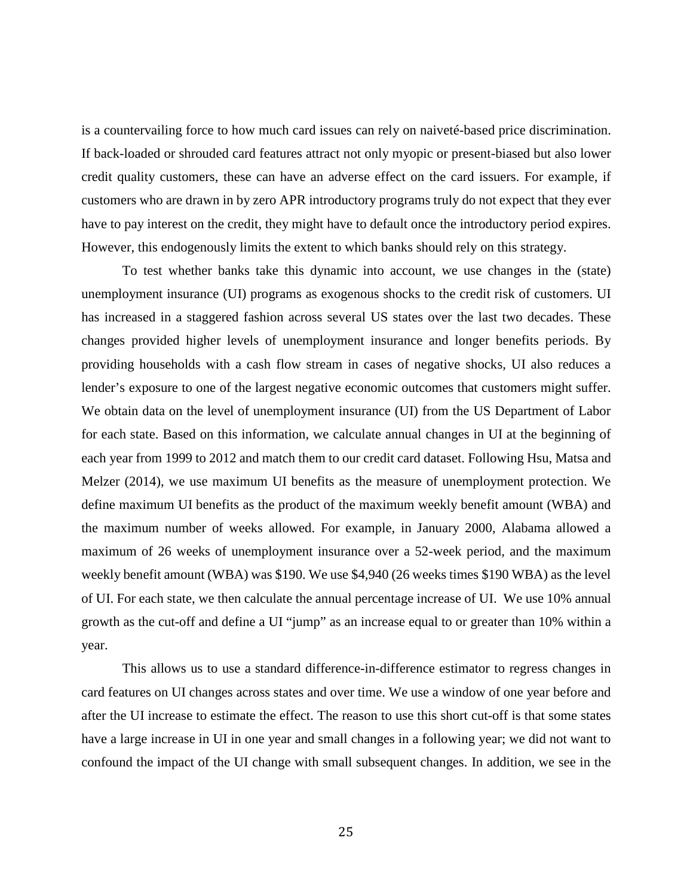is a countervailing force to how much card issues can rely on naiveté-based price discrimination. If back-loaded or shrouded card features attract not only myopic or present-biased but also lower credit quality customers, these can have an adverse effect on the card issuers. For example, if customers who are drawn in by zero APR introductory programs truly do not expect that they ever have to pay interest on the credit, they might have to default once the introductory period expires. However, this endogenously limits the extent to which banks should rely on this strategy.

To test whether banks take this dynamic into account, we use changes in the (state) unemployment insurance (UI) programs as exogenous shocks to the credit risk of customers. UI has increased in a staggered fashion across several US states over the last two decades. These changes provided higher levels of unemployment insurance and longer benefits periods. By providing households with a cash flow stream in cases of negative shocks, UI also reduces a lender's exposure to one of the largest negative economic outcomes that customers might suffer. We obtain data on the level of unemployment insurance (UI) from the US Department of Labor for each state. Based on this information, we calculate annual changes in UI at the beginning of each year from 1999 to 2012 and match them to our credit card dataset. Following Hsu, Matsa and Melzer (2014), we use maximum UI benefits as the measure of unemployment protection. We define maximum UI benefits as the product of the maximum weekly benefit amount (WBA) and the maximum number of weeks allowed. For example, in January 2000, Alabama allowed a maximum of 26 weeks of unemployment insurance over a 52-week period, and the maximum weekly benefit amount (WBA) was $190. We use $4,940 (26 weeks times $190 WBA) as the level of UI. For each state, we then calculate the annual percentage increase of UI. We use 10% annual growth as the cut-off and define a UI "jump" as an increase equal to or greater than 10% within a year.

This allows us to use a standard difference-in-difference estimator to regress changes in card features on UI changes across states and over time. We use a window of one year before and after the UI increase to estimate the effect. The reason to use this short cut-off is that some states have a large increase in UI in one year and small changes in a following year; we did not want to confound the impact of the UI change with small subsequent changes. In addition, we see in the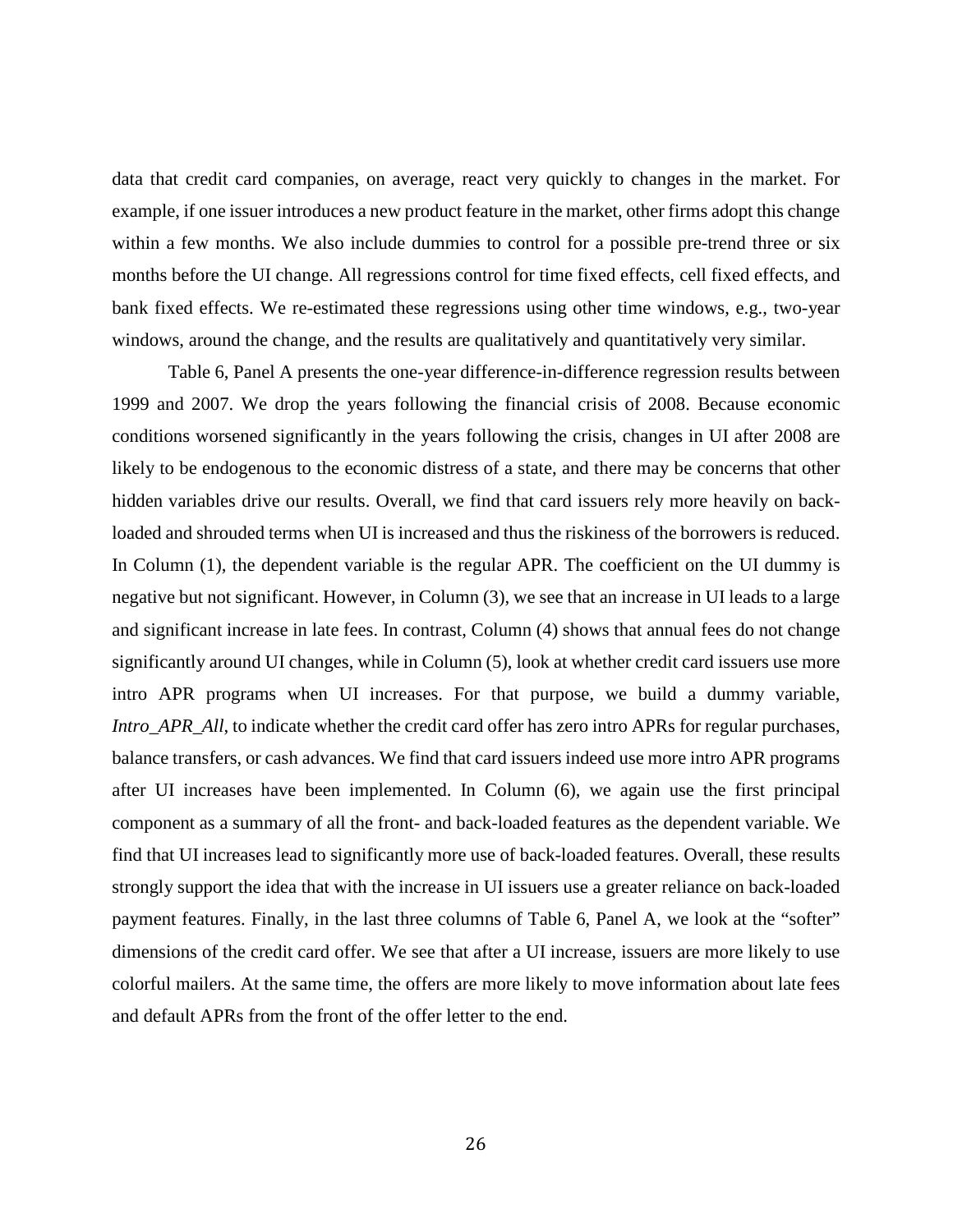data that credit card companies, on average, react very quickly to changes in the market. For example, if one issuer introduces a new product feature in the market, other firms adopt this change within a few months. We also include dummies to control for a possible pre-trend three or six months before the UI change. All regressions control for time fixed effects, cell fixed effects, and bank fixed effects. We re-estimated these regressions using other time windows, e.g., two-year windows, around the change, and the results are qualitatively and quantitatively very similar.

Table 6, Panel A presents the one-year difference-in-difference regression results between 1999 and 2007. We drop the years following the financial crisis of 2008. Because economic conditions worsened significantly in the years following the crisis, changes in UI after 2008 are likely to be endogenous to the economic distress of a state, and there may be concerns that other hidden variables drive our results. Overall, we find that card issuers rely more heavily on back-loaded and shrouded terms when UI is increased and thus the riskiness of the borrowers is reduced. In Column (1), the dependent variable is the regular APR. The coefficient on the UI dummy is negative but not significant. However, in Column (3), we see that an increase in UI leads to a large and significant increase in late fees. In contrast, Column (4) shows that annual fees do not change significantly around UI changes, while in Column (5), look at whether credit card issuers use more intro APR programs when UI increases. For that purpose, we build a dummy variable, *Intro_APR_All*, to indicate whether the credit card offer has zero intro APRs for regular purchases, balance transfers, or cash advances. We find that card issuers indeed use more intro APR programs after UI increases have been implemented. In Column (6), we again use the first principal component as a summary of all the front- and back-loaded features as the dependent variable. We find that UI increases lead to significantly more use of back-loaded features. Overall, these results strongly support the idea that with the increase in UI issuers use a greater reliance on back-loaded payment features. Finally, in the last three columns of Table 6, Panel A, we look at the "softer" dimensions of the credit card offer. We see that after a UI increase, issuers are more likely to use colorful mailers. At the same time, the offers are more likely to move information about late fees and default APRs from the front of the offer letter to the end.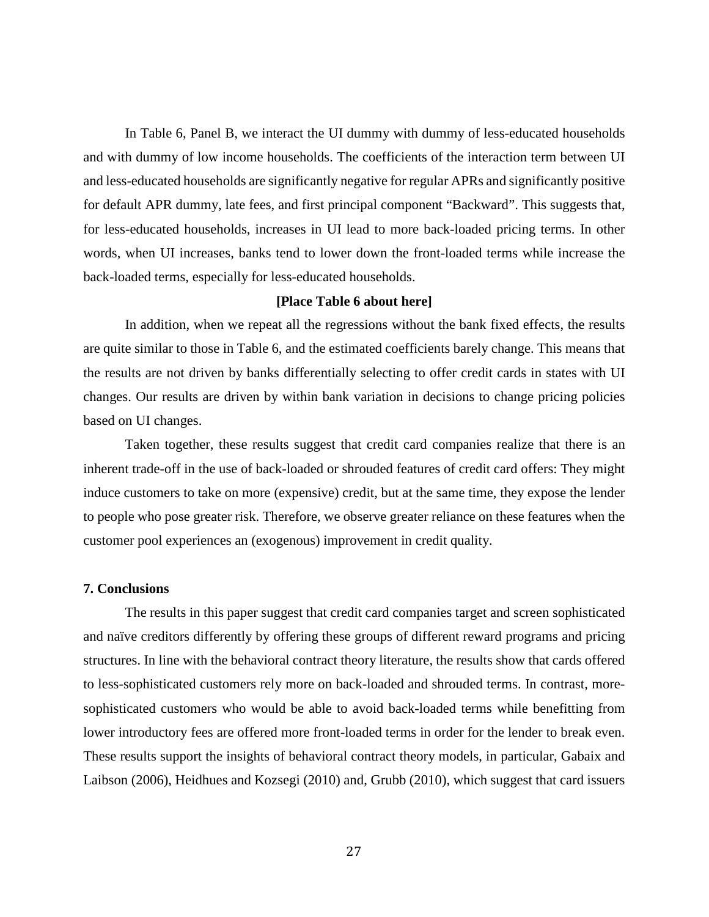In Table 6, Panel B, we interact the UI dummy with dummy of less-educated households and with dummy of low income households. The coefficients of the interaction term between UI and less-educated households are significantly negative for regular APRs and significantly positive for default APR dummy, late fees, and first principal component "Backward". This suggests that, for less-educated households, increases in UI lead to more back-loaded pricing terms. In other words, when UI increases, banks tend to lower down the front-loaded terms while increase the back-loaded terms, especially for less-educated households.

**[Place Table 6 about here]**

In addition, when we repeat all the regressions without the bank fixed effects, the results are quite similar to those in Table 6, and the estimated coefficients barely change. This means that the results are not driven by banks differentially selecting to offer credit cards in states with UI changes. Our results are driven by within bank variation in decisions to change pricing policies based on UI changes.

Taken together, these results suggest that credit card companies realize that there is an inherent trade-off in the use of back-loaded or shrouded features of credit card offers: They might induce customers to take on more (expensive) credit, but at the same time, they expose the lender to people who pose greater risk. Therefore, we observe greater reliance on these features when the customer pool experiences an (exogenous) improvement in credit quality.

## 7. Conclusions

The results in this paper suggest that credit card companies target and screen sophisticated and naïve creditors differently by offering these groups of different reward programs and pricing structures. In line with the behavioral contract theory literature, the results show that cards offered to less-sophisticated customers rely more on back-loaded and shrouded terms. In contrast, more-sophisticated customers who would be able to avoid back-loaded terms while benefitting from lower introductory fees are offered more front-loaded terms in order for the lender to break even. These results support the insights of behavioral contract theory models, in particular, Gabaix and Laibson (2006), Heidhues and Kozsegi (2010) and, Grubb (2010), which suggest that card issuers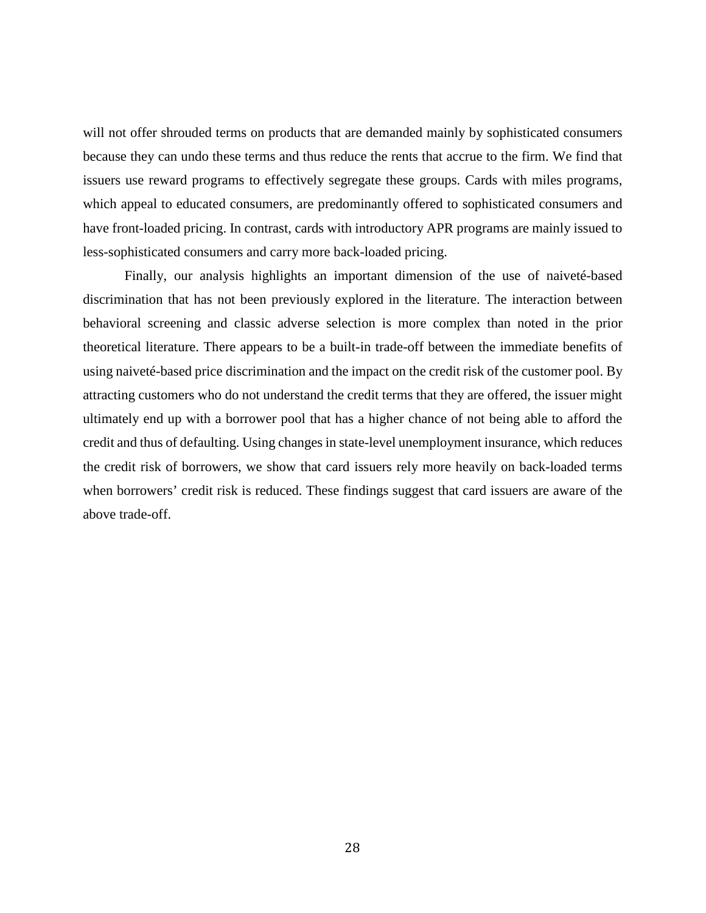will not offer shrouded terms on products that are demanded mainly by sophisticated consumers because they can undo these terms and thus reduce the rents that accrue to the firm. We find that issuers use reward programs to effectively segregate these groups. Cards with miles programs, which appeal to educated consumers, are predominantly offered to sophisticated consumers and have front-loaded pricing. In contrast, cards with introductory APR programs are mainly issued to less-sophisticated consumers and carry more back-loaded pricing.

Finally, our analysis highlights an important dimension of the use of naiveté-based discrimination that has not been previously explored in the literature. The interaction between behavioral screening and classic adverse selection is more complex than noted in the prior theoretical literature. There appears to be a built-in trade-off between the immediate benefits of using naiveté-based price discrimination and the impact on the credit risk of the customer pool. By attracting customers who do not understand the credit terms that they are offered, the issuer might ultimately end up with a borrower pool that has a higher chance of not being able to afford the credit and thus of defaulting. Using changes in state-level unemployment insurance, which reduces the credit risk of borrowers, we show that card issuers rely more heavily on back-loaded terms when borrowers' credit risk is reduced. These findings suggest that card issuers are aware of the above trade-off.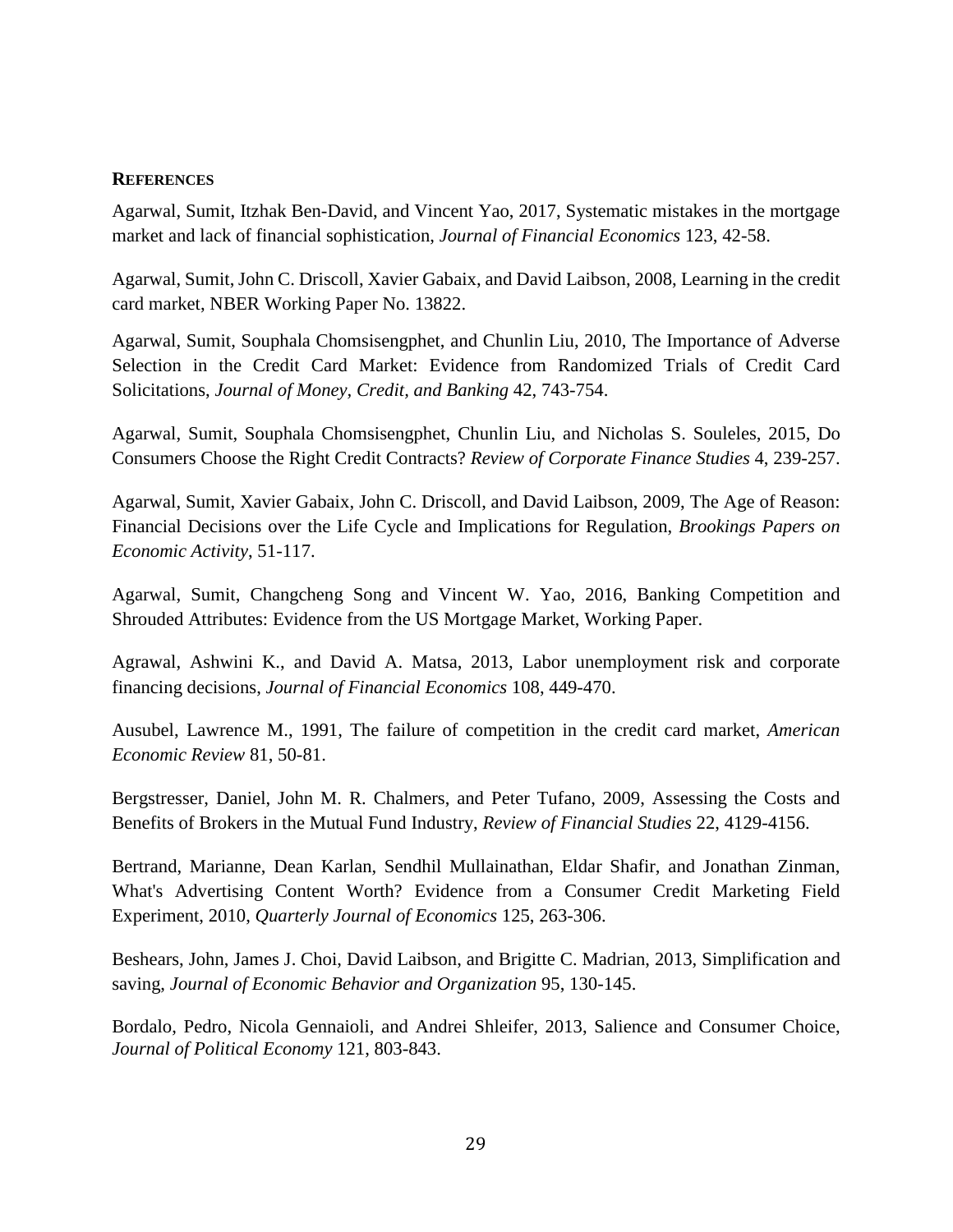## REFERENCES

Agarwal, Sumit, Itzhak Ben-David, and Vincent Yao, 2017, Systematic mistakes in the mortgage market and lack of financial sophistication, *Journal of Financial Economics* 123, 42-58.

Agarwal, Sumit, John C. Driscoll, Xavier Gabaix, and David Laibson, 2008, Learning in the credit card market, NBER Working Paper No. 13822.

Agarwal, Sumit, Souphala Chomsisengphet, and Chunlin Liu, 2010, The Importance of Adverse Selection in the Credit Card Market: Evidence from Randomized Trials of Credit Card Solicitations, *Journal of Money, Credit, and Banking* 42, 743-754.

Agarwal, Sumit, Souphala Chomsisengphet, Chunlin Liu, and Nicholas S. Souleles, 2015, Do Consumers Choose the Right Credit Contracts? *Review of Corporate Finance Studies* 4, 239-257.

Agarwal, Sumit, Xavier Gabaix, John C. Driscoll, and David Laibson, 2009, The Age of Reason: Financial Decisions over the Life Cycle and Implications for Regulation, *Brookings Papers on Economic Activity*, 51-117.

Agarwal, Sumit, Changcheng Song and Vincent W. Yao, 2016, Banking Competition and Shrouded Attributes: Evidence from the US Mortgage Market, Working Paper.

Agrawal, Ashwini K., and David A. Matsa, 2013, Labor unemployment risk and corporate financing decisions, *Journal of Financial Economics* 108, 449-470.

Ausubel, Lawrence M., 1991, The failure of competition in the credit card market, *American Economic Review* 81, 50-81.

Bergstresser, Daniel, John M. R. Chalmers, and Peter Tufano, 2009, Assessing the Costs and Benefits of Brokers in the Mutual Fund Industry, *Review of Financial Studies* 22, 4129-4156.

Bertrand, Marianne, Dean Karlan, Sendhil Mullainathan, Eldar Shafir, and Jonathan Zinman, What's Advertising Content Worth? Evidence from a Consumer Credit Marketing Field Experiment, 2010, *Quarterly Journal of Economics* 125, 263-306.

Beshears, John, James J. Choi, David Laibson, and Brigitte C. Madrian, 2013, Simplification and saving, *Journal of Economic Behavior and Organization* 95, 130-145.

Bordalo, Pedro, Nicola Gennaioli, and Andrei Shleifer, 2013, Salience and Consumer Choice, *Journal of Political Economy* 121, 803-843.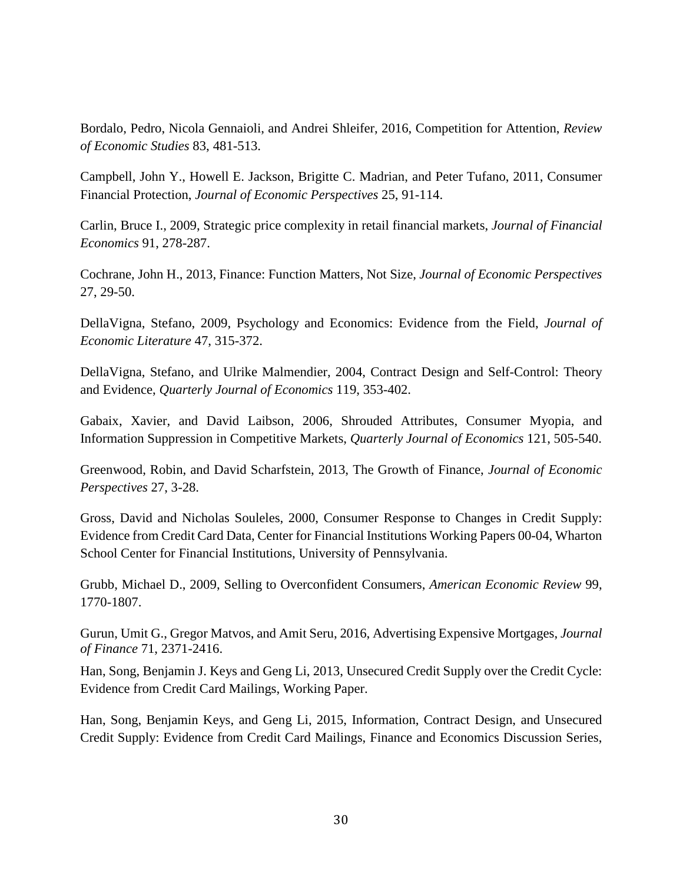Bordalo, Pedro, Nicola Gennaioli, and Andrei Shleifer, 2016, Competition for Attention, *Review of Economic Studies* 83, 481-513.

Campbell, John Y., Howell E. Jackson, Brigitte C. Madrian, and Peter Tufano, 2011, Consumer Financial Protection, *Journal of Economic Perspectives* 25, 91-114.

Carlin, Bruce I., 2009, Strategic price complexity in retail financial markets, *Journal of Financial Economics* 91, 278-287.

Cochrane, John H., 2013, Finance: Function Matters, Not Size, *Journal of Economic Perspectives* 27, 29-50.

DellaVigna, Stefano, 2009, Psychology and Economics: Evidence from the Field, *Journal of Economic Literature* 47, 315-372.

DellaVigna, Stefano, and Ulrike Malmendier, 2004, Contract Design and Self-Control: Theory and Evidence, *Quarterly Journal of Economics* 119, 353-402.

Gabaix, Xavier, and David Laibson, 2006, Shrouded Attributes, Consumer Myopia, and Information Suppression in Competitive Markets, *Quarterly Journal of Economics* 121, 505-540.

Greenwood, Robin, and David Scharfstein, 2013, The Growth of Finance, *Journal of Economic Perspectives* 27, 3-28.

Gross, David and Nicholas Souleles, 2000, Consumer Response to Changes in Credit Supply: Evidence from Credit Card Data, Center for Financial Institutions Working Papers 00-04, Wharton School Center for Financial Institutions, University of Pennsylvania.

Grubb, Michael D., 2009, Selling to Overconfident Consumers, *American Economic Review* 99, 1770-1807.

Gurun, Umit G., Gregor Matvos, and Amit Seru, 2016, Advertising Expensive Mortgages, *Journal of Finance* 71, 2371-2416.

Han, Song, Benjamin J. Keys and Geng Li, 2013, Unsecured Credit Supply over the Credit Cycle: Evidence from Credit Card Mailings, Working Paper.

Han, Song, Benjamin Keys, and Geng Li, 2015, Information, Contract Design, and Unsecured Credit Supply: Evidence from Credit Card Mailings, Finance and Economics Discussion Series,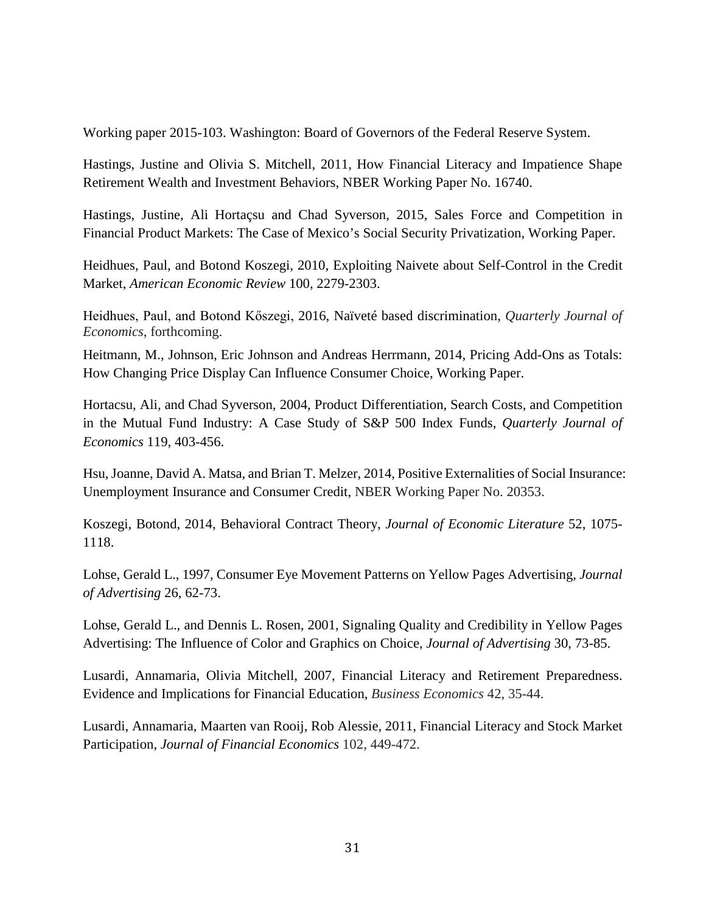Working paper 2015-103. Washington: Board of Governors of the Federal Reserve System.

Hastings, Justine and Olivia S. Mitchell, 2011, How Financial Literacy and Impatience Shape Retirement Wealth and Investment Behaviors, NBER Working Paper No. 16740.

Hastings, Justine, Ali Hortaçsu and Chad Syverson, 2015, Sales Force and Competition in Financial Product Markets: The Case of Mexico's Social Security Privatization, Working Paper.

Heidhues, Paul, and Botond Koszegi, 2010, Exploiting Naivete about Self-Control in the Credit Market, *American Economic Review* 100, 2279-2303.

Heidhues, Paul, and Botond Kőszegi, 2016, Naïveté based discrimination, *Quarterly Journal of Economics*, forthcoming.

Heitmann, M., Johnson, Eric Johnson and Andreas Herrmann, 2014, Pricing Add-Ons as Totals: How Changing Price Display Can Influence Consumer Choice, Working Paper.

Hortacsu, Ali, and Chad Syverson, 2004, Product Differentiation, Search Costs, and Competition in the Mutual Fund Industry: A Case Study of S&P 500 Index Funds, *Quarterly Journal of Economics* 119, 403-456.

Hsu, Joanne, David A. Matsa, and Brian T. Melzer, 2014, Positive Externalities of Social Insurance: Unemployment Insurance and Consumer Credit, NBER Working Paper No. 20353.

Koszegi, Botond, 2014, Behavioral Contract Theory, *Journal of Economic Literature* 52, 1075-1118.

Lohse, Gerald L., 1997, Consumer Eye Movement Patterns on Yellow Pages Advertising, *Journal of Advertising* 26, 62-73.

Lohse, Gerald L., and Dennis L. Rosen, 2001, Signaling Quality and Credibility in Yellow Pages Advertising: The Influence of Color and Graphics on Choice, *Journal of Advertising* 30, 73-85.

Lusardi, Annamaria, Olivia Mitchell, 2007, Financial Literacy and Retirement Preparedness. Evidence and Implications for Financial Education, *Business Economics* 42, 35-44.

Lusardi, Annamaria, Maarten van Rooij, Rob Alessie, 2011, Financial Literacy and Stock Market Participation, *Journal of Financial Economics* 102, 449-472.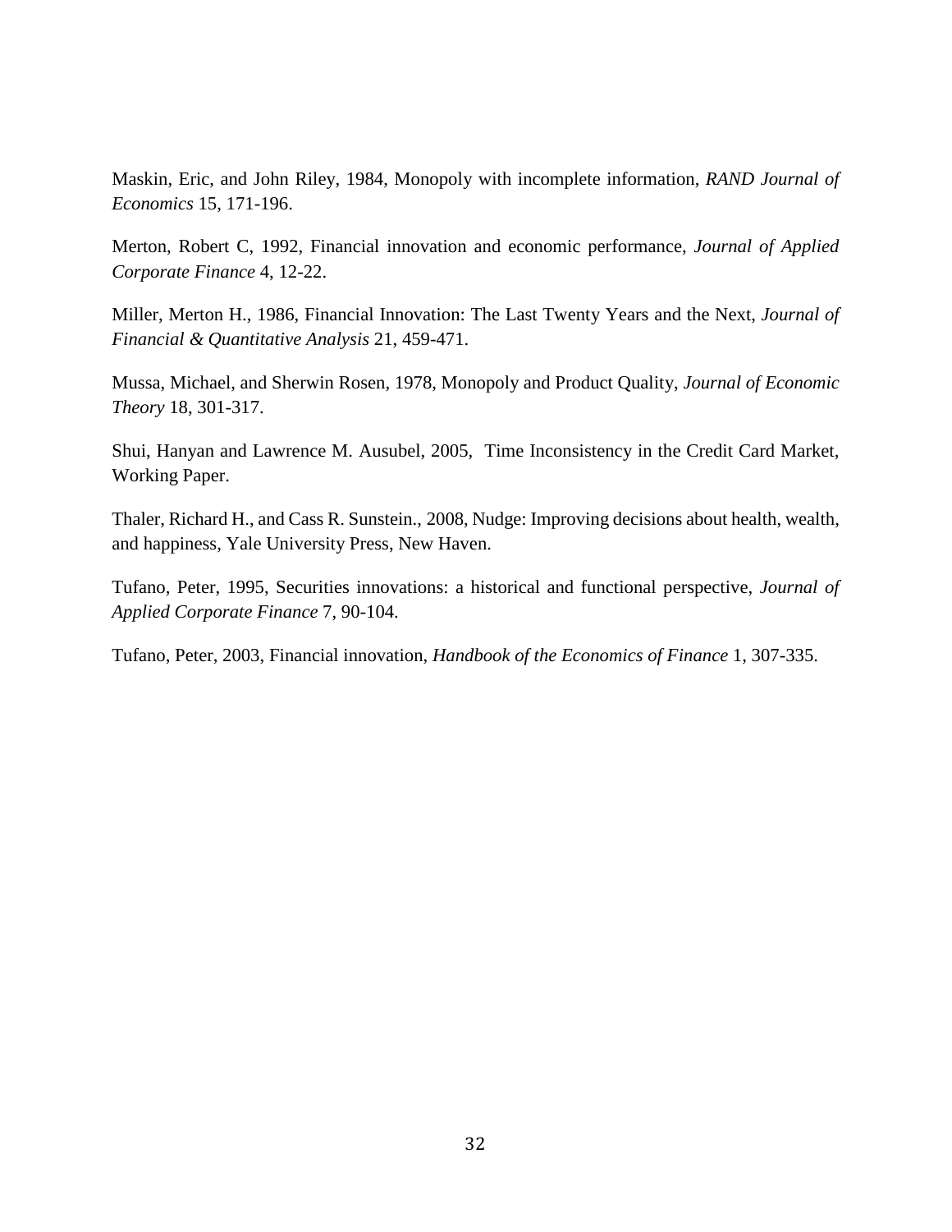Maskin, Eric, and John Riley, 1984, Monopoly with incomplete information, *RAND Journal of Economics* 15, 171-196.

Merton, Robert C, 1992, Financial innovation and economic performance, *Journal of Applied Corporate Finance* 4, 12-22.

Miller, Merton H., 1986, Financial Innovation: The Last Twenty Years and the Next, *Journal of Financial & Quantitative Analysis* 21, 459-471.

Mussa, Michael, and Sherwin Rosen, 1978, Monopoly and Product Quality, *Journal of Economic Theory* 18, 301-317.

Shui, Hanyan and Lawrence M. Ausubel, 2005, Time Inconsistency in the Credit Card Market, Working Paper.

Thaler, Richard H., and Cass R. Sunstein., 2008, Nudge: Improving decisions about health, wealth, and happiness, Yale University Press, New Haven.

Tufano, Peter, 1995, Securities innovations: a historical and functional perspective, *Journal of Applied Corporate Finance* 7, 90-104.

Tufano, Peter, 2003, Financial innovation, *Handbook of the Economics of Finance* 1, 307-335.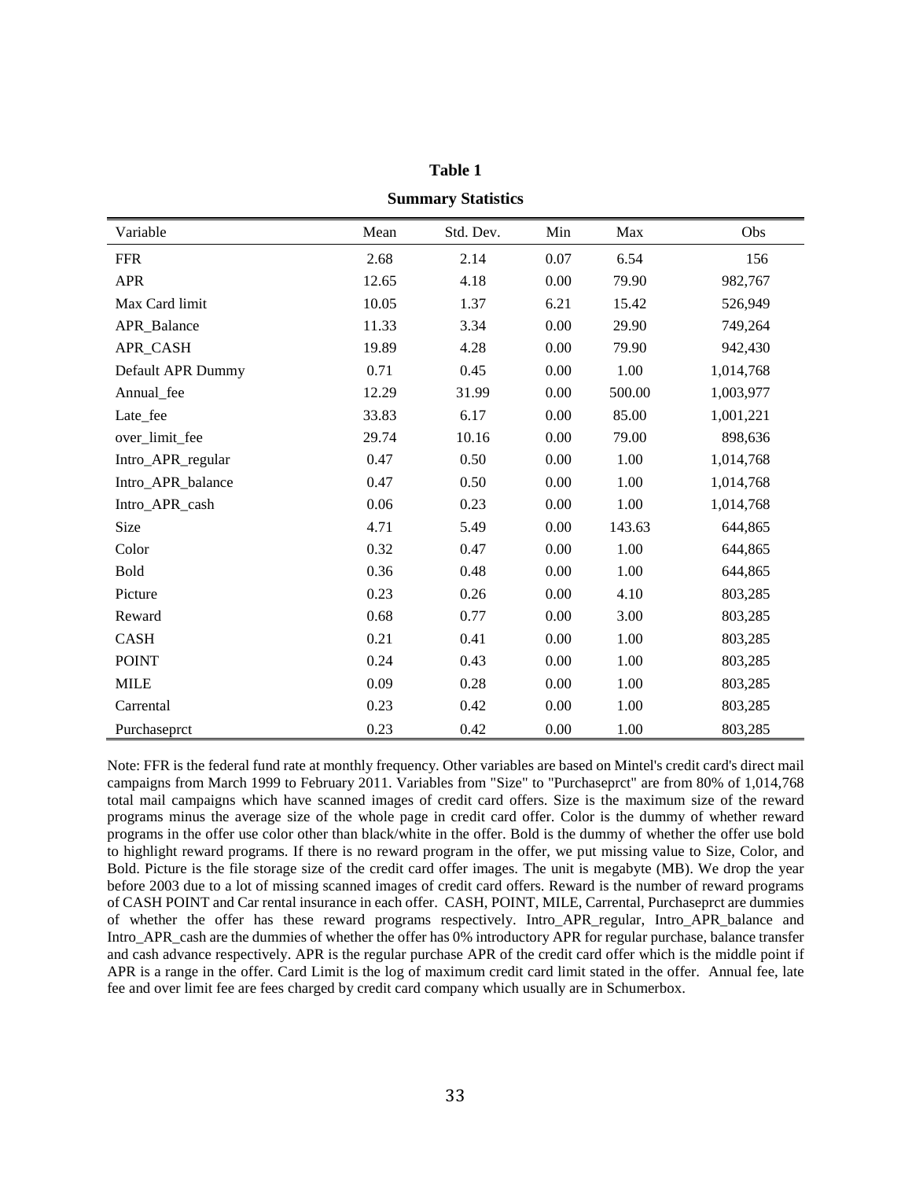**Table 1**

**Summary Statistics**

| Variable | Mean | Std. Dev. | Min | Max | Obs |
|---|---|---|---|---|---|
| FFR | 2.68 | 2.14 | 0.07 | 6.54 | 156 |
| APR | 12.65 | 4.18 | 0.00 | 79.90 | 982,767 |
| Max Card limit | 10.05 | 1.37 | 6.21 | 15.42 | 526,949 |
| APR_Balance | 11.33 | 3.34 | 0.00 | 29.90 | 749,264 |
| APR_CASH | 19.89 | 4.28 | 0.00 | 79.90 | 942,430 |
| Default APR Dummy | 0.71 | 0.45 | 0.00 | 1.00 | 1,014,768 |
| Annual_fee | 12.29 | 31.99 | 0.00 | 500.00 | 1,003,977 |
| Late_fee | 33.83 | 6.17 | 0.00 | 85.00 | 1,001,221 |
| over_limit_fee | 29.74 | 10.16 | 0.00 | 79.00 | 898,636 |
| Intro_APR_regular | 0.47 | 0.50 | 0.00 | 1.00 | 1,014,768 |
| Intro_APR_balance | 0.47 | 0.50 | 0.00 | 1.00 | 1,014,768 |
| Intro_APR_cash | 0.06 | 0.23 | 0.00 | 1.00 | 1,014,768 |
| Size | 4.71 | 5.49 | 0.00 | 143.63 | 644,865 |
| Color | 0.32 | 0.47 | 0.00 | 1.00 | 644,865 |
| Bold | 0.36 | 0.48 | 0.00 | 1.00 | 644,865 |
| Picture | 0.23 | 0.26 | 0.00 | 4.10 | 803,285 |
| Reward | 0.68 | 0.77 | 0.00 | 3.00 | 803,285 |
| CASH | 0.21 | 0.41 | 0.00 | 1.00 | 803,285 |
| POINT | 0.24 | 0.43 | 0.00 | 1.00 | 803,285 |
| MILE | 0.09 | 0.28 | 0.00 | 1.00 | 803,285 |
| Carrental | 0.23 | 0.42 | 0.00 | 1.00 | 803,285 |
| Purchaseprct | 0.23 | 0.42 | 0.00 | 1.00 | 803,285 |

Note: FFR is the federal fund rate at monthly frequency. Other variables are based on Mintel's credit card's direct mail campaigns from March 1999 to February 2011. Variables from "Size" to "Purchaseprct" are from 80% of 1,014,768 total mail campaigns which have scanned images of credit card offers. Size is the maximum size of the reward programs minus the average size of the whole page in credit card offer. Color is the dummy of whether reward programs in the offer use color other than black/white in the offer. Bold is the dummy of whether the offer use bold to highlight reward programs. If there is no reward program in the offer, we put missing value to Size, Color, and Bold. Picture is the file storage size of the credit card offer images. The unit is megabyte (MB). We drop the year before 2003 due to a lot of missing scanned images of credit card offers. Reward is the number of reward programs of CASH POINT and Car rental insurance in each offer. CASH, POINT, MILE, Carrental, Purchaseprct are dummies of whether the offer has these reward programs respectively. Intro_APR_regular, Intro_APR_balance and Intro_APR_cash are the dummies of whether the offer has 0% introductory APR for regular purchase, balance transfer and cash advance respectively. APR is the regular purchase APR of the credit card offer which is the middle point if APR is a range in the offer. Card Limit is the log of maximum credit card limit stated in the offer. Annual fee, late fee and over limit fee are fees charged by credit card company which usually are in Schumerbox.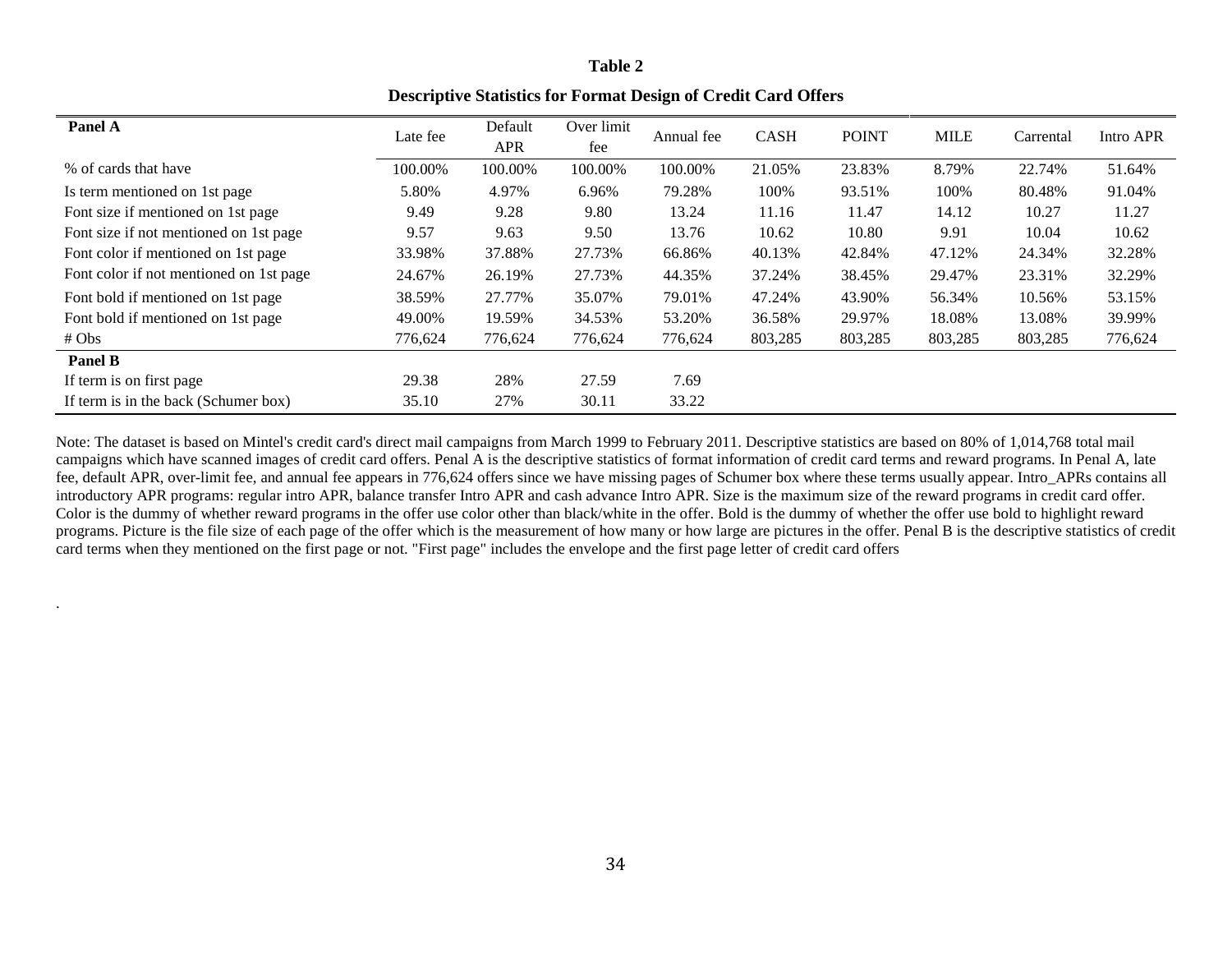**Table 2**

**Descriptive Statistics for Format Design of Credit Card Offers**

| **Panel A** | Late fee | Default APR | Over limit fee | Annual fee | CASH | POINT | MILE | Carrental | Intro APR |
|---|---|---|---|---|---|---|---|---|---|
| % of cards that have | 100.00% | 100.00% | 100.00% | 100.00% | 21.05% | 23.83% | 8.79% | 22.74% | 51.64% |
| Is term mentioned on 1st page | 5.80% | 4.97% | 6.96% | 79.28% | 100% | 93.51% | 100% | 80.48% | 91.04% |
| Font size if mentioned on 1st page | 9.49 | 9.28 | 9.80 | 13.24 | 11.16 | 11.47 | 14.12 | 10.27 | 11.27 |
| Font size if not mentioned on 1st page | 9.57 | 9.63 | 9.50 | 13.76 | 10.62 | 10.80 | 9.91 | 10.04 | 10.62 |
| Font color if mentioned on 1st page | 33.98% | 37.88% | 27.73% | 66.86% | 40.13% | 42.84% | 47.12% | 24.34% | 32.28% |
| Font color if not mentioned on 1st page | 24.67% | 26.19% | 27.73% | 44.35% | 37.24% | 38.45% | 29.47% | 23.31% | 32.29% |
| Font bold if mentioned on 1st page | 38.59% | 27.77% | 35.07% | 79.01% | 47.24% | 43.90% | 56.34% | 10.56% | 53.15% |
| Font bold if mentioned on 1st page | 49.00% | 19.59% | 34.53% | 53.20% | 36.58% | 29.97% | 18.08% | 13.08% | 39.99% |
| # Obs | 776,624 | 776,624 | 776,624 | 776,624 | 803,285 | 803,285 | 803,285 | 803,285 | 776,624 |
| **Panel B** | | | | | | | | | |
| If term is on first page | 29.38 | 28% | 27.59 | 7.69 | | | | | |
| If term is in the back (Schumer box) | 35.10 | 27% | 30.11 | 33.22 | | | | | |

Note: The dataset is based on Mintel's credit card's direct mail campaigns from March 1999 to February 2011. Descriptive statistics are based on 80% of 1,014,768 total mail campaigns which have scanned images of credit card offers. Penal A is the descriptive statistics of format information of credit card terms and reward programs. In Penal A, late fee, default APR, over-limit fee, and annual fee appears in 776,624 offers since we have missing pages of Schumer box where these terms usually appear. Intro_APRs contains all introductory APR programs: regular intro APR, balance transfer Intro APR and cash advance Intro APR. Size is the maximum size of the reward programs in credit card offer. Color is the dummy of whether reward programs in the offer use color other than black/white in the offer. Bold is the dummy of whether the offer use bold to highlight reward programs. Picture is the file size of each page of the offer which is the measurement of how many or how large are pictures in the offer. Penal B is the descriptive statistics of credit card terms when they mentioned on the first page or not. "First page" includes the envelope and the first page letter of credit card offers

.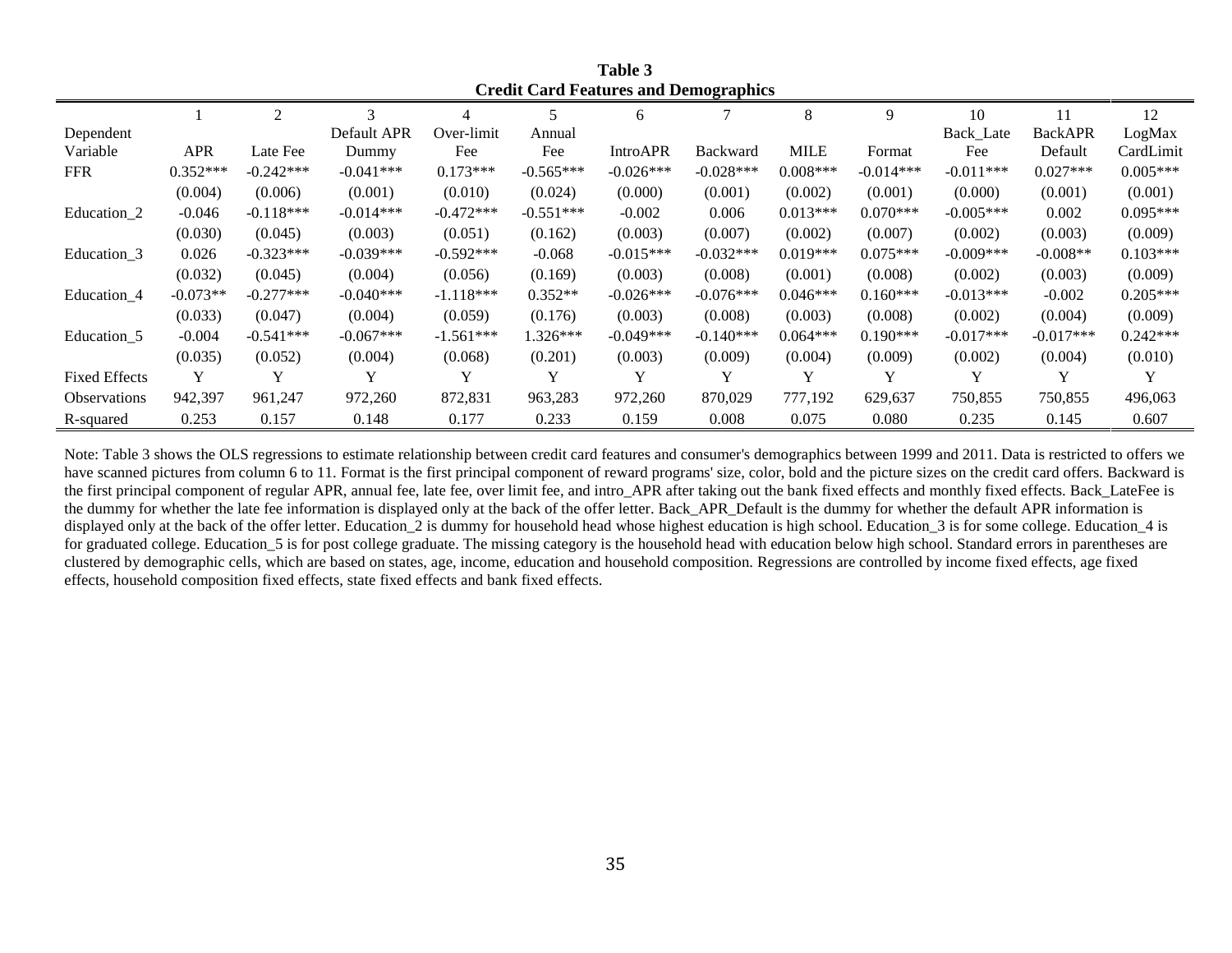**Table 3**
**Credit Card Features and Demographics**

| | 1 | 2 | 3 | 4 | 5 | 6 | 7 | 8 | 9 | 10 | 11 | 12 |
|---|---|---|---|---|---|---|---|---|---|---|---|---|
| Dependent Variable | APR | Late Fee | Default APR Dummy | Over-limit Fee | Annual Fee | IntroAPR | Backward | MILE | Format | Back_Late Fee | BackAPR Default | LogMax CardLimit |
| FFR | 0.352*** | -0.242*** | -0.041*** | 0.173*** | -0.565*** | -0.026*** | -0.028*** | 0.008*** | -0.014*** | -0.011*** | 0.027*** | 0.005*** |
| | (0.004) | (0.006) | (0.001) | (0.010) | (0.024) | (0.000) | (0.001) | (0.002) | (0.001) | (0.000) | (0.001) | (0.001) |
| Education_2 | -0.046 | -0.118*** | -0.014*** | -0.472*** | -0.551*** | -0.002 | 0.006 | 0.013*** | 0.070*** | -0.005*** | 0.002 | 0.095*** |
| | (0.030) | (0.045) | (0.003) | (0.051) | (0.162) | (0.003) | (0.007) | (0.002) | (0.007) | (0.002) | (0.003) | (0.009) |
| Education_3 | 0.026 | -0.323*** | -0.039*** | -0.592*** | -0.068 | -0.015*** | -0.032*** | 0.019*** | 0.075*** | -0.009*** | -0.008** | 0.103*** |
| | (0.032) | (0.045) | (0.004) | (0.056) | (0.169) | (0.003) | (0.008) | (0.001) | (0.008) | (0.002) | (0.003) | (0.009) |
| Education_4 | -0.073** | -0.277*** | -0.040*** | -1.118*** | 0.352** | -0.026*** | -0.076*** | 0.046*** | 0.160*** | -0.013*** | -0.002 | 0.205*** |
| | (0.033) | (0.047) | (0.004) | (0.059) | (0.176) | (0.003) | (0.008) | (0.003) | (0.008) | (0.002) | (0.004) | (0.009) |
| Education_5 | -0.004 | -0.541*** | -0.067*** | -1.561*** | 1.326*** | -0.049*** | -0.140*** | 0.064*** | 0.190*** | -0.017*** | -0.017*** | 0.242*** |
| | (0.035) | (0.052) | (0.004) | (0.068) | (0.201) | (0.003) | (0.009) | (0.004) | (0.009) | (0.002) | (0.004) | (0.010) |
| Fixed Effects | Y | Y | Y | Y | Y | Y | Y | Y | Y | Y | Y | Y |
| Observations | 942,397 | 961,247 | 972,260 | 872,831 | 963,283 | 972,260 | 870,029 | 777,192 | 629,637 | 750,855 | 750,855 | 496,063 |
| R-squared | 0.253 | 0.157 | 0.148 | 0.177 | 0.233 | 0.159 | 0.008 | 0.075 | 0.080 | 0.235 | 0.145 | 0.607 |

Note: Table 3 shows the OLS regressions to estimate relationship between credit card features and consumer's demographics between 1999 and 2011. Data is restricted to offers we have scanned pictures from column 6 to 11. Format is the first principal component of reward programs' size, color, bold and the picture sizes on the credit card offers. Backward is the first principal component of regular APR, annual fee, late fee, over limit fee, and intro_APR after taking out the bank fixed effects and monthly fixed effects. Back_LateFee is the dummy for whether the late fee information is displayed only at the back of the offer letter. Back_APR_Default is the dummy for whether the default APR information is displayed only at the back of the offer letter. Education_2 is dummy for household head whose highest education is high school. Education_3 is for some college. Education_4 is for graduated college. Education_5 is for post college graduate. The missing category is the household head with education below high school. Standard errors in parentheses are clustered by demographic cells, which are based on states, age, income, education and household composition. Regressions are controlled by income fixed effects, age fixed effects, household composition fixed effects, state fixed effects and bank fixed effects.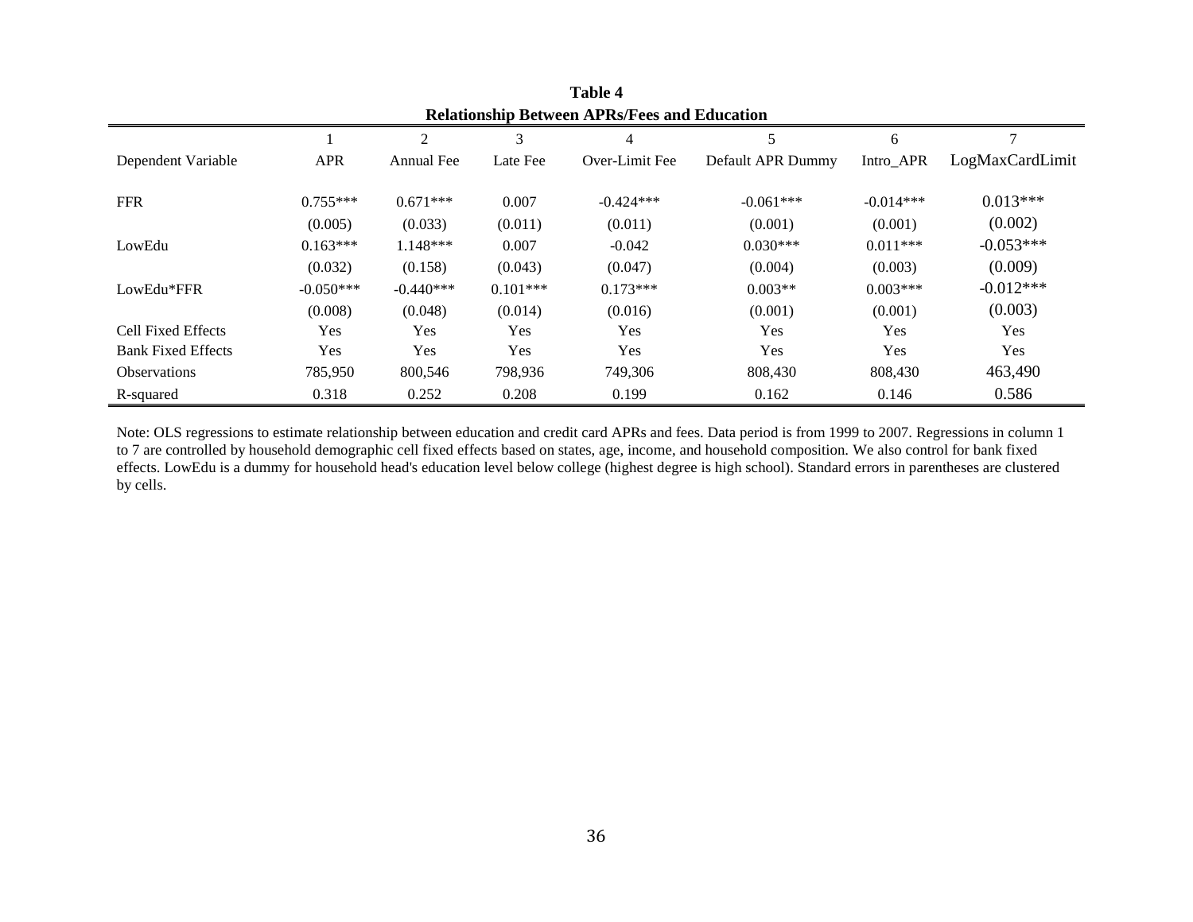**Table 4**

**Relationship Between APRs/Fees and Education**

| | 1 | 2 | 3 | 4 | 5 | 6 | 7 |
|---|---|---|---|---|---|---|---|
| Dependent Variable | APR | Annual Fee | Late Fee | Over-Limit Fee | Default APR Dummy | Intro_APR | LogMaxCardLimit |
| FFR | 0.755*** | 0.671*** | 0.007 | -0.424*** | -0.061*** | -0.014*** | 0.013*** |
| | (0.005) | (0.033) | (0.011) | (0.011) | (0.001) | (0.001) | (0.002) |
| LowEdu | 0.163*** | 1.148*** | 0.007 | -0.042 | 0.030*** | 0.011*** | -0.053*** |
| | (0.032) | (0.158) | (0.043) | (0.047) | (0.004) | (0.003) | (0.009) |
| LowEdu*FFR | -0.050*** | -0.440*** | 0.101*** | 0.173*** | 0.003** | 0.003*** | -0.012*** |
| | (0.008) | (0.048) | (0.014) | (0.016) | (0.001) | (0.001) | (0.003) |
| Cell Fixed Effects | Yes | Yes | Yes | Yes | Yes | Yes | Yes |
| Bank Fixed Effects | Yes | Yes | Yes | Yes | Yes | Yes | Yes |
| Observations | 785,950 | 800,546 | 798,936 | 749,306 | 808,430 | 808,430 | 463,490 |
| R-squared | 0.318 | 0.252 | 0.208 | 0.199 | 0.162 | 0.146 | 0.586 |

Note: OLS regressions to estimate relationship between education and credit card APRs and fees. Data period is from 1999 to 2007. Regressions in column 1 to 7 are controlled by household demographic cell fixed effects based on states, age, income, and household composition. We also control for bank fixed effects. LowEdu is a dummy for household head's education level below college (highest degree is high school). Standard errors in parentheses are clustered by cells.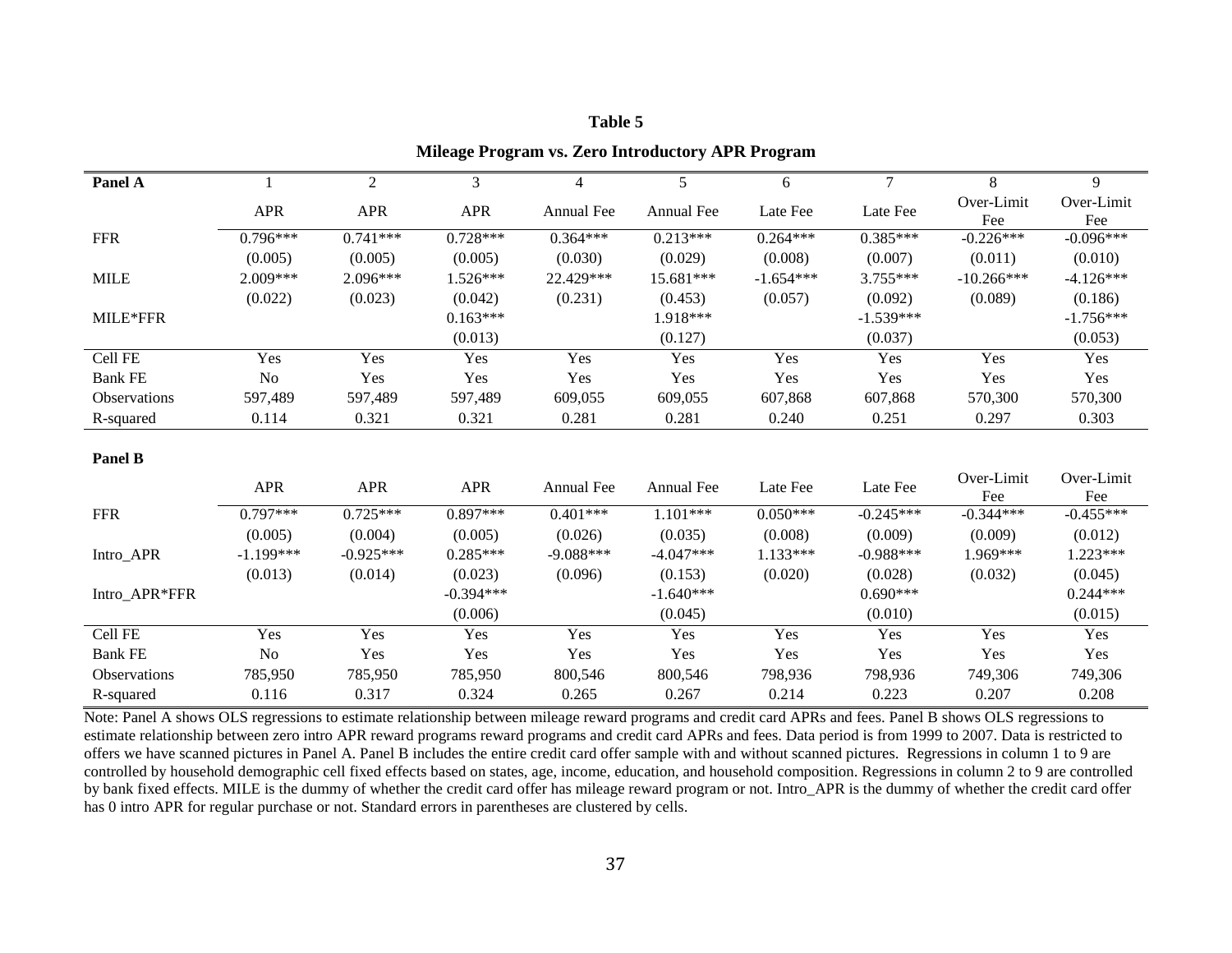**Table 5**

**Mileage Program vs. Zero Introductory APR Program**

| **Panel A** | 1 | 2 | 3 | 4 | 5 | 6 | 7 | 8 | 9 |
|---|---|---|---|---|---|---|---|---|---|
| | APR | APR | APR | Annual Fee | Annual Fee | Late Fee | Late Fee | Over-Limit Fee | Over-Limit Fee |
| FFR | 0.796*** | 0.741*** | 0.728*** | 0.364*** | 0.213*** | 0.264*** | 0.385*** | -0.226*** | -0.096*** |
| | (0.005) | (0.005) | (0.005) | (0.030) | (0.029) | (0.008) | (0.007) | (0.011) | (0.010) |
| MILE | 2.009*** | 2.096*** | 1.526*** | 22.429*** | 15.681*** | -1.654*** | 3.755*** | -10.266*** | -4.126*** |
| | (0.022) | (0.023) | (0.042) | (0.231) | (0.453) | (0.057) | (0.092) | (0.089) | (0.186) |
| MILE*FFR | | | 0.163*** | | 1.918*** | | -1.539*** | | -1.756*** |
| | | | (0.013) | | (0.127) | | (0.037) | | (0.053) |
| Cell FE | Yes | Yes | Yes | Yes | Yes | Yes | Yes | Yes | Yes |
| Bank FE | No | Yes | Yes | Yes | Yes | Yes | Yes | Yes | Yes |
| Observations | 597,489 | 597,489 | 597,489 | 609,055 | 609,055 | 607,868 | 607,868 | 570,300 | 570,300 |
| R-squared | 0.114 | 0.321 | 0.321 | 0.281 | 0.281 | 0.240 | 0.251 | 0.297 | 0.303 |
| **Panel B** | | | | | | | | | |
| | APR | APR | APR | Annual Fee | Annual Fee | Late Fee | Late Fee | Over-Limit Fee | Over-Limit Fee |
| FFR | 0.797*** | 0.725*** | 0.897*** | 0.401*** | 1.101*** | 0.050*** | -0.245*** | -0.344*** | -0.455*** |
| | (0.005) | (0.004) | (0.005) | (0.026) | (0.035) | (0.008) | (0.009) | (0.009) | (0.012) |
| Intro_APR | -1.199*** | -0.925*** | 0.285*** | -9.088*** | -4.047*** | 1.133*** | -0.988*** | 1.969*** | 1.223*** |
| | (0.013) | (0.014) | (0.023) | (0.096) | (0.153) | (0.020) | (0.028) | (0.032) | (0.045) |
| Intro_APR*FFR | | | -0.394*** | | -1.640*** | | 0.690*** | | 0.244*** |
| | | | (0.006) | | (0.045) | | (0.010) | | (0.015) |
| Cell FE | Yes | Yes | Yes | Yes | Yes | Yes | Yes | Yes | Yes |
| Bank FE | No | Yes | Yes | Yes | Yes | Yes | Yes | Yes | Yes |
| Observations | 785,950 | 785,950 | 785,950 | 800,546 | 800,546 | 798,936 | 798,936 | 749,306 | 749,306 |
| R-squared | 0.116 | 0.317 | 0.324 | 0.265 | 0.267 | 0.214 | 0.223 | 0.207 | 0.208 |

Note: Panel A shows OLS regressions to estimate relationship between mileage reward programs and credit card APRs and fees. Panel B shows OLS regressions to estimate relationship between zero intro APR reward programs reward programs and credit card APRs and fees. Data period is from 1999 to 2007. Data is restricted to offers we have scanned pictures in Panel A. Panel B includes the entire credit card offer sample with and without scanned pictures. Regressions in column 1 to 9 are controlled by household demographic cell fixed effects based on states, age, income, education, and household composition. Regressions in column 2 to 9 are controlled by bank fixed effects. MILE is the dummy of whether the credit card offer has mileage reward program or not. Intro_APR is the dummy of whether the credit card offer has 0 intro APR for regular purchase or not. Standard errors in parentheses are clustered by cells.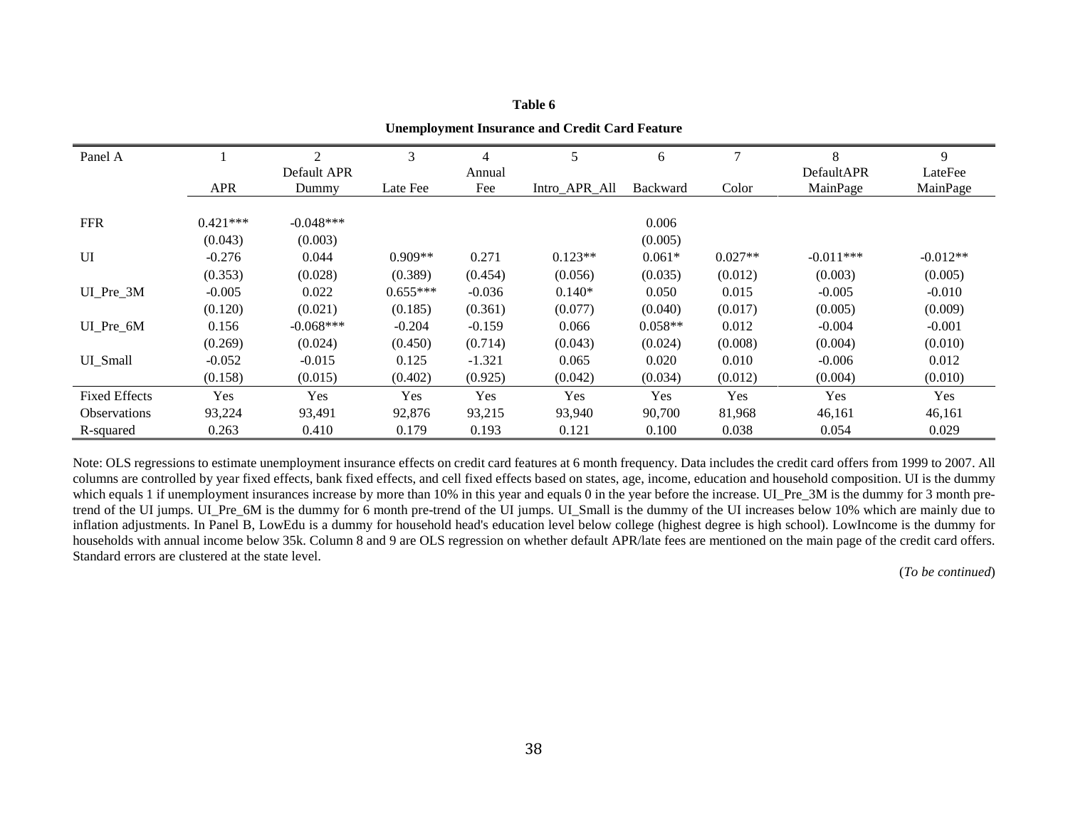**Table 6**

**Unemployment Insurance and Credit Card Feature**

| Panel A | 1 | 2 | 3 | 4 | 5 | 6 | 7 | 8 | 9 |
|---|---|---|---|---|---|---|---|---|---|
| | APR | Default APR Dummy | Late Fee | Annual Fee | Intro_APR_All | Backward | Color | DefaultAPR MainPage | LateFee MainPage |
| FFR | 0.421*** | -0.048*** | | | | 0.006 | | | |
| | (0.043) | (0.003) | | | | (0.005) | | | |
| UI | -0.276 | 0.044 | 0.909** | 0.271 | 0.123** | 0.061* | 0.027** | -0.011*** | -0.012** |
| | (0.353) | (0.028) | (0.389) | (0.454) | (0.056) | (0.035) | (0.012) | (0.003) | (0.005) |
| UI_Pre_3M | -0.005 | 0.022 | 0.655*** | -0.036 | 0.140* | 0.050 | 0.015 | -0.005 | -0.010 |
| | (0.120) | (0.021) | (0.185) | (0.361) | (0.077) | (0.040) | (0.017) | (0.005) | (0.009) |
| UI_Pre_6M | 0.156 | -0.068*** | -0.204 | -0.159 | 0.066 | 0.058** | 0.012 | -0.004 | -0.001 |
| | (0.269) | (0.024) | (0.450) | (0.714) | (0.043) | (0.024) | (0.008) | (0.004) | (0.010) |
| UI_Small | -0.052 | -0.015 | 0.125 | -1.321 | 0.065 | 0.020 | 0.010 | -0.006 | 0.012 |
| | (0.158) | (0.015) | (0.402) | (0.925) | (0.042) | (0.034) | (0.012) | (0.004) | (0.010) |
| Fixed Effects | Yes | Yes | Yes | Yes | Yes | Yes | Yes | Yes | Yes |
| Observations | 93,224 | 93,491 | 92,876 | 93,215 | 93,940 | 90,700 | 81,968 | 46,161 | 46,161 |
| R-squared | 0.263 | 0.410 | 0.179 | 0.193 | 0.121 | 0.100 | 0.038 | 0.054 | 0.029 |

Note: OLS regressions to estimate unemployment insurance effects on credit card features at 6 month frequency. Data includes the credit card offers from 1999 to 2007. All columns are controlled by year fixed effects, bank fixed effects, and cell fixed effects based on states, age, income, education and household composition. UI is the dummy which equals 1 if unemployment insurances increase by more than 10% in this year and equals 0 in the year before the increase. UI_Pre_3M is the dummy for 3 month pre-trend of the UI jumps. UI_Pre_6M is the dummy for 6 month pre-trend of the UI jumps. UI_Small is the dummy of the UI increases below 10% which are mainly due to inflation adjustments. In Panel B, LowEdu is a dummy for household head's education level below college (highest degree is high school). LowIncome is the dummy for households with annual income below 35k. Column 8 and 9 are OLS regression on whether default APR/late fees are mentioned on the main page of the credit card offers. Standard errors are clustered at the state level.

(*To be continued*)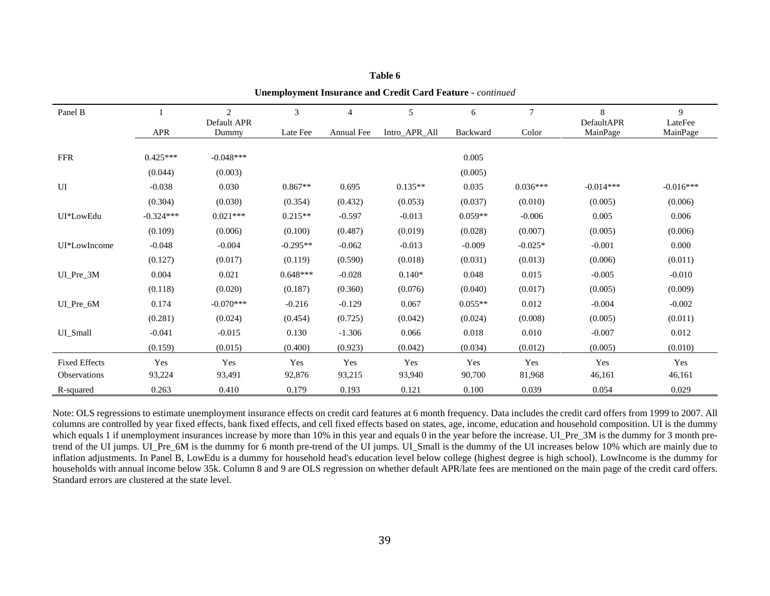**Table 6**

**Unemployment Insurance and Credit Card Feature** - *continued*

| Panel B | 1 | 2 | 3 | 4 | 5 | 6 | 7 | 8 | 9 |
|---|---|---|---|---|---|---|---|---|---|
| | APR | Default APR Dummy | Late Fee | Annual Fee | Intro_APR_All | Backward | Color | DefaultAPR MainPage | LateFee MainPage |
| FFR | 0.425*** | -0.048*** | | | | 0.005 | | | |
| | (0.044) | (0.003) | | | | (0.005) | | | |
| UI | -0.038 | 0.030 | 0.867** | 0.695 | 0.135** | 0.035 | 0.036*** | -0.014*** | -0.016*** |
| | (0.304) | (0.030) | (0.354) | (0.432) | (0.053) | (0.037) | (0.010) | (0.005) | (0.006) |
| UI*LowEdu | -0.324*** | 0.021*** | 0.215** | -0.597 | -0.013 | 0.059** | -0.006 | 0.005 | 0.006 |
| | (0.109) | (0.006) | (0.100) | (0.487) | (0.019) | (0.028) | (0.007) | (0.005) | (0.006) |
| UI*LowIncome | -0.048 | -0.004 | -0.295** | -0.062 | -0.013 | -0.009 | -0.025* | -0.001 | 0.000 |
| | (0.127) | (0.017) | (0.119) | (0.590) | (0.018) | (0.031) | (0.013) | (0.006) | (0.011) |
| UI_Pre_3M | 0.004 | 0.021 | 0.648*** | -0.028 | 0.140* | 0.048 | 0.015 | -0.005 | -0.010 |
| | (0.118) | (0.020) | (0.187) | (0.360) | (0.076) | (0.040) | (0.017) | (0.005) | (0.009) |
| UI_Pre_6M | 0.174 | -0.070*** | -0.216 | -0.129 | 0.067 | 0.055** | 0.012 | -0.004 | -0.002 |
| | (0.281) | (0.024) | (0.454) | (0.725) | (0.042) | (0.024) | (0.008) | (0.005) | (0.011) |
| UI_Small | -0.041 | -0.015 | 0.130 | -1.306 | 0.066 | 0.018 | 0.010 | -0.007 | 0.012 |
| | (0.159) | (0.015) | (0.400) | (0.923) | (0.042) | (0.034) | (0.012) | (0.005) | (0.010) |
| Fixed Effects | Yes | Yes | Yes | Yes | Yes | Yes | Yes | Yes | Yes |
| Observations | 93,224 | 93,491 | 92,876 | 93,215 | 93,940 | 90,700 | 81,968 | 46,161 | 46,161 |
| R-squared | 0.263 | 0.410 | 0.179 | 0.193 | 0.121 | 0.100 | 0.039 | 0.054 | 0.029 |

Note: OLS regressions to estimate unemployment insurance effects on credit card features at 6 month frequency. Data includes the credit card offers from 1999 to 2007. All columns are controlled by year fixed effects, bank fixed effects, and cell fixed effects based on states, age, income, education and household composition. UI is the dummy which equals 1 if unemployment insurances increase by more than 10% in this year and equals 0 in the year before the increase. UI_Pre_3M is the dummy for 3 month pre-trend of the UI jumps. UI_Pre_6M is the dummy for 6 month pre-trend of the UI jumps. UI_Small is the dummy of the UI increases below 10% which are mainly due to inflation adjustments. In Panel B, LowEdu is a dummy for household head's education level below college (highest degree is high school). LowIncome is the dummy for households with annual income below 35k. Column 8 and 9 are OLS regression on whether default APR/late fees are mentioned on the main page of the credit card offers. Standard errors are clustered at the state level.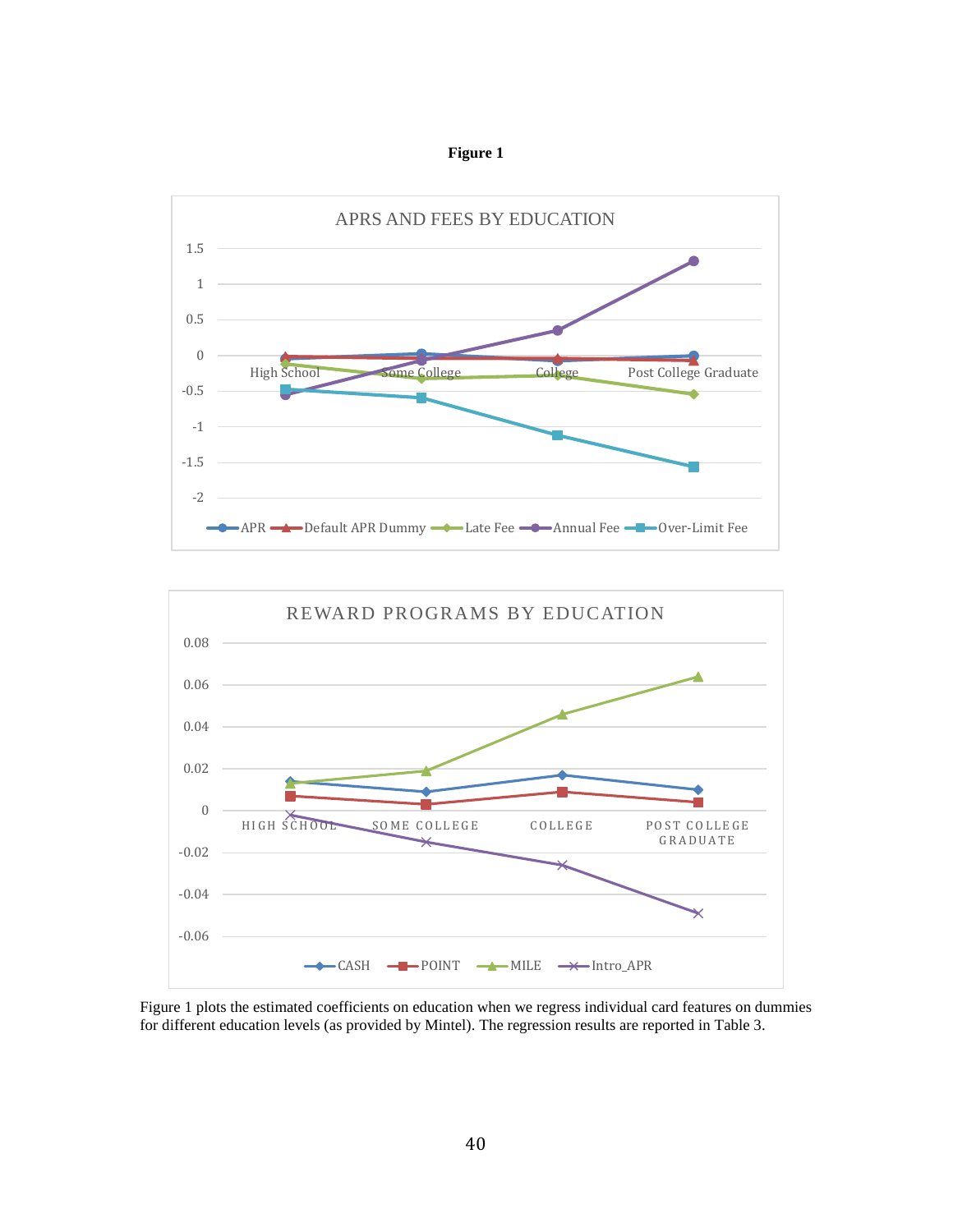**Figure 1**

Figure 1 plots the estimated coefficients on education when we regress individual card features on dummies for different education levels (as provided by Mintel). The regression results are reported in Table 3.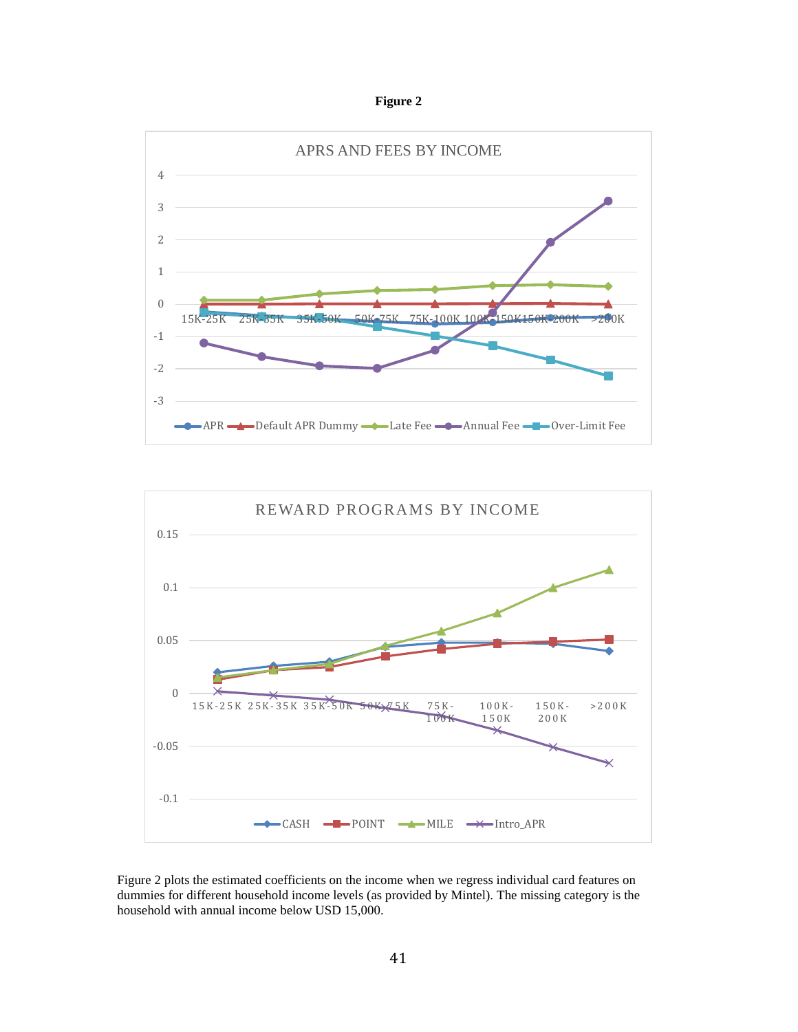**Figure 2**

Figure 2 plots the estimated coefficients on the income when we regress individual card features on dummies for different household income levels (as provided by Mintel). The missing category is the household with annual income below USD 15,000.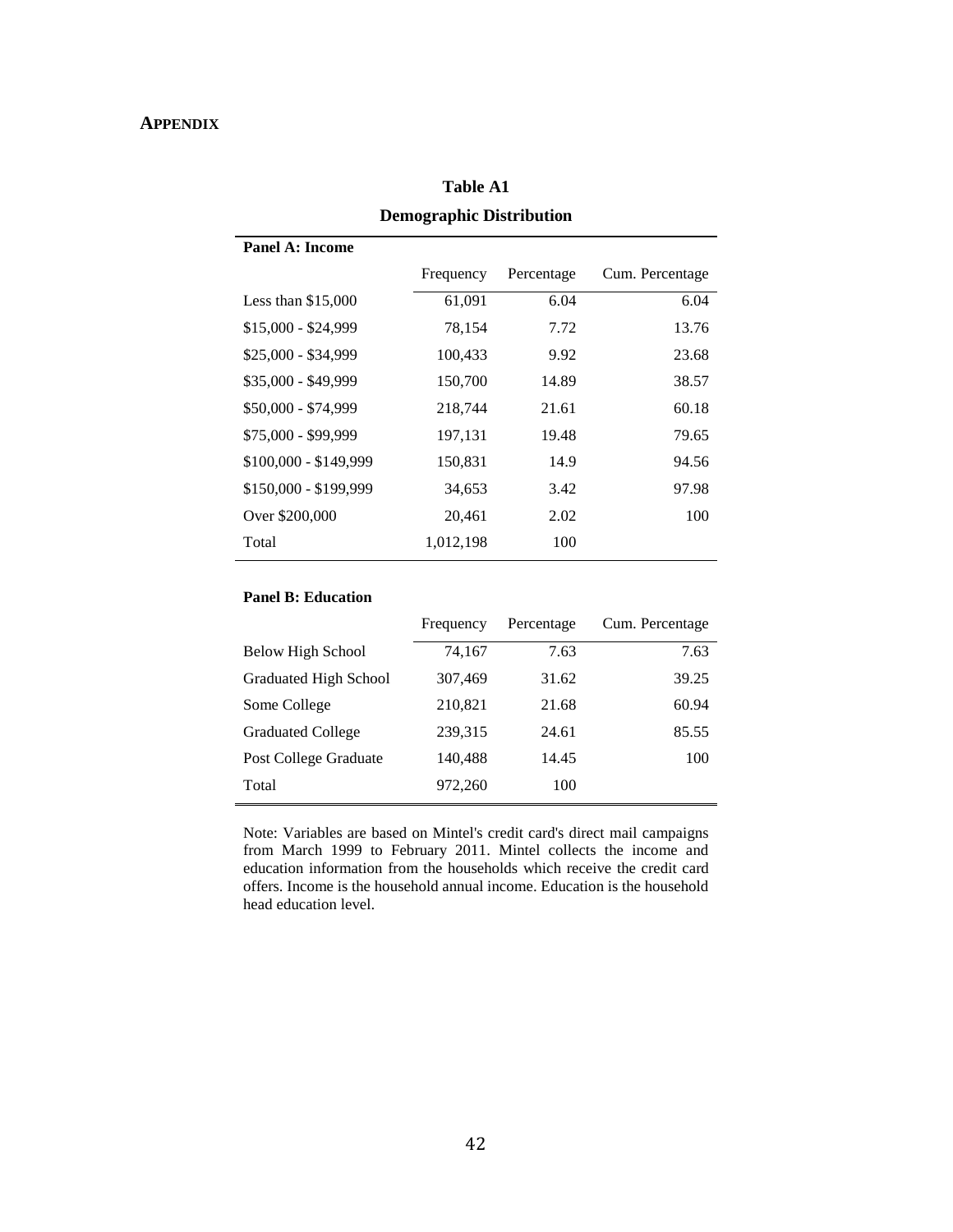## APPENDIX

**Table A1**

**Demographic Distribution**

**Panel A: Income**

| | Frequency | Percentage | Cum. Percentage |
|---|---|---|---|
| Less than $15,000 | 61,091 | 6.04 | 6.04 |
| $15,000 - $24,999 | 78,154 | 7.72 | 13.76 |
| $25,000 - $34,999 | 100,433 | 9.92 | 23.68 |
| $35,000 - $49,999 | 150,700 | 14.89 | 38.57 |
| $50,000 - $74,999 | 218,744 | 21.61 | 60.18 |
| $75,000 - $99,999 | 197,131 | 19.48 | 79.65 |
| $100,000 - $149,999 | 150,831 | 14.9 | 94.56 |
| $150,000 - $199,999 | 34,653 | 3.42 | 97.98 |
| Over $200,000 | 20,461 | 2.02 | 100 |
| Total | 1,012,198 | 100 | |

**Panel B: Education**

| | Frequency | Percentage | Cum. Percentage |
|---|---|---|---|
| Below High School | 74,167 | 7.63 | 7.63 |
| Graduated High School | 307,469 | 31.62 | 39.25 |
| Some College | 210,821 | 21.68 | 60.94 |
| Graduated College | 239,315 | 24.61 | 85.55 |
| Post College Graduate | 140,488 | 14.45 | 100 |
| Total | 972,260 | 100 | |

Note: Variables are based on Mintel's credit card's direct mail campaigns from March 1999 to February 2011. Mintel collects the income and education information from the households which receive the credit card offers. Income is the household annual income. Education is the household head education level.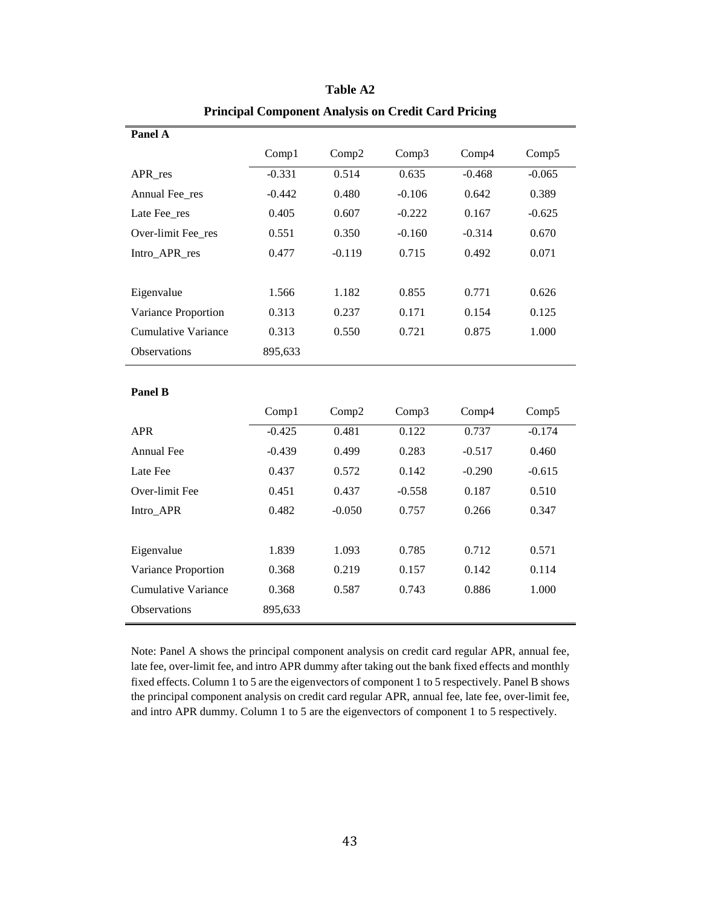**Table A2**

**Principal Component Analysis on Credit Card Pricing**

| **Panel A** | | | | | |
|---|---|---|---|---|---|
| | Comp1 | Comp2 | Comp3 | Comp4 | Comp5 |
| APR_res | -0.331 | 0.514 | 0.635 | -0.468 | -0.065 |
| Annual Fee_res | -0.442 | 0.480 | -0.106 | 0.642 | 0.389 |
| Late Fee_res | 0.405 | 0.607 | -0.222 | 0.167 | -0.625 |
| Over-limit Fee_res | 0.551 | 0.350 | -0.160 | -0.314 | 0.670 |
| Intro_APR_res | 0.477 | -0.119 | 0.715 | 0.492 | 0.071 |
| | | | | | |
| Eigenvalue | 1.566 | 1.182 | 0.855 | 0.771 | 0.626 |
| Variance Proportion | 0.313 | 0.237 | 0.171 | 0.154 | 0.125 |
| Cumulative Variance | 0.313 | 0.550 | 0.721 | 0.875 | 1.000 |
| Observations | 895,633 | | | | |

| **Panel B** | | | | | |
|---|---|---|---|---|---|
| | Comp1 | Comp2 | Comp3 | Comp4 | Comp5 |
| APR | -0.425 | 0.481 | 0.122 | 0.737 | -0.174 |
| Annual Fee | -0.439 | 0.499 | 0.283 | -0.517 | 0.460 |
| Late Fee | 0.437 | 0.572 | 0.142 | -0.290 | -0.615 |
| Over-limit Fee | 0.451 | 0.437 | -0.558 | 0.187 | 0.510 |
| Intro_APR | 0.482 | -0.050 | 0.757 | 0.266 | 0.347 |
| | | | | | |
| Eigenvalue | 1.839 | 1.093 | 0.785 | 0.712 | 0.571 |
| Variance Proportion | 0.368 | 0.219 | 0.157 | 0.142 | 0.114 |
| Cumulative Variance | 0.368 | 0.587 | 0.743 | 0.886 | 1.000 |
| Observations | 895,633 | | | | |

Note: Panel A shows the principal component analysis on credit card regular APR, annual fee, late fee, over-limit fee, and intro APR dummy after taking out the bank fixed effects and monthly fixed effects. Column 1 to 5 are the eigenvectors of component 1 to 5 respectively. Panel B shows the principal component analysis on credit card regular APR, annual fee, late fee, over-limit fee, and intro APR dummy. Column 1 to 5 are the eigenvectors of component 1 to 5 respectively.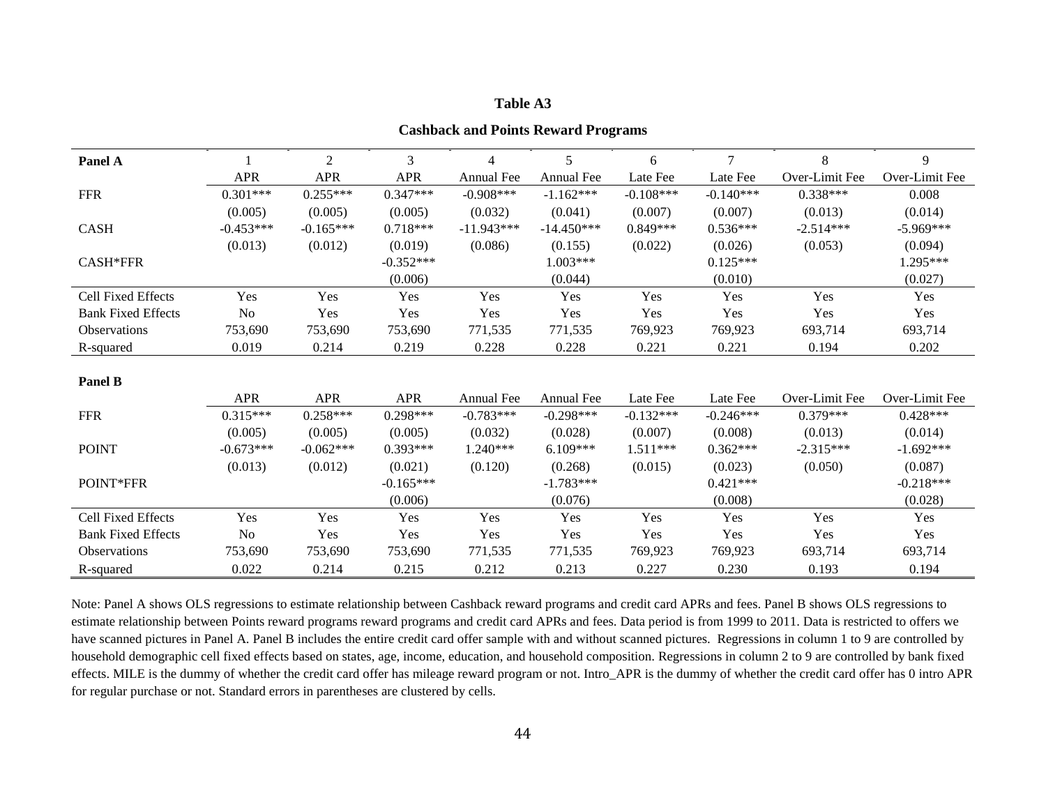**Table A3**

**Cashback and Points Reward Programs**

| **Panel A** | 1 | 2 | 3 | 4 | 5 | 6 | 7 | 8 | 9 |
|---|---|---|---|---|---|---|---|---|---|
| | APR | APR | APR | Annual Fee | Annual Fee | Late Fee | Late Fee | Over-Limit Fee | Over-Limit Fee |
| FFR | 0.301*** | 0.255*** | 0.347*** | -0.908*** | -1.162*** | -0.108*** | -0.140*** | 0.338*** | 0.008 |
| | (0.005) | (0.005) | (0.005) | (0.032) | (0.041) | (0.007) | (0.007) | (0.013) | (0.014) |
| CASH | -0.453*** | -0.165*** | 0.718*** | -11.943*** | -14.450*** | 0.849*** | 0.536*** | -2.514*** | -5.969*** |
| | (0.013) | (0.012) | (0.019) | (0.086) | (0.155) | (0.022) | (0.026) | (0.053) | (0.094) |
| CASH*FFR | | | -0.352*** | | 1.003*** | | 0.125*** | | 1.295*** |
| | | | (0.006) | | (0.044) | | (0.010) | | (0.027) |
| Cell Fixed Effects | Yes | Yes | Yes | Yes | Yes | Yes | Yes | Yes | Yes |
| Bank Fixed Effects | No | Yes | Yes | Yes | Yes | Yes | Yes | Yes | Yes |
| Observations | 753,690 | 753,690 | 753,690 | 771,535 | 771,535 | 769,923 | 769,923 | 693,714 | 693,714 |
| R-squared | 0.019 | 0.214 | 0.219 | 0.228 | 0.228 | 0.221 | 0.221 | 0.194 | 0.202 |
| | | | | | | | | | |
| **Panel B** | | | | | | | | | |
| | APR | APR | APR | Annual Fee | Annual Fee | Late Fee | Late Fee | Over-Limit Fee | Over-Limit Fee |
| FFR | 0.315*** | 0.258*** | 0.298*** | -0.783*** | -0.298*** | -0.132*** | -0.246*** | 0.379*** | 0.428*** |
| | (0.005) | (0.005) | (0.005) | (0.032) | (0.028) | (0.007) | (0.008) | (0.013) | (0.014) |
| POINT | -0.673*** | -0.062*** | 0.393*** | 1.240*** | 6.109*** | 1.511*** | 0.362*** | -2.315*** | -1.692*** |
| | (0.013) | (0.012) | (0.021) | (0.120) | (0.268) | (0.015) | (0.023) | (0.050) | (0.087) |
| POINT*FFR | | | -0.165*** | | -1.783*** | | 0.421*** | | -0.218*** |
| | | | (0.006) | | (0.076) | | (0.008) | | (0.028) |
| Cell Fixed Effects | Yes | Yes | Yes | Yes | Yes | Yes | Yes | Yes | Yes |
| Bank Fixed Effects | No | Yes | Yes | Yes | Yes | Yes | Yes | Yes | Yes |
| Observations | 753,690 | 753,690 | 753,690 | 771,535 | 771,535 | 769,923 | 769,923 | 693,714 | 693,714 |
| R-squared | 0.022 | 0.214 | 0.215 | 0.212 | 0.213 | 0.227 | 0.230 | 0.193 | 0.194 |

Note: Panel A shows OLS regressions to estimate relationship between Cashback reward programs and credit card APRs and fees. Panel B shows OLS regressions to estimate relationship between Points reward programs reward programs and credit card APRs and fees. Data period is from 1999 to 2011. Data is restricted to offers we have scanned pictures in Panel A. Panel B includes the entire credit card offer sample with and without scanned pictures. Regressions in column 1 to 9 are controlled by household demographic cell fixed effects based on states, age, income, education, and household composition. Regressions in column 2 to 9 are controlled by bank fixed effects. MILE is the dummy of whether the credit card offer has mileage reward program or not. Intro_APR is the dummy of whether the credit card offer has 0 intro APR for regular purchase or not. Standard errors in parentheses are clustered by cells.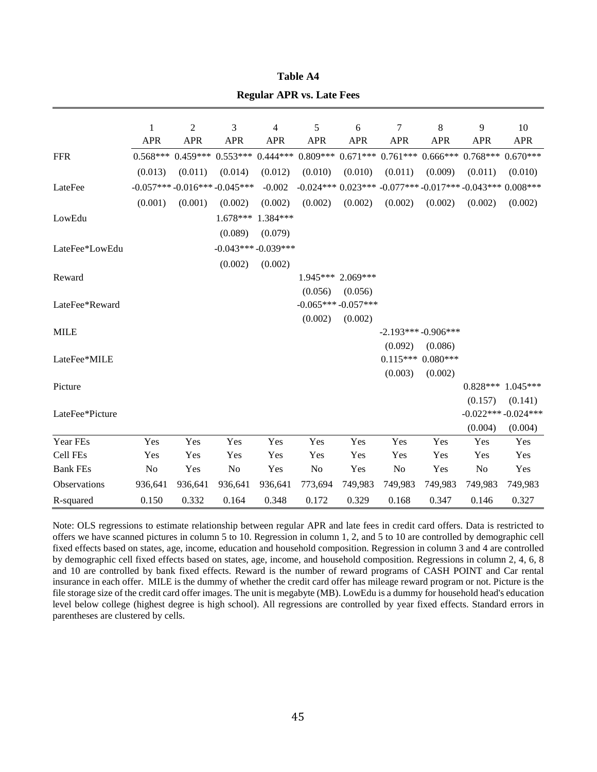**Table A4**

**Regular APR vs. Late Fees**

| | 1 | 2 | 3 | 4 | 5 | 6 | 7 | 8 | 9 | 10 |
|---|---|---|---|---|---|---|---|---|---|---|
| | APR | APR | APR | APR | APR | APR | APR | APR | APR | APR |
| FFR | 0.568*** | 0.459*** | 0.553*** | 0.444*** | 0.809*** | 0.671*** | 0.761*** | 0.666*** | 0.768*** | 0.670*** |
| | (0.013) | (0.011) | (0.014) | (0.012) | (0.010) | (0.010) | (0.011) | (0.009) | (0.011) | (0.010) |
| LateFee | -0.057*** | -0.016*** | -0.045*** | -0.002 | -0.024*** | 0.023*** | -0.077*** | -0.017*** | -0.043*** | 0.008*** |
| | (0.001) | (0.001) | (0.002) | (0.002) | (0.002) | (0.002) | (0.002) | (0.002) | (0.002) | (0.002) |
| LowEdu | | | 1.678*** | 1.384*** | | | | | | |
| | | | (0.089) | (0.079) | | | | | | |
| LateFee*LowEdu | | | -0.043*** | -0.039*** | | | | | | |
| | | | (0.002) | (0.002) | | | | | | |
| Reward | | | | | 1.945*** | 2.069*** | | | | |
| | | | | | (0.056) | (0.056) | | | | |
| LateFee*Reward | | | | | -0.065*** | -0.057*** | | | | |
| | | | | | (0.002) | (0.002) | | | | |
| MILE | | | | | | | -2.193*** | -0.906*** | | |
| | | | | | | | (0.092) | (0.086) | | |
| LateFee*MILE | | | | | | | 0.115*** | 0.080*** | | |
| | | | | | | | (0.003) | (0.002) | | |
| Picture | | | | | | | | | 0.828*** | 1.045*** |
| | | | | | | | | | (0.157) | (0.141) |
| LateFee*Picture | | | | | | | | | -0.022*** | -0.024*** |
| | | | | | | | | | (0.004) | (0.004) |
| Year FEs | Yes | Yes | Yes | Yes | Yes | Yes | Yes | Yes | Yes | Yes |
| Cell FEs | Yes | Yes | Yes | Yes | Yes | Yes | Yes | Yes | Yes | Yes |
| Bank FEs | No | Yes | No | Yes | No | Yes | No | Yes | No | Yes |
| Observations | 936,641 | 936,641 | 936,641 | 936,641 | 773,694 | 749,983 | 749,983 | 749,983 | 749,983 | 749,983 |
| R-squared | 0.150 | 0.332 | 0.164 | 0.348 | 0.172 | 0.329 | 0.168 | 0.347 | 0.146 | 0.327 |

Note: OLS regressions to estimate relationship between regular APR and late fees in credit card offers. Data is restricted to offers we have scanned pictures in column 5 to 10. Regression in column 1, 2, and 5 to 10 are controlled by demographic cell fixed effects based on states, age, income, education and household composition. Regression in column 3 and 4 are controlled by demographic cell fixed effects based on states, age, income, and household composition. Regressions in column 2, 4, 6, 8 and 10 are controlled by bank fixed effects. Reward is the number of reward programs of CASH POINT and Car rental insurance in each offer. MILE is the dummy of whether the credit card offer has mileage reward program or not. Picture is the file storage size of the credit card offer images. The unit is megabyte (MB). LowEdu is a dummy for household head's education level below college (highest degree is high school). All regressions are controlled by year fixed effects. Standard errors in parentheses are clustered by cells.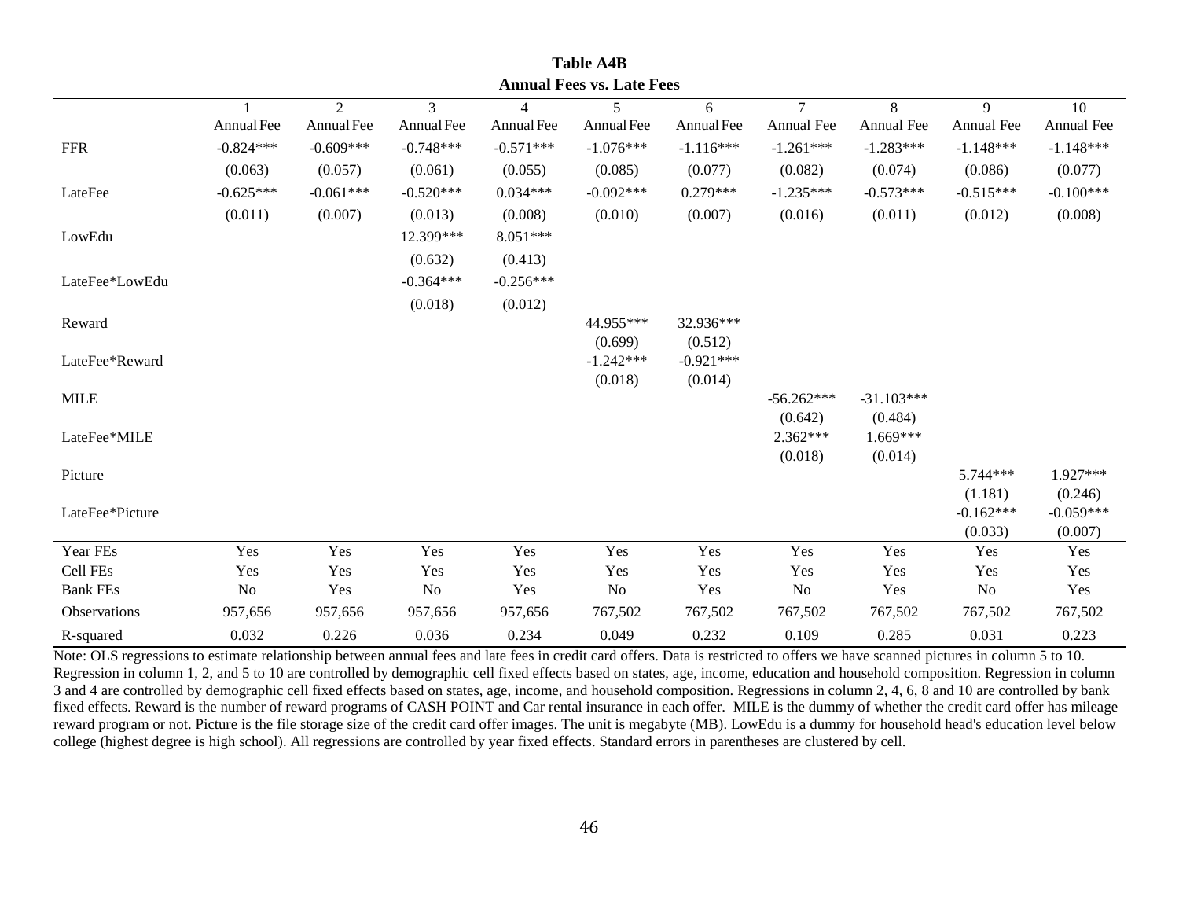**Table A4B**

**Annual Fees vs. Late Fees**

| | 1 | 2 | 3 | 4 | 5 | 6 | 7 | 8 | 9 | 10 |
|---|---|---|---|---|---|---|---|---|---|---|
| | Annual Fee | Annual Fee | Annual Fee | Annual Fee | Annual Fee | Annual Fee | Annual Fee | Annual Fee | Annual Fee | Annual Fee |
| FFR | -0.824*** | -0.609*** | -0.748*** | -0.571*** | -1.076*** | -1.116*** | -1.261*** | -1.283*** | -1.148*** | -1.148*** |
| | (0.063) | (0.057) | (0.061) | (0.055) | (0.085) | (0.077) | (0.082) | (0.074) | (0.086) | (0.077) |
| LateFee | -0.625*** | -0.061*** | -0.520*** | 0.034*** | -0.092*** | 0.279*** | -1.235*** | -0.573*** | -0.515*** | -0.100*** |
| | (0.011) | (0.007) | (0.013) | (0.008) | (0.010) | (0.007) | (0.016) | (0.011) | (0.012) | (0.008) |
| LowEdu | | | 12.399*** | 8.051*** | | | | | | |
| | | | (0.632) | (0.413) | | | | | | |
| LateFee*LowEdu | | | -0.364*** | -0.256*** | | | | | | |
| | | | (0.018) | (0.012) | | | | | | |
| Reward | | | | | 44.955*** | 32.936*** | | | | |
| | | | | | (0.699) | (0.512) | | | | |
| LateFee*Reward | | | | | -1.242*** | -0.921*** | | | | |
| | | | | | (0.018) | (0.014) | | | | |
| MILE | | | | | | | -56.262*** | -31.103*** | | |
| | | | | | | | (0.642) | (0.484) | | |
| LateFee*MILE | | | | | | | 2.362*** | 1.669*** | | |
| | | | | | | | (0.018) | (0.014) | | |
| Picture | | | | | | | | | 5.744*** | 1.927*** |
| | | | | | | | | | (1.181) | (0.246) |
| LateFee*Picture | | | | | | | | | -0.162*** | -0.059*** |
| | | | | | | | | | (0.033) | (0.007) |
| Year FEs | Yes | Yes | Yes | Yes | Yes | Yes | Yes | Yes | Yes | Yes |
| Cell FEs | Yes | Yes | Yes | Yes | Yes | Yes | Yes | Yes | Yes | Yes |
| Bank FEs | No | Yes | No | Yes | No | Yes | No | Yes | No | Yes |
| Observations | 957,656 | 957,656 | 957,656 | 957,656 | 767,502 | 767,502 | 767,502 | 767,502 | 767,502 | 767,502 |
| R-squared | 0.032 | 0.226 | 0.036 | 0.234 | 0.049 | 0.232 | 0.109 | 0.285 | 0.031 | 0.223 |

Note: OLS regressions to estimate relationship between annual fees and late fees in credit card offers. Data is restricted to offers we have scanned pictures in column 5 to 10. Regression in column 1, 2, and 5 to 10 are controlled by demographic cell fixed effects based on states, age, income, education and household composition. Regression in column 3 and 4 are controlled by demographic cell fixed effects based on states, age, income, and household composition. Regressions in column 2, 4, 6, 8 and 10 are controlled by bank fixed effects. Reward is the number of reward programs of CASH POINT and Car rental insurance in each offer. MILE is the dummy of whether the credit card offer has mileage reward program or not. Picture is the file storage size of the credit card offer images. The unit is megabyte (MB). LowEdu is a dummy for household head's education level below college (highest degree is high school). All regressions are controlled by year fixed effects. Standard errors in parentheses are clustered by cell.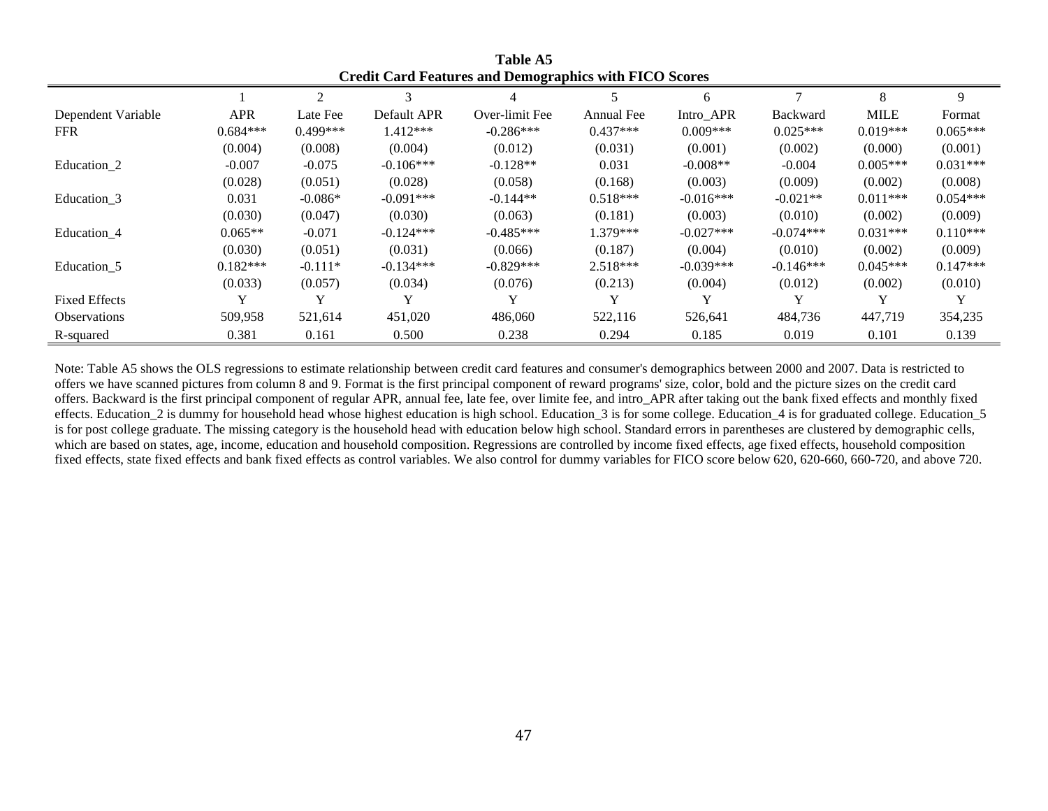**Table A5**

**Credit Card Features and Demographics with FICO Scores**

| | 1 | 2 | 3 | 4 | 5 | 6 | 7 | 8 | 9 |
|---|---|---|---|---|---|---|---|---|---|
| Dependent Variable | APR | Late Fee | Default APR | Over-limit Fee | Annual Fee | Intro_APR | Backward | MILE | Format |
| FFR | 0.684*** | 0.499*** | 1.412*** | -0.286*** | 0.437*** | 0.009*** | 0.025*** | 0.019*** | 0.065*** |
| | (0.004) | (0.008) | (0.004) | (0.012) | (0.031) | (0.001) | (0.002) | (0.000) | (0.001) |
| Education_2 | -0.007 | -0.075 | -0.106*** | -0.128** | 0.031 | -0.008** | -0.004 | 0.005*** | 0.031*** |
| | (0.028) | (0.051) | (0.028) | (0.058) | (0.168) | (0.003) | (0.009) | (0.002) | (0.008) |
| Education_3 | 0.031 | -0.086* | -0.091*** | -0.144** | 0.518*** | -0.016*** | -0.021** | 0.011*** | 0.054*** |
| | (0.030) | (0.047) | (0.030) | (0.063) | (0.181) | (0.003) | (0.010) | (0.002) | (0.009) |
| Education_4 | 0.065** | -0.071 | -0.124*** | -0.485*** | 1.379*** | -0.027*** | -0.074*** | 0.031*** | 0.110*** |
| | (0.030) | (0.051) | (0.031) | (0.066) | (0.187) | (0.004) | (0.010) | (0.002) | (0.009) |
| Education_5 | 0.182*** | -0.111* | -0.134*** | -0.829*** | 2.518*** | -0.039*** | -0.146*** | 0.045*** | 0.147*** |
| | (0.033) | (0.057) | (0.034) | (0.076) | (0.213) | (0.004) | (0.012) | (0.002) | (0.010) |
| Fixed Effects | Y | Y | Y | Y | Y | Y | Y | Y | Y |
| Observations | 509,958 | 521,614 | 451,020 | 486,060 | 522,116 | 526,641 | 484,736 | 447,719 | 354,235 |
| R-squared | 0.381 | 0.161 | 0.500 | 0.238 | 0.294 | 0.185 | 0.019 | 0.101 | 0.139 |

Note: Table A5 shows the OLS regressions to estimate relationship between credit card features and consumer's demographics between 2000 and 2007. Data is restricted to offers we have scanned pictures from column 8 and 9. Format is the first principal component of reward programs' size, color, bold and the picture sizes on the credit card offers. Backward is the first principal component of regular APR, annual fee, late fee, over limite fee, and intro_APR after taking out the bank fixed effects and monthly fixed effects. Education_2 is dummy for household head whose highest education is high school. Education_3 is for some college. Education_4 is for graduated college. Education_5 is for post college graduate. The missing category is the household head with education below high school. Standard errors in parentheses are clustered by demographic cells, which are based on states, age, income, education and household composition. Regressions are controlled by income fixed effects, age fixed effects, household composition fixed effects, state fixed effects and bank fixed effects as control variables. We also control for dummy variables for FICO score below 620, 620-660, 660-720, and above 720.